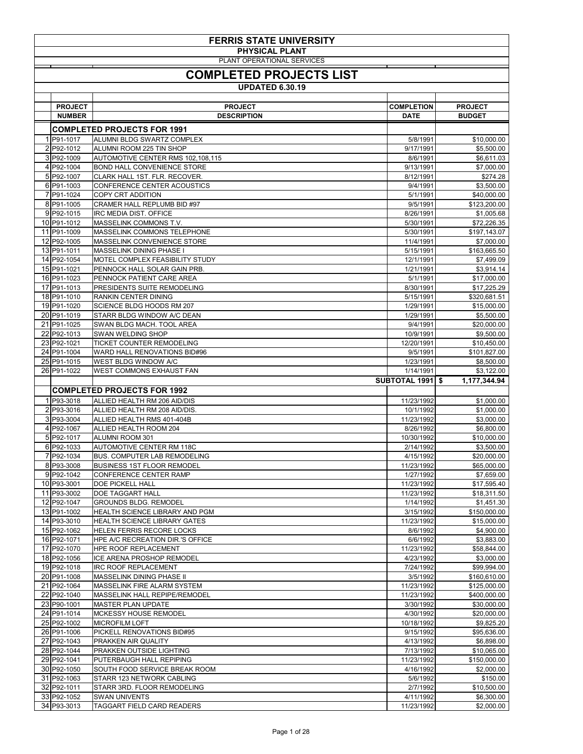# FERRIS STATE UNIVERSITY

## PHYSICAL PLANT

PLANT OPERATIONAL SERVICES

# COMPLETED PROJECTS LIST

**UPDATED 6.30.19**

| | PROJECT NUMBER | PROJECT DESCRIPTION | COMPLETION DATE | PROJECT BUDGET |
|---|---|---|---|---|
| | **COMPLETED PROJECTS FOR 1991** | | | |
| 1 | P91-1017 | ALUMNI BLDG SWARTZ COMPLEX | 5/8/1991 | $10,000.00 |
| 2 | P92-1012 | ALUMNI ROOM 225 TIN SHOP | 9/17/1991 | $5,500.00 |
| 3 | P92-1009 | AUTOMOTIVE CENTER RMS 102,108,115 | 8/6/1991 | $6,611.03 |
| 4 | P92-1004 | BOND HALL CONVENIENCE STORE | 9/13/1991 | $7,000.00 |
| 5 | P92-1007 | CLARK HALL 1ST. FLR. RECOVER. | 8/12/1991 | $274.28 |
| 6 | P91-1003 | CONFERENCE CENTER ACOUSTICS | 9/4/1991 | $3,500.00 |
| 7 | P91-1024 | COPY CRT ADDITION | 5/1/1991 | $40,000.00 |
| 8 | P91-1005 | CRAMER HALL REPLUMB BID #97 | 9/5/1991 | $123,200.00 |
| 9 | P92-1015 | IRC MEDIA DIST. OFFICE | 8/26/1991 | $1,005.68 |
| 10 | P91-1012 | MASSELINK COMMONS T.V. | 5/30/1991 | $72,226.35 |
| 11 | P91-1009 | MASSELINK COMMONS TELEPHONE | 5/30/1991 | $197,143.07 |
| 12 | P92-1005 | MASSELINK CONVENIENCE STORE | 11/4/1991 | $7,000.00 |
| 13 | P91-1011 | MASSELINK DINING PHASE I | 5/15/1991 | $163,665.50 |
| 14 | P92-1054 | MOTEL COMPLEX FEASIBILITY STUDY | 12/1/1991 | $7,499.09 |
| 15 | P91-1021 | PENNOCK HALL SOLAR GAIN PRB. | 1/21/1991 | $3,914.14 |
| 16 | P91-1023 | PENNOCK PATIENT CARE AREA | 5/1/1991 | $17,000.00 |
| 17 | P91-1013 | PRESIDENTS SUITE REMODELING | 8/30/1991 | $17,225.29 |
| 18 | P91-1010 | RANKIN CENTER DINING | 5/15/1991 | $320,681.51 |
| 19 | P91-1020 | SCIENCE BLDG HOODS RM 207 | 1/29/1991 | $15,000.00 |
| 20 | P91-1019 | STARR BLDG WINDOW A/C DEAN | 1/29/1991 | $5,500.00 |
| 21 | P91-1025 | SWAN BLDG MACH. TOOL AREA | 9/4/1991 | $20,000.00 |
| 22 | P92-1013 | SWAN WELDING SHOP | 10/9/1991 | $9,500.00 |
| 23 | P92-1021 | TICKET COUNTER REMODELING | 12/20/1991 | $10,450.00 |
| 24 | P91-1004 | WARD HALL RENOVATIONS BID#96 | 9/5/1991 | $101,827.00 |
| 25 | P91-1015 | WEST BLDG WINDOW A/C | 1/23/1991 | $8,500.00 |
| 26 | P91-1022 | WEST COMMONS EXHAUST FAN | 1/14/1991 | $3,122.00 |
| | | | **SUBTOTAL 1991** | **$ 1,177,344.94** |
| | **COMPLETED PROJECTS FOR 1992** | | | |
| 1 | P93-3018 | ALLIED HEALTH RM 206 AID/DIS | 11/23/1992 | $1,000.00 |
| 2 | P93-3016 | ALLIED HEALTH RM 208 AID/DIS. | 10/1/1992 | $1,000.00 |
| 3 | P93-3004 | ALLIED HEALTH RMS 401-404B | 11/23/1992 | $3,000.00 |
| 4 | P92-1067 | ALLIED HEALTH ROOM 204 | 8/26/1992 | $6,800.00 |
| 5 | P92-1017 | ALUMNI ROOM 301 | 10/30/1992 | $10,000.00 |
| 6 | P92-1033 | AUTOMOTIVE CENTER RM 118C | 2/14/1992 | $3,500.00 |
| 7 | P92-1034 | BUS. COMPUTER LAB REMODELING | 4/15/1992 | $20,000.00 |
| 8 | P93-3008 | BUSINESS 1ST FLOOR REMODEL | 11/23/1992 | $65,000.00 |
| 9 | P92-1042 | CONFERENCE CENTER RAMP | 1/27/1992 | $7,659.00 |
| 10 | P93-3001 | DOE PICKELL HALL | 11/23/1992 | $17,595.40 |
| 11 | P93-3002 | DOE TAGGART HALL | 11/23/1992 | $18,311.50 |
| 12 | P92-1047 | GROUNDS BLDG. REMODEL | 1/14/1992 | $1,451.30 |
| 13 | P91-1002 | HEALTH SCIENCE LIBRARY AND PGM | 3/15/1992 | $150,000.00 |
| 14 | P93-3010 | HEALTH SCIENCE LIBRARY GATES | 11/23/1992 | $15,000.00 |
| 15 | P92-1062 | HELEN FERRIS RECORE LOCKS | 8/6/1992 | $4,900.00 |
| 16 | P92-1071 | HPE A/C RECREATION DIR.'S OFFICE | 6/6/1992 | $3,883.00 |
| 17 | P92-1070 | HPE ROOF REPLACEMENT | 11/23/1992 | $58,844.00 |
| 18 | P92-1056 | ICE ARENA PROSHOP REMODEL | 4/23/1992 | $3,000.00 |
| 19 | P92-1018 | IRC ROOF REPLACEMENT | 7/24/1992 | $99,994.00 |
| 20 | P91-1008 | MASSELINK DINING PHASE II | 3/5/1992 | $160,610.00 |
| 21 | P92-1064 | MASSELINK FIRE ALARM SYSTEM | 11/23/1992 | $125,000.00 |
| 22 | P92-1040 | MASSELINK HALL REPIPE/REMODEL | 11/23/1992 | $400,000.00 |
| 23 | P90-1001 | MASTER PLAN UPDATE | 3/30/1992 | $30,000.00 |
| 24 | P91-1014 | MCKESSY HOUSE REMODEL | 4/30/1992 | $20,000.00 |
| 25 | P92-1002 | MICROFILM LOFT | 10/18/1992 | $9,825.20 |
| 26 | P91-1006 | PICKELL RENOVATIONS BID#95 | 9/15/1992 | $95,636.00 |
| 27 | P92-1043 | PRAKKEN AIR QUALITY | 4/13/1992 | $6,898.00 |
| 28 | P92-1044 | PRAKKEN OUTSIDE LIGHTING | 7/13/1992 | $10,065.00 |
| 29 | P92-1041 | PUTERBAUGH HALL REPIPING | 11/23/1992 | $150,000.00 |
| 30 | P92-1050 | SOUTH FOOD SERVICE BREAK ROOM | 4/16/1992 | $2,000.00 |
| 31 | P92-1063 | STARR 123 NETWORK CABLING | 5/6/1992 | $150.00 |
| 32 | P92-1011 | STARR 3RD. FLOOR REMODELING | 2/7/1992 | $10,500.00 |
| 33 | P92-1052 | SWAN UNIVENTS | 4/11/1992 | $6,300.00 |
| 34 | P93-3013 | TAGGART FIELD CARD READERS | 11/23/1992 | $2,000.00 |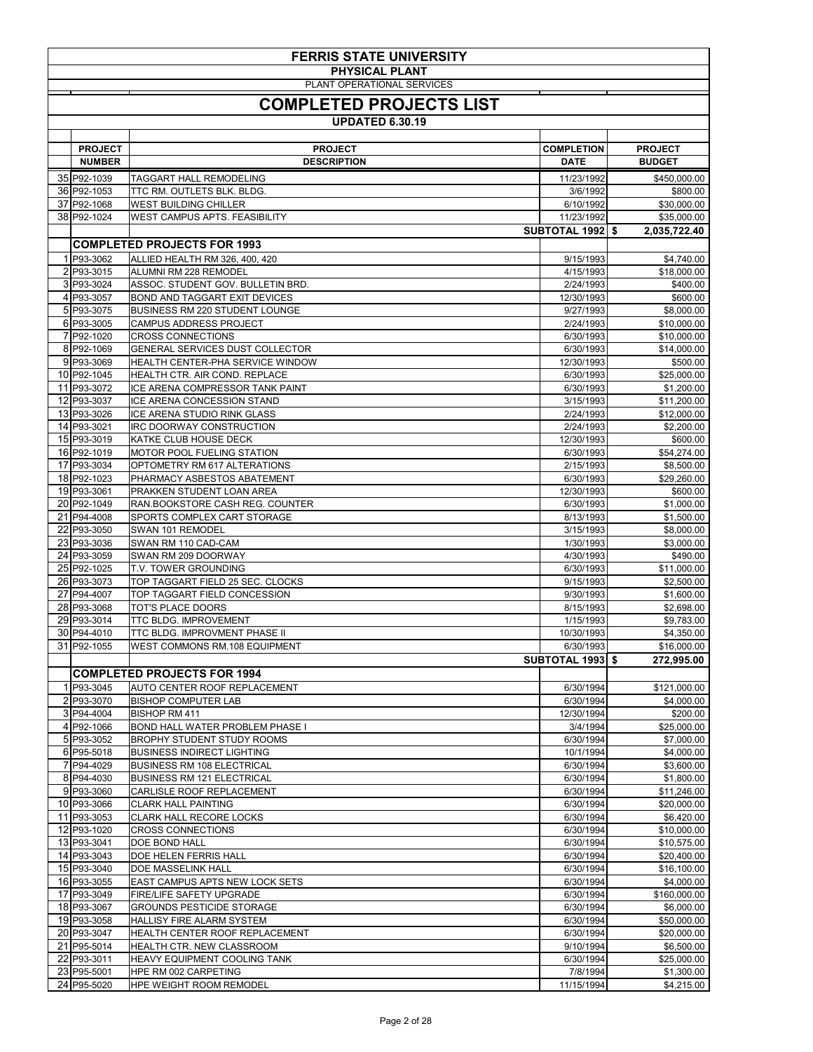# FERRIS STATE UNIVERSITY

## PHYSICAL PLANT

PLANT OPERATIONAL SERVICES

## COMPLETED PROJECTS LIST

**UPDATED 6.30.19**

| | PROJECT NUMBER | PROJECT DESCRIPTION | COMPLETION DATE | PROJECT BUDGET |
|---|---|---|---|---|
| 35 | P92-1039 | TAGGART HALL REMODELING | 11/23/1992 | $450,000.00 |
| 36 | P92-1053 | TTC RM. OUTLETS BLK. BLDG. | 3/6/1992 | $800.00 |
| 37 | P92-1068 | WEST BUILDING CHILLER | 6/10/1992 | $30,000.00 |
| 38 | P92-1024 | WEST CAMPUS APTS. FEASIBILITY | 11/23/1992 | $35,000.00 |
| | | | **SUBTOTAL 1992 $** | **2,035,722.40** |
| | | **COMPLETED PROJECTS FOR 1993** | | |
| 1 | P93-3062 | ALLIED HEALTH RM 326, 400, 420 | 9/15/1993 | $4,740.00 |
| 2 | P93-3015 | ALUMNI RM 228 REMODEL | 4/15/1993 | $18,000.00 |
| 3 | P93-3024 | ASSOC. STUDENT GOV. BULLETIN BRD. | 2/24/1993 | $400.00 |
| 4 | P93-3057 | BOND AND TAGGART EXIT DEVICES | 12/30/1993 | $600.00 |
| 5 | P93-3075 | BUSINESS RM 220 STUDENT LOUNGE | 9/27/1993 | $8,000.00 |
| 6 | P93-3005 | CAMPUS ADDRESS PROJECT | 2/24/1993 | $10,000.00 |
| 7 | P92-1020 | CROSS CONNECTIONS | 6/30/1993 | $10,000.00 |
| 8 | P92-1069 | GENERAL SERVICES DUST COLLECTOR | 6/30/1993 | $14,000.00 |
| 9 | P93-3069 | HEALTH CENTER-PHA SERVICE WINDOW | 12/30/1993 | $500.00 |
| 10 | P92-1045 | HEALTH CTR. AIR COND. REPLACE | 6/30/1993 | $25,000.00 |
| 11 | P93-3072 | ICE ARENA COMPRESSOR TANK PAINT | 6/30/1993 | $1,200.00 |
| 12 | P93-3037 | ICE ARENA CONCESSION STAND | 3/15/1993 | $11,200.00 |
| 13 | P93-3026 | ICE ARENA STUDIO RINK GLASS | 2/24/1993 | $12,000.00 |
| 14 | P93-3021 | IRC DOORWAY CONSTRUCTION | 2/24/1993 | $2,200.00 |
| 15 | P93-3019 | KATKE CLUB HOUSE DECK | 12/30/1993 | $600.00 |
| 16 | P92-1019 | MOTOR POOL FUELING STATION | 6/30/1993 | $54,274.00 |
| 17 | P93-3034 | OPTOMETRY RM 617 ALTERATIONS | 2/15/1993 | $8,500.00 |
| 18 | P92-1023 | PHARMACY ASBESTOS ABATEMENT | 6/30/1993 | $29,260.00 |
| 19 | P93-3061 | PRAKKEN STUDENT LOAN AREA | 12/30/1993 | $600.00 |
| 20 | P92-1049 | RAN.BOOKSTORE CASH REG. COUNTER | 6/30/1993 | $1,000.00 |
| 21 | P94-4008 | SPORTS COMPLEX CART STORAGE | 8/13/1993 | $1,500.00 |
| 22 | P93-3050 | SWAN 101 REMODEL | 3/15/1993 | $8,000.00 |
| 23 | P93-3036 | SWAN RM 110 CAD-CAM | 1/30/1993 | $3,000.00 |
| 24 | P93-3059 | SWAN RM 209 DOORWAY | 4/30/1993 | $490.00 |
| 25 | P92-1025 | T.V. TOWER GROUNDING | 6/30/1993 | $11,000.00 |
| 26 | P93-3073 | TOP TAGGART FIELD 25 SEC. CLOCKS | 9/15/1993 | $2,500.00 |
| 27 | P94-4007 | TOP TAGGART FIELD CONCESSION | 9/30/1993 | $1,600.00 |
| 28 | P93-3068 | TOT'S PLACE DOORS | 8/15/1993 | $2,698.00 |
| 29 | P93-3014 | TTC BLDG. IMPROVEMENT | 1/15/1993 | $9,783.00 |
| 30 | P94-4010 | TTC BLDG. IMPROVMENT PHASE II | 10/30/1993 | $4,350.00 |
| 31 | P92-1055 | WEST COMMONS RM.108 EQUIPMENT | 6/30/1993 | $16,000.00 |
| | | | **SUBTOTAL 1993 $** | **272,995.00** |
| | | **COMPLETED PROJECTS FOR 1994** | | |
| 1 | P93-3045 | AUTO CENTER ROOF REPLACEMENT | 6/30/1994 | $121,000.00 |
| 2 | P93-3070 | BISHOP COMPUTER LAB | 6/30/1994 | $4,000.00 |
| 3 | P94-4004 | BISHOP RM 411 | 12/30/1994 | $200.00 |
| 4 | P92-1066 | BOND HALL WATER PROBLEM PHASE I | 3/4/1994 | $25,000.00 |
| 5 | P93-3052 | BROPHY STUDENT STUDY ROOMS | 6/30/1994 | $7,000.00 |
| 6 | P95-5018 | BUSINESS INDIRECT LIGHTING | 10/1/1994 | $4,000.00 |
| 7 | P94-4029 | BUSINESS RM 108 ELECTRICAL | 6/30/1994 | $3,600.00 |
| 8 | P94-4030 | BUSINESS RM 121 ELECTRICAL | 6/30/1994 | $1,800.00 |
| 9 | P93-3060 | CARLISLE ROOF REPLACEMENT | 6/30/1994 | $11,246.00 |
| 10 | P93-3066 | CLARK HALL PAINTING | 6/30/1994 | $20,000.00 |
| 11 | P93-3053 | CLARK HALL RECORE LOCKS | 6/30/1994 | $6,420.00 |
| 12 | P93-1020 | CROSS CONNECTIONS | 6/30/1994 | $10,000.00 |
| 13 | P93-3041 | DOE BOND HALL | 6/30/1994 | $10,575.00 |
| 14 | P93-3043 | DOE HELEN FERRIS HALL | 6/30/1994 | $20,400.00 |
| 15 | P93-3040 | DOE MASSELINK HALL | 6/30/1994 | $16,100.00 |
| 16 | P93-3055 | EAST CAMPUS APTS NEW LOCK SETS | 6/30/1994 | $4,000.00 |
| 17 | P93-3049 | FIRE/LIFE SAFETY UPGRADE | 6/30/1994 | $160,000.00 |
| 18 | P93-3067 | GROUNDS PESTICIDE STORAGE | 6/30/1994 | $6,000.00 |
| 19 | P93-3058 | HALLISY FIRE ALARM SYSTEM | 6/30/1994 | $50,000.00 |
| 20 | P93-3047 | HEALTH CENTER ROOF REPLACEMENT | 6/30/1994 | $20,000.00 |
| 21 | P95-5014 | HEALTH CTR. NEW CLASSROOM | 9/10/1994 | $6,500.00 |
| 22 | P93-3011 | HEAVY EQUIPMENT COOLING TANK | 6/30/1994 | $25,000.00 |
| 23 | P95-5001 | HPE RM 002 CARPETING | 7/8/1994 | $1,300.00 |
| 24 | P95-5020 | HPE WEIGHT ROOM REMODEL | 11/15/1994 | $4,215.00 |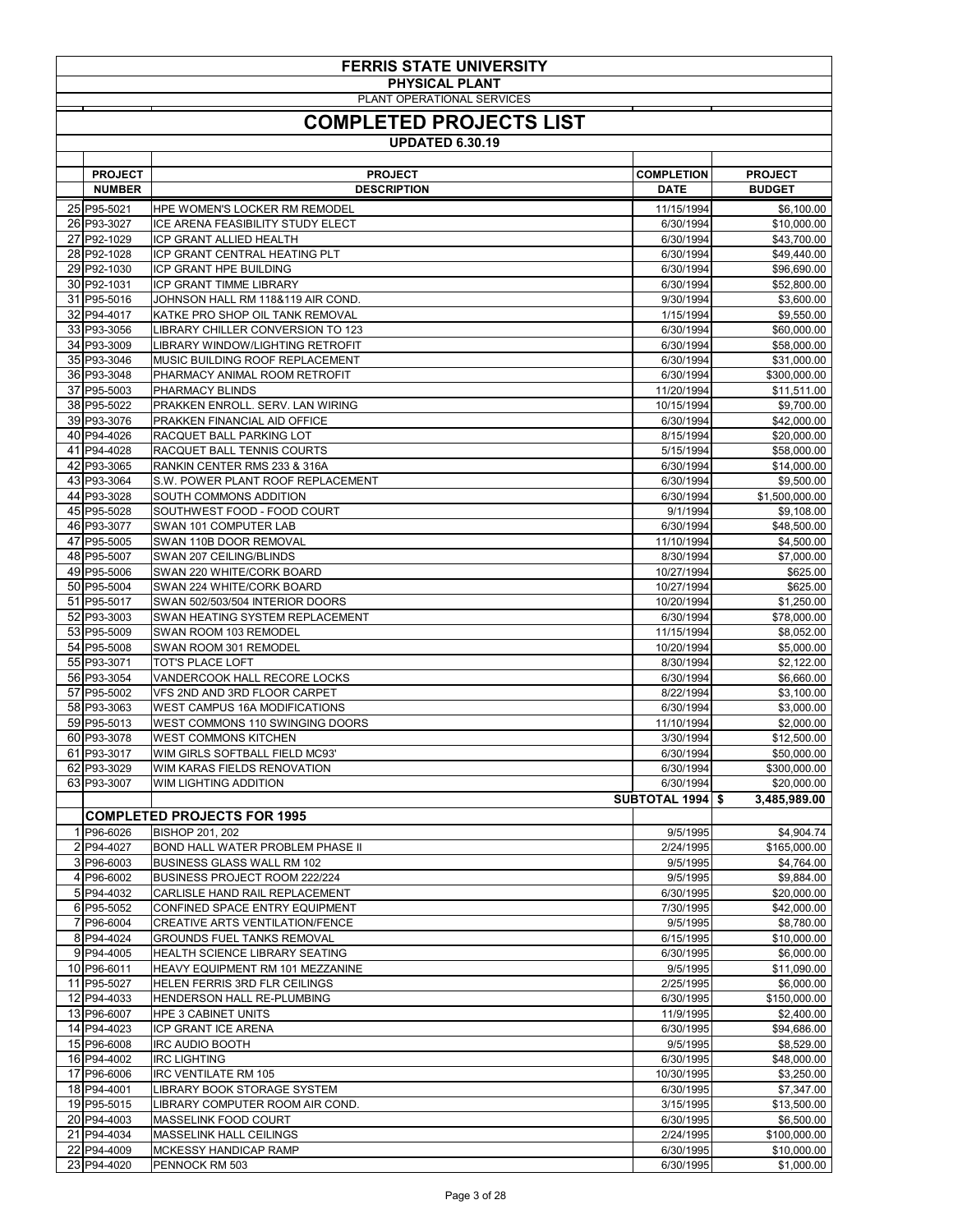# FERRIS STATE UNIVERSITY

## PHYSICAL PLANT

PLANT OPERATIONAL SERVICES

# COMPLETED PROJECTS LIST

**UPDATED 6.30.19**

| | PROJECT NUMBER | PROJECT DESCRIPTION | COMPLETION DATE | PROJECT BUDGET |
|---|---|---|---|---|
| 25 | P95-5021 | HPE WOMEN'S LOCKER RM REMODEL | 11/15/1994 | $6,100.00 |
| 26 | P93-3027 | ICE ARENA FEASIBILITY STUDY ELECT | 6/30/1994 | $10,000.00 |
| 27 | P92-1029 | ICP GRANT ALLIED HEALTH | 6/30/1994 | $43,700.00 |
| 28 | P92-1028 | ICP GRANT CENTRAL HEATING PLT | 6/30/1994 | $49,440.00 |
| 29 | P92-1030 | ICP GRANT HPE BUILDING | 6/30/1994 | $96,690.00 |
| 30 | P92-1031 | ICP GRANT TIMME LIBRARY | 6/30/1994 | $52,800.00 |
| 31 | P95-5016 | JOHNSON HALL RM 118&119 AIR COND. | 9/30/1994 | $3,600.00 |
| 32 | P94-4017 | KATKE PRO SHOP OIL TANK REMOVAL | 1/15/1994 | $9,550.00 |
| 33 | P93-3056 | LIBRARY CHILLER CONVERSION TO 123 | 6/30/1994 | $60,000.00 |
| 34 | P93-3009 | LIBRARY WINDOW/LIGHTING RETROFIT | 6/30/1994 | $58,000.00 |
| 35 | P93-3046 | MUSIC BUILDING ROOF REPLACEMENT | 6/30/1994 | $31,000.00 |
| 36 | P93-3048 | PHARMACY ANIMAL ROOM RETROFIT | 6/30/1994 | $300,000.00 |
| 37 | P95-5003 | PHARMACY BLINDS | 11/20/1994 | $11,511.00 |
| 38 | P95-5022 | PRAKKEN ENROLL. SERV. LAN WIRING | 10/15/1994 | $9,700.00 |
| 39 | P93-3076 | PRAKKEN FINANCIAL AID OFFICE | 6/30/1994 | $42,000.00 |
| 40 | P94-4026 | RACQUET BALL PARKING LOT | 8/15/1994 | $20,000.00 |
| 41 | P94-4028 | RACQUET BALL TENNIS COURTS | 5/15/1994 | $58,000.00 |
| 42 | P93-3065 | RANKIN CENTER RMS 233 & 316A | 6/30/1994 | $14,000.00 |
| 43 | P93-3064 | S.W. POWER PLANT ROOF REPLACEMENT | 6/30/1994 | $9,500.00 |
| 44 | P93-3028 | SOUTH COMMONS ADDITION | 6/30/1994 | $1,500,000.00 |
| 45 | P95-5028 | SOUTHWEST FOOD - FOOD COURT | 9/1/1994 | $9,108.00 |
| 46 | P93-3077 | SWAN 101 COMPUTER LAB | 6/30/1994 | $48,500.00 |
| 47 | P95-5005 | SWAN 110B DOOR REMOVAL | 11/10/1994 | $4,500.00 |
| 48 | P95-5007 | SWAN 207 CEILING/BLINDS | 8/30/1994 | $7,000.00 |
| 49 | P95-5006 | SWAN 220 WHITE/CORK BOARD | 10/27/1994 | $625.00 |
| 50 | P95-5004 | SWAN 224 WHITE/CORK BOARD | 10/27/1994 | $625.00 |
| 51 | P95-5017 | SWAN 502/503/504 INTERIOR DOORS | 10/20/1994 | $1,250.00 |
| 52 | P93-3003 | SWAN HEATING SYSTEM REPLACEMENT | 6/30/1994 | $78,000.00 |
| 53 | P95-5009 | SWAN ROOM 103 REMODEL | 11/15/1994 | $8,052.00 |
| 54 | P95-5008 | SWAN ROOM 301 REMODEL | 10/20/1994 | $5,000.00 |
| 55 | P93-3071 | TOT'S PLACE LOFT | 8/30/1994 | $2,122.00 |
| 56 | P93-3054 | VANDERCOOK HALL RECORE LOCKS | 6/30/1994 | $6,660.00 |
| 57 | P95-5002 | VFS 2ND AND 3RD FLOOR CARPET | 8/22/1994 | $3,100.00 |
| 58 | P93-3063 | WEST CAMPUS 16A MODIFICATIONS | 6/30/1994 | $3,000.00 |
| 59 | P95-5013 | WEST COMMONS 110 SWINGING DOORS | 11/10/1994 | $2,000.00 |
| 60 | P93-3078 | WEST COMMONS KITCHEN | 3/30/1994 | $12,500.00 |
| 61 | P93-3017 | WIM GIRLS SOFTBALL FIELD MC93' | 6/30/1994 | $50,000.00 |
| 62 | P93-3029 | WIM KARAS FIELDS RENOVATION | 6/30/1994 | $300,000.00 |
| 63 | P93-3007 | WIM LIGHTING ADDITION | 6/30/1994 | $20,000.00 |
| | | | **SUBTOTAL 1994** | **$ 3,485,989.00** |
| | | **COMPLETED PROJECTS FOR 1995** | | |
| 1 | P96-6026 | BISHOP 201, 202 | 9/5/1995 | $4,904.74 |
| 2 | P94-4027 | BOND HALL WATER PROBLEM PHASE II | 2/24/1995 | $165,000.00 |
| 3 | P96-6003 | BUSINESS GLASS WALL RM 102 | 9/5/1995 | $4,764.00 |
| 4 | P96-6002 | BUSINESS PROJECT ROOM 222/224 | 9/5/1995 | $9,884.00 |
| 5 | P94-4032 | CARLISLE HAND RAIL REPLACEMENT | 6/30/1995 | $20,000.00 |
| 6 | P95-5052 | CONFINED SPACE ENTRY EQUIPMENT | 7/30/1995 | $42,000.00 |
| 7 | P96-6004 | CREATIVE ARTS VENTILATION/FENCE | 9/5/1995 | $8,780.00 |
| 8 | P94-4024 | GROUNDS FUEL TANKS REMOVAL | 6/15/1995 | $10,000.00 |
| 9 | P94-4005 | HEALTH SCIENCE LIBRARY SEATING | 6/30/1995 | $6,000.00 |
| 10 | P96-6011 | HEAVY EQUIPMENT RM 101 MEZZANINE | 9/5/1995 | $11,090.00 |
| 11 | P95-5027 | HELEN FERRIS 3RD FLR CEILINGS | 2/25/1995 | $6,000.00 |
| 12 | P94-4033 | HENDERSON HALL RE-PLUMBING | 6/30/1995 | $150,000.00 |
| 13 | P96-6007 | HPE 3 CABINET UNITS | 11/9/1995 | $2,400.00 |
| 14 | P94-4023 | ICP GRANT ICE ARENA | 6/30/1995 | $94,686.00 |
| 15 | P96-6008 | IRC AUDIO BOOTH | 9/5/1995 | $8,529.00 |
| 16 | P94-4002 | IRC LIGHTING | 6/30/1995 | $48,000.00 |
| 17 | P96-6006 | IRC VENTILATE RM 105 | 10/30/1995 | $3,250.00 |
| 18 | P94-4001 | LIBRARY BOOK STORAGE SYSTEM | 6/30/1995 | $7,347.00 |
| 19 | P95-5015 | LIBRARY COMPUTER ROOM AIR COND. | 3/15/1995 | $13,500.00 |
| 20 | P94-4003 | MASSELINK FOOD COURT | 6/30/1995 | $6,500.00 |
| 21 | P94-4034 | MASSELINK HALL CEILINGS | 2/24/1995 | $100,000.00 |
| 22 | P94-4009 | MCKESSY HANDICAP RAMP | 6/30/1995 | $10,000.00 |
| 23 | P94-4020 | PENNOCK RM 503 | 6/30/1995 | $1,000.00 |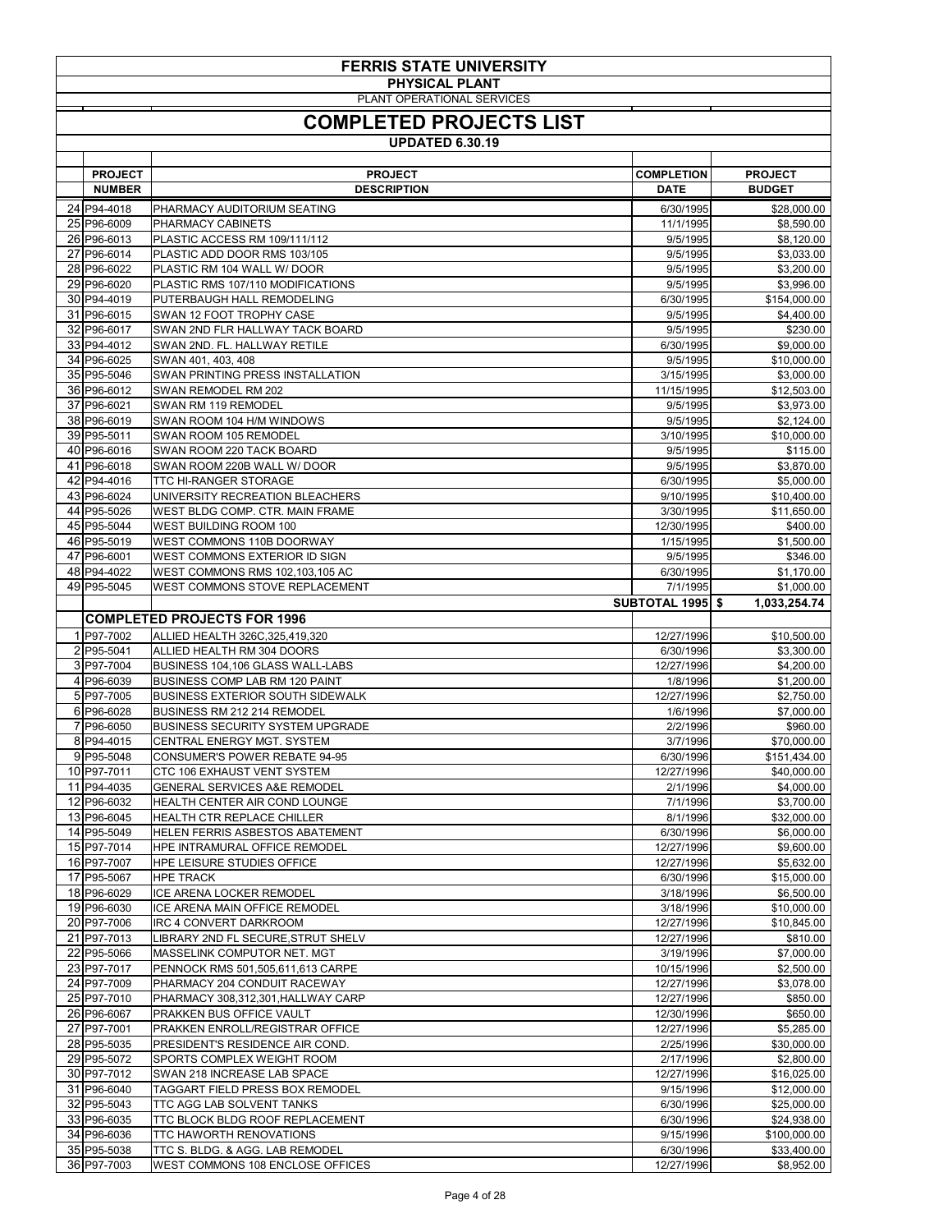# FERRIS STATE UNIVERSITY

## PHYSICAL PLANT

PLANT OPERATIONAL SERVICES

## COMPLETED PROJECTS LIST

### UPDATED 6.30.19

| | PROJECT NUMBER | PROJECT DESCRIPTION | COMPLETION DATE | PROJECT BUDGET |
|---|---|---|---|---|
| 24 | P94-4018 | PHARMACY AUDITORIUM SEATING | 6/30/1995 | $28,000.00 |
| 25 | P96-6009 | PHARMACY CABINETS | 11/1/1995 | $8,590.00 |
| 26 | P96-6013 | PLASTIC ACCESS RM 109/111/112 | 9/5/1995 | $8,120.00 |
| 27 | P96-6014 | PLASTIC ADD DOOR RMS 103/105 | 9/5/1995 | $3,033.00 |
| 28 | P96-6022 | PLASTIC RM 104 WALL W/ DOOR | 9/5/1995 | $3,200.00 |
| 29 | P96-6020 | PLASTIC RMS 107/110 MODIFICATIONS | 9/5/1995 | $3,996.00 |
| 30 | P94-4019 | PUTERBAUGH HALL REMODELING | 6/30/1995 | $154,000.00 |
| 31 | P96-6015 | SWAN 12 FOOT TROPHY CASE | 9/5/1995 | $4,400.00 |
| 32 | P96-6017 | SWAN 2ND FLR HALLWAY TACK BOARD | 9/5/1995 | $230.00 |
| 33 | P94-4012 | SWAN 2ND. FL. HALLWAY RETILE | 6/30/1995 | $9,000.00 |
| 34 | P96-6025 | SWAN 401, 403, 408 | 9/5/1995 | $10,000.00 |
| 35 | P95-5046 | SWAN PRINTING PRESS INSTALLATION | 3/15/1995 | $3,000.00 |
| 36 | P96-6012 | SWAN REMODEL RM 202 | 11/15/1995 | $12,503.00 |
| 37 | P96-6021 | SWAN RM 119 REMODEL | 9/5/1995 | $3,973.00 |
| 38 | P96-6019 | SWAN ROOM 104 H/M WINDOWS | 9/5/1995 | $2,124.00 |
| 39 | P95-5011 | SWAN ROOM 105 REMODEL | 3/10/1995 | $10,000.00 |
| 40 | P96-6016 | SWAN ROOM 220 TACK BOARD | 9/5/1995 | $115.00 |
| 41 | P96-6018 | SWAN ROOM 220B WALL W/ DOOR | 9/5/1995 | $3,870.00 |
| 42 | P94-4016 | TTC HI-RANGER STORAGE | 6/30/1995 | $5,000.00 |
| 43 | P96-6024 | UNIVERSITY RECREATION BLEACHERS | 9/10/1995 | $10,400.00 |
| 44 | P95-5026 | WEST BLDG COMP. CTR. MAIN FRAME | 3/30/1995 | $11,650.00 |
| 45 | P95-5044 | WEST BUILDING ROOM 100 | 12/30/1995 | $400.00 |
| 46 | P95-5019 | WEST COMMONS 110B DOORWAY | 1/15/1995 | $1,500.00 |
| 47 | P96-6001 | WEST COMMONS EXTERIOR ID SIGN | 9/5/1995 | $346.00 |
| 48 | P94-4022 | WEST COMMONS RMS 102,103,105 AC | 6/30/1995 | $1,170.00 |
| 49 | P95-5045 | WEST COMMONS STOVE REPLACEMENT | 7/1/1995 | $1,000.00 |
| | | | SUBTOTAL 1995 | $ 1,033,254.74 |
| | | **COMPLETED PROJECTS FOR 1996** | | |
| 1 | P97-7002 | ALLIED HEALTH 326C,325,419,320 | 12/27/1996 | $10,500.00 |
| 2 | P95-5041 | ALLIED HEALTH RM 304 DOORS | 6/30/1996 | $3,300.00 |
| 3 | P97-7004 | BUSINESS 104,106 GLASS WALL-LABS | 12/27/1996 | $4,200.00 |
| 4 | P96-6039 | BUSINESS COMP LAB RM 120 PAINT | 1/8/1996 | $1,200.00 |
| 5 | P97-7005 | BUSINESS EXTERIOR SOUTH SIDEWALK | 12/27/1996 | $2,750.00 |
| 6 | P96-6028 | BUSINESS RM 212 214 REMODEL | 1/6/1996 | $7,000.00 |
| 7 | P96-6050 | BUSINESS SECURITY SYSTEM UPGRADE | 2/2/1996 | $960.00 |
| 8 | P94-4015 | CENTRAL ENERGY MGT. SYSTEM | 3/7/1996 | $70,000.00 |
| 9 | P95-5048 | CONSUMER'S POWER REBATE 94-95 | 6/30/1996 | $151,434.00 |
| 10 | P97-7011 | CTC 106 EXHAUST VENT SYSTEM | 12/27/1996 | $40,000.00 |
| 11 | P94-4035 | GENERAL SERVICES A&E REMODEL | 2/1/1996 | $4,000.00 |
| 12 | P96-6032 | HEALTH CENTER AIR COND LOUNGE | 7/1/1996 | $3,700.00 |
| 13 | P96-6045 | HEALTH CTR REPLACE CHILLER | 8/1/1996 | $32,000.00 |
| 14 | P95-5049 | HELEN FERRIS ASBESTOS ABATEMENT | 6/30/1996 | $6,000.00 |
| 15 | P97-7014 | HPE INTRAMURAL OFFICE REMODEL | 12/27/1996 | $9,600.00 |
| 16 | P97-7007 | HPE LEISURE STUDIES OFFICE | 12/27/1996 | $5,632.00 |
| 17 | P95-5067 | HPE TRACK | 6/30/1996 | $15,000.00 |
| 18 | P96-6029 | ICE ARENA LOCKER REMODEL | 3/18/1996 | $6,500.00 |
| 19 | P96-6030 | ICE ARENA MAIN OFFICE REMODEL | 3/18/1996 | $10,000.00 |
| 20 | P97-7006 | IRC 4 CONVERT DARKROOM | 12/27/1996 | $10,845.00 |
| 21 | P97-7013 | LIBRARY 2ND FL SECURE,STRUT SHELV | 12/27/1996 | $810.00 |
| 22 | P95-5066 | MASSELINK COMPUTOR NET. MGT | 3/19/1996 | $7,000.00 |
| 23 | P97-7017 | PENNOCK RMS 501,505,611,613 CARPE | 10/15/1996 | $2,500.00 |
| 24 | P97-7009 | PHARMACY 204 CONDUIT RACEWAY | 12/27/1996 | $3,078.00 |
| 25 | P97-7010 | PHARMACY 308,312,301,HALLWAY CARP | 12/27/1996 | $850.00 |
| 26 | P96-6067 | PRAKKEN BUS OFFICE VAULT | 12/30/1996 | $650.00 |
| 27 | P97-7001 | PRAKKEN ENROLL/REGISTRAR OFFICE | 12/27/1996 | $5,285.00 |
| 28 | P95-5035 | PRESIDENT'S RESIDENCE AIR COND. | 2/25/1996 | $30,000.00 |
| 29 | P95-5072 | SPORTS COMPLEX WEIGHT ROOM | 2/17/1996 | $2,800.00 |
| 30 | P97-7012 | SWAN 218 INCREASE LAB SPACE | 12/27/1996 | $16,025.00 |
| 31 | P96-6040 | TAGGART FIELD PRESS BOX REMODEL | 9/15/1996 | $12,000.00 |
| 32 | P95-5043 | TTC AGG LAB SOLVENT TANKS | 6/30/1996 | $25,000.00 |
| 33 | P96-6035 | TTC BLOCK BLDG ROOF REPLACEMENT | 6/30/1996 | $24,938.00 |
| 34 | P96-6036 | TTC HAWORTH RENOVATIONS | 9/15/1996 | $100,000.00 |
| 35 | P95-5038 | TTC S. BLDG. & AGG. LAB REMODEL | 6/30/1996 | $33,400.00 |
| 36 | P97-7003 | WEST COMMONS 108 ENCLOSE OFFICES | 12/27/1996 | $8,952.00 |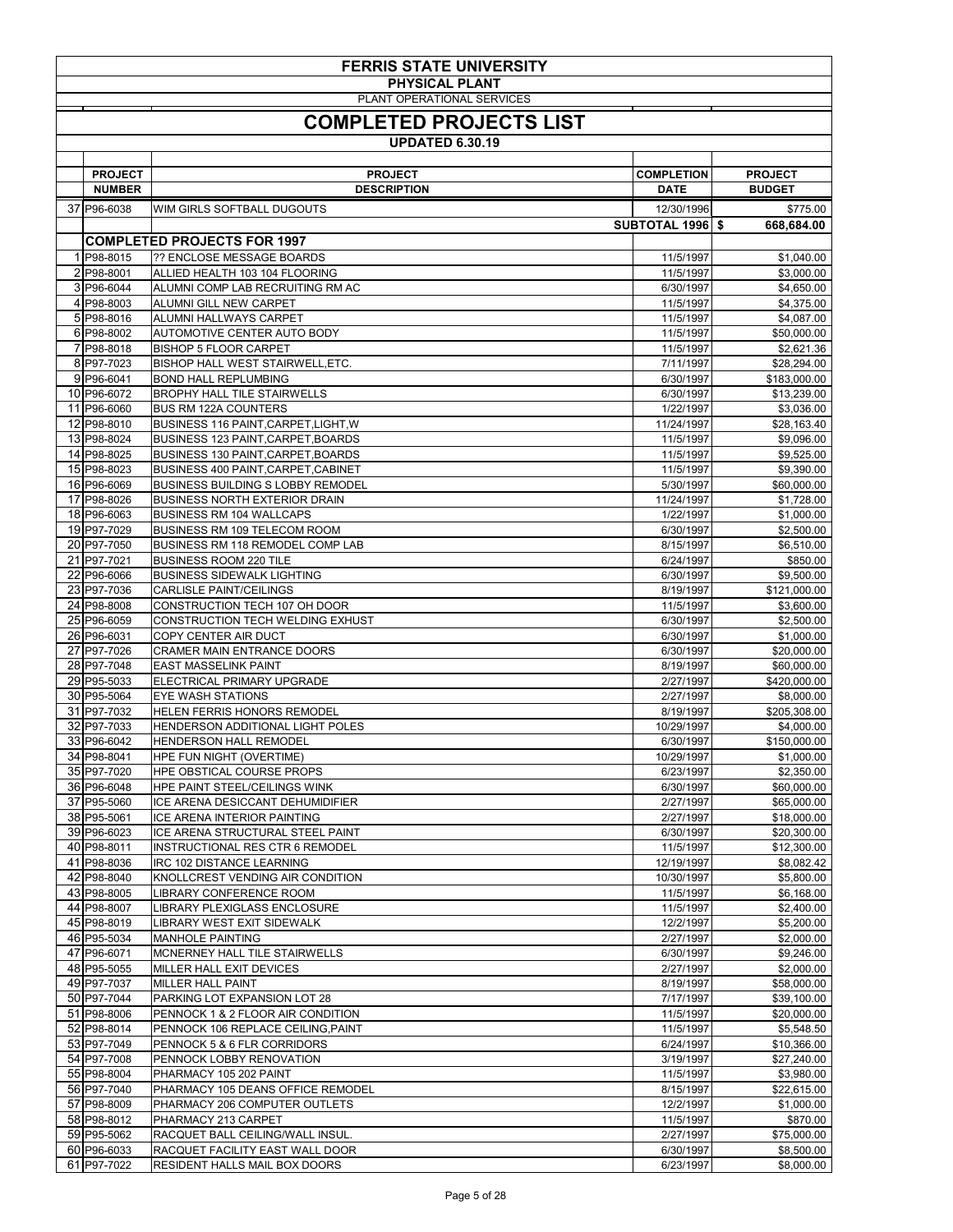# FERRIS STATE UNIVERSITY

## PHYSICAL PLANT

PLANT OPERATIONAL SERVICES

## COMPLETED PROJECTS LIST

### UPDATED 6.30.19

| | PROJECT NUMBER | PROJECT DESCRIPTION | COMPLETION DATE | PROJECT BUDGET |
|---|---|---|---|---|
| 37 | P96-6038 | WIM GIRLS SOFTBALL DUGOUTS | 12/30/1996 | $775.00 |
| | | | **SUBTOTAL 1996** | **$ 668,684.00** |
| | | **COMPLETED PROJECTS FOR 1997** | | |
| 1 | P98-8015 | ?? ENCLOSE MESSAGE BOARDS | 11/5/1997 | $1,040.00 |
| 2 | P98-8001 | ALLIED HEALTH 103 104 FLOORING | 11/5/1997 | $3,000.00 |
| 3 | P96-6044 | ALUMNI COMP LAB RECRUITING RM AC | 6/30/1997 | $4,650.00 |
| 4 | P98-8003 | ALUMNI GILL NEW CARPET | 11/5/1997 | $4,375.00 |
| 5 | P98-8016 | ALUMNI HALLWAYS CARPET | 11/5/1997 | $4,087.00 |
| 6 | P98-8002 | AUTOMOTIVE CENTER AUTO BODY | 11/5/1997 | $50,000.00 |
| 7 | P98-8018 | BISHOP 5 FLOOR CARPET | 11/5/1997 | $2,621.36 |
| 8 | P97-7023 | BISHOP HALL WEST STAIRWELL,ETC. | 7/11/1997 | $28,294.00 |
| 9 | P96-6041 | BOND HALL REPLUMBING | 6/30/1997 | $183,000.00 |
| 10 | P96-6072 | BROPHY HALL TILE STAIRWELLS | 6/30/1997 | $13,239.00 |
| 11 | P96-6060 | BUS RM 122A COUNTERS | 1/22/1997 | $3,036.00 |
| 12 | P98-8010 | BUSINESS 116 PAINT,CARPET,LIGHT,W | 11/24/1997 | $28,163.40 |
| 13 | P98-8024 | BUSINESS 123 PAINT,CARPET,BOARDS | 11/5/1997 | $9,096.00 |
| 14 | P98-8025 | BUSINESS 130 PAINT,CARPET,BOARDS | 11/5/1997 | $9,525.00 |
| 15 | P98-8023 | BUSINESS 400 PAINT,CARPET,CABINET | 11/5/1997 | $9,390.00 |
| 16 | P96-6069 | BUSINESS BUILDING S LOBBY REMODEL | 5/30/1997 | $60,000.00 |
| 17 | P98-8026 | BUSINESS NORTH EXTERIOR DRAIN | 11/24/1997 | $1,728.00 |
| 18 | P96-6063 | BUSINESS RM 104 WALLCAPS | 1/22/1997 | $1,000.00 |
| 19 | P97-7029 | BUSINESS RM 109 TELECOM ROOM | 6/30/1997 | $2,500.00 |
| 20 | P97-7050 | BUSINESS RM 118 REMODEL COMP LAB | 8/15/1997 | $6,510.00 |
| 21 | P97-7021 | BUSINESS ROOM 220 TILE | 6/24/1997 | $850.00 |
| 22 | P96-6066 | BUSINESS SIDEWALK LIGHTING | 6/30/1997 | $9,500.00 |
| 23 | P97-7036 | CARLISLE PAINT/CEILINGS | 8/19/1997 | $121,000.00 |
| 24 | P98-8008 | CONSTRUCTION TECH 107 OH DOOR | 11/5/1997 | $3,600.00 |
| 25 | P96-6059 | CONSTRUCTION TECH WELDING EXHUST | 6/30/1997 | $2,500.00 |
| 26 | P96-6031 | COPY CENTER AIR DUCT | 6/30/1997 | $1,000.00 |
| 27 | P97-7026 | CRAMER MAIN ENTRANCE DOORS | 6/30/1997 | $20,000.00 |
| 28 | P97-7048 | EAST MASSELINK PAINT | 8/19/1997 | $60,000.00 |
| 29 | P95-5033 | ELECTRICAL PRIMARY UPGRADE | 2/27/1997 | $420,000.00 |
| 30 | P95-5064 | EYE WASH STATIONS | 2/27/1997 | $8,000.00 |
| 31 | P97-7032 | HELEN FERRIS HONORS REMODEL | 8/19/1997 | $205,308.00 |
| 32 | P97-7033 | HENDERSON ADDITIONAL LIGHT POLES | 10/29/1997 | $4,000.00 |
| 33 | P96-6042 | HENDERSON HALL REMODEL | 6/30/1997 | $150,000.00 |
| 34 | P98-8041 | HPE FUN NIGHT (OVERTIME) | 10/29/1997 | $1,000.00 |
| 35 | P97-7020 | HPE OBSTICAL COURSE PROPS | 6/23/1997 | $2,350.00 |
| 36 | P96-6048 | HPE PAINT STEEL/CEILINGS WINK | 6/30/1997 | $60,000.00 |
| 37 | P95-5060 | ICE ARENA DESICCANT DEHUMIDIFIER | 2/27/1997 | $65,000.00 |
| 38 | P95-5061 | ICE ARENA INTERIOR PAINTING | 2/27/1997 | $18,000.00 |
| 39 | P96-6023 | ICE ARENA STRUCTURAL STEEL PAINT | 6/30/1997 | $20,300.00 |
| 40 | P98-8011 | INSTRUCTIONAL RES CTR 6 REMODEL | 11/5/1997 | $12,300.00 |
| 41 | P98-8036 | IRC 102 DISTANCE LEARNING | 12/19/1997 | $8,082.42 |
| 42 | P98-8040 | KNOLLCREST VENDING AIR CONDITION | 10/30/1997 | $5,800.00 |
| 43 | P98-8005 | LIBRARY CONFERENCE ROOM | 11/5/1997 | $6,168.00 |
| 44 | P98-8007 | LIBRARY PLEXIGLASS ENCLOSURE | 11/5/1997 | $2,400.00 |
| 45 | P98-8019 | LIBRARY WEST EXIT SIDEWALK | 12/2/1997 | $5,200.00 |
| 46 | P95-5034 | MANHOLE PAINTING | 2/27/1997 | $2,000.00 |
| 47 | P96-6071 | MCNERNEY HALL TILE STAIRWELLS | 6/30/1997 | $9,246.00 |
| 48 | P95-5055 | MILLER HALL EXIT DEVICES | 2/27/1997 | $2,000.00 |
| 49 | P97-7037 | MILLER HALL PAINT | 8/19/1997 | $58,000.00 |
| 50 | P97-7044 | PARKING LOT EXPANSION LOT 28 | 7/17/1997 | $39,100.00 |
| 51 | P98-8006 | PENNOCK 1 & 2 FLOOR AIR CONDITION | 11/5/1997 | $20,000.00 |
| 52 | P98-8014 | PENNOCK 106 REPLACE CEILING,PAINT | 11/5/1997 | $5,548.50 |
| 53 | P97-7049 | PENNOCK 5 & 6 FLR CORRIDORS | 6/24/1997 | $10,366.00 |
| 54 | P97-7008 | PENNOCK LOBBY RENOVATION | 3/19/1997 | $27,240.00 |
| 55 | P98-8004 | PHARMACY 105 202 PAINT | 11/5/1997 | $3,980.00 |
| 56 | P97-7040 | PHARMACY 105 DEANS OFFICE REMODEL | 8/15/1997 | $22,615.00 |
| 57 | P98-8009 | PHARMACY 206 COMPUTER OUTLETS | 12/2/1997 | $1,000.00 |
| 58 | P98-8012 | PHARMACY 213 CARPET | 11/5/1997 | $870.00 |
| 59 | P95-5062 | RACQUET BALL CEILING/WALL INSUL. | 2/27/1997 | $75,000.00 |
| 60 | P96-6033 | RACQUET FACILITY EAST WALL DOOR | 6/30/1997 | $8,500.00 |
| 61 | P97-7022 | RESIDENT HALLS MAIL BOX DOORS | 6/23/1997 | $8,000.00 |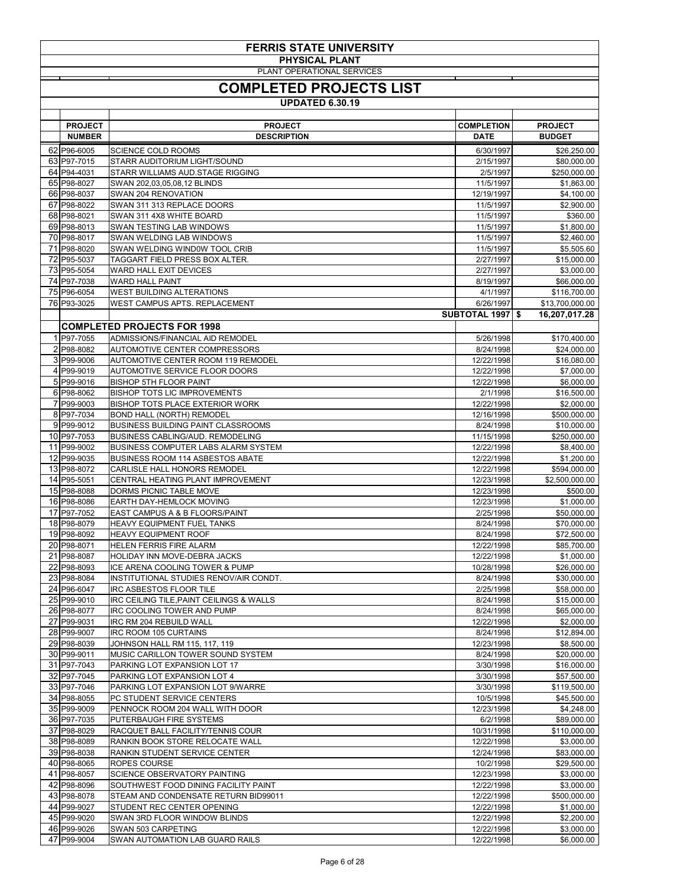# FERRIS STATE UNIVERSITY

## PHYSICAL PLANT

PLANT OPERATIONAL SERVICES

## COMPLETED PROJECTS LIST

### UPDATED 6.30.19

| | PROJECT NUMBER | PROJECT DESCRIPTION | COMPLETION DATE | PROJECT BUDGET |
|---|---|---|---|---|
| 62 | P96-6005 | SCIENCE COLD ROOMS | 6/30/1997 | $26,250.00 |
| 63 | P97-7015 | STARR AUDITORIUM LIGHT/SOUND | 2/15/1997 | $80,000.00 |
| 64 | P94-4031 | STARR WILLIAMS AUD.STAGE RIGGING | 2/5/1997 | $250,000.00 |
| 65 | P98-8027 | SWAN 202,03,05,08,12 BLINDS | 11/5/1997 | $1,863.00 |
| 66 | P98-8037 | SWAN 204 RENOVATION | 12/19/1997 | $4,100.00 |
| 67 | P98-8022 | SWAN 311 313 REPLACE DOORS | 11/5/1997 | $2,900.00 |
| 68 | P98-8021 | SWAN 311 4X8 WHITE BOARD | 11/5/1997 | $360.00 |
| 69 | P98-8013 | SWAN TESTING LAB WINDOWS | 11/5/1997 | $1,800.00 |
| 70 | P98-8017 | SWAN WELDING LAB WINDOWS | 11/5/1997 | $2,460.00 |
| 71 | P98-8020 | SWAN WELDING WINDOW TOOL CRIB | 11/5/1997 | $5,505.60 |
| 72 | P95-5037 | TAGGART FIELD PRESS BOX ALTER. | 2/27/1997 | $15,000.00 |
| 73 | P95-5054 | WARD HALL EXIT DEVICES | 2/27/1997 | $3,000.00 |
| 74 | P97-7038 | WARD HALL PAINT | 8/19/1997 | $66,000.00 |
| 75 | P96-6054 | WEST BUILDING ALTERATIONS | 4/1/1997 | $116,700.00 |
| 76 | P93-3025 | WEST CAMPUS APTS. REPLACEMENT | 6/26/1997 | $13,700,000.00 |
| | | | **SUBTOTAL 1997** | **$ 16,207,017.28** |
| | | **COMPLETED PROJECTS FOR 1998** | | |
| 1 | P97-7055 | ADMISSIONS/FINANCIAL AID REMODEL | 5/26/1998 | $170,400.00 |
| 2 | P98-8082 | AUTOMOTIVE CENTER COMPRESSORS | 8/24/1998 | $24,000.00 |
| 3 | P99-9006 | AUTOMOTIVE CENTER ROOM 119 REMODEL | 12/22/1998 | $16,080.00 |
| 4 | P99-9019 | AUTOMOTIVE SERVICE FLOOR DOORS | 12/22/1998 | $7,000.00 |
| 5 | P99-9016 | BISHOP 5TH FLOOR PAINT | 12/22/1998 | $6,000.00 |
| 6 | P98-8062 | BISHOP TOTS LIC IMPROVEMENTS | 2/1/1998 | $16,500.00 |
| 7 | P99-9003 | BISHOP TOTS PLACE EXTERIOR WORK | 12/22/1998 | $2,000.00 |
| 8 | P97-7034 | BOND HALL (NORTH) REMODEL | 12/16/1998 | $500,000.00 |
| 9 | P99-9012 | BUSINESS BUILDING PAINT CLASSROOMS | 8/24/1998 | $10,000.00 |
| 10 | P97-7053 | BUSINESS CABLING/AUD. REMODELING | 11/15/1998 | $250,000.00 |
| 11 | P99-9002 | BUSINESS COMPUTER LABS ALARM SYSTEM | 12/22/1998 | $8,400.00 |
| 12 | P99-9035 | BUSINESS ROOM 114 ASBESTOS ABATE | 12/22/1998 | $1,200.00 |
| 13 | P98-8072 | CARLISLE HALL HONORS REMODEL | 12/22/1998 | $594,000.00 |
| 14 | P95-5051 | CENTRAL HEATING PLANT IMPROVEMENT | 12/23/1998 | $2,500,000.00 |
| 15 | P98-8088 | DORMS PICNIC TABLE MOVE | 12/23/1998 | $500.00 |
| 16 | P98-8086 | EARTH DAY-HEMLOCK MOVING | 12/23/1998 | $1,000.00 |
| 17 | P97-7052 | EAST CAMPUS A & B FLOORS/PAINT | 2/25/1998 | $50,000.00 |
| 18 | P98-8079 | HEAVY EQUIPMENT FUEL TANKS | 8/24/1998 | $70,000.00 |
| 19 | P98-8092 | HEAVY EQUIPMENT ROOF | 8/24/1998 | $72,500.00 |
| 20 | P98-8071 | HELEN FERRIS FIRE ALARM | 12/22/1998 | $85,700.00 |
| 21 | P98-8087 | HOLIDAY INN MOVE-DEBRA JACKS | 12/22/1998 | $1,000.00 |
| 22 | P98-8093 | ICE ARENA COOLING TOWER & PUMP | 10/28/1998 | $26,000.00 |
| 23 | P98-8084 | INSTITUTIONAL STUDIES RENOV/AIR CONDT. | 8/24/1998 | $30,000.00 |
| 24 | P96-6047 | IRC ASBESTOS FLOOR TILE | 2/25/1998 | $58,000.00 |
| 25 | P99-9010 | IRC CEILING TILE,PAINT CEILINGS & WALLS | 8/24/1998 | $15,000.00 |
| 26 | P98-8077 | IRC COOLING TOWER AND PUMP | 8/24/1998 | $65,000.00 |
| 27 | P99-9031 | IRC RM 204 REBUILD WALL | 12/22/1998 | $2,000.00 |
| 28 | P99-9007 | IRC ROOM 105 CURTAINS | 8/24/1998 | $12,894.00 |
| 29 | P98-8039 | JOHNSON HALL RM 115, 117, 119 | 12/23/1998 | $8,500.00 |
| 30 | P99-9011 | MUSIC CARILLON TOWER SOUND SYSTEM | 8/24/1998 | $20,000.00 |
| 31 | P97-7043 | PARKING LOT EXPANSION LOT 17 | 3/30/1998 | $16,000.00 |
| 32 | P97-7045 | PARKING LOT EXPANSION LOT 4 | 3/30/1998 | $57,500.00 |
| 33 | P97-7046 | PARKING LOT EXPANSION LOT 9/WARRE | 3/30/1998 | $119,500.00 |
| 34 | P98-8055 | PC STUDENT SERVICE CENTERS | 10/5/1998 | $45,500.00 |
| 35 | P99-9009 | PENNOCK ROOM 204 WALL WITH DOOR | 12/23/1998 | $4,248.00 |
| 36 | P97-7035 | PUTERBAUGH FIRE SYSTEMS | 6/2/1998 | $89,000.00 |
| 37 | P98-8029 | RACQUET BALL FACILITY/TENNIS COUR | 10/31/1998 | $110,000.00 |
| 38 | P98-8089 | RANKIN BOOK STORE RELOCATE WALL | 12/22/1998 | $3,000.00 |
| 39 | P98-8038 | RANKIN STUDENT SERVICE CENTER | 12/24/1998 | $83,000.00 |
| 40 | P98-8065 | ROPES COURSE | 10/2/1998 | $29,500.00 |
| 41 | P98-8057 | SCIENCE OBSERVATORY PAINTING | 12/23/1998 | $3,000.00 |
| 42 | P98-8096 | SOUTHWEST FOOD DINING FACILITY PAINT | 12/22/1998 | $3,000.00 |
| 43 | P98-8078 | STEAM AND CONDENSATE RETURN BID99011 | 12/22/1998 | $500,000.00 |
| 44 | P99-9027 | STUDENT REC CENTER OPENING | 12/22/1998 | $1,000.00 |
| 45 | P99-9020 | SWAN 3RD FLOOR WINDOW BLINDS | 12/22/1998 | $2,200.00 |
| 46 | P99-9026 | SWAN 503 CARPETING | 12/22/1998 | $3,000.00 |
| 47 | P99-9004 | SWAN AUTOMATION LAB GUARD RAILS | 12/22/1998 | $6,000.00 |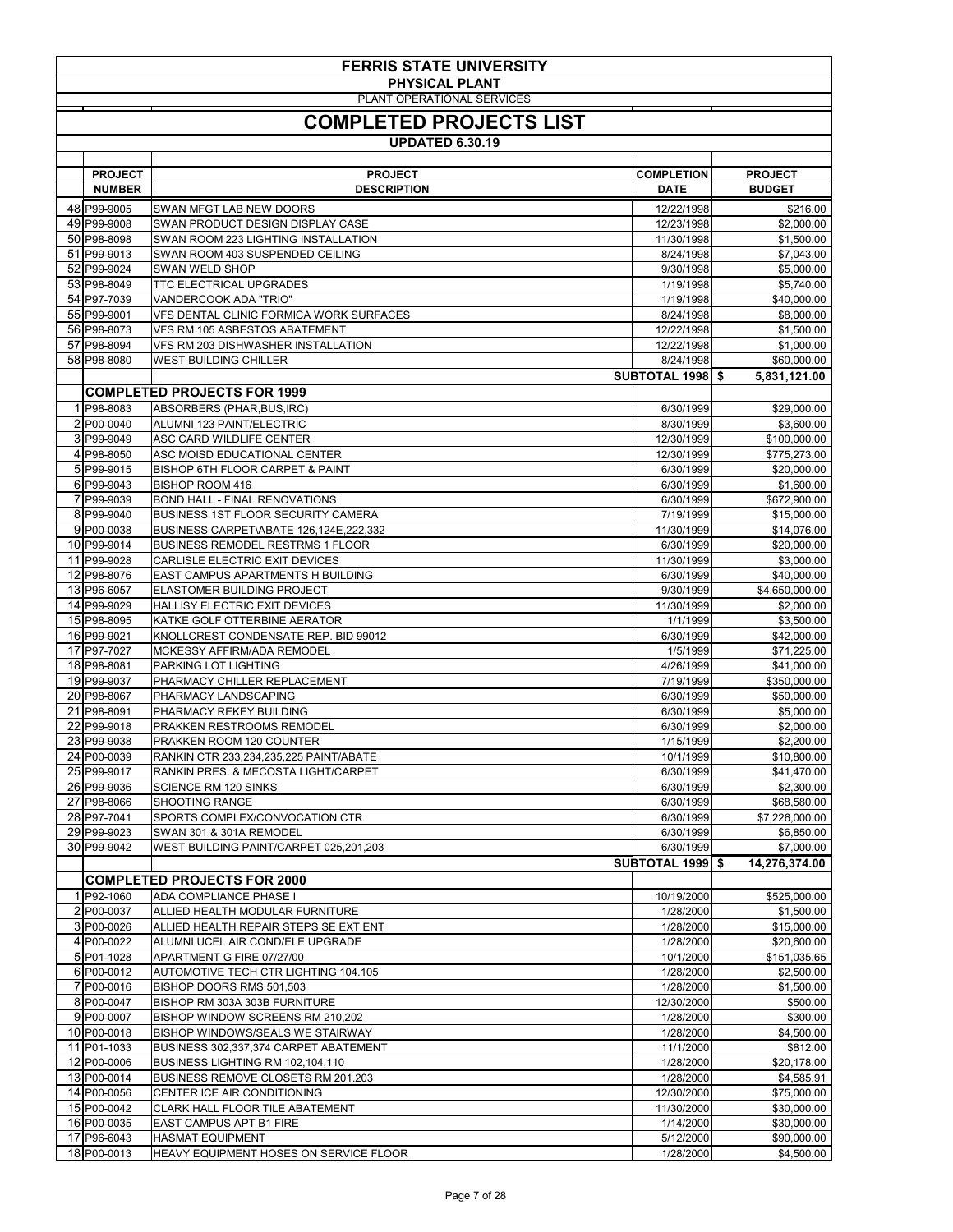# FERRIS STATE UNIVERSITY

## PHYSICAL PLANT

PLANT OPERATIONAL SERVICES

## COMPLETED PROJECTS LIST

**UPDATED 6.30.19**

| | PROJECT NUMBER | PROJECT DESCRIPTION | COMPLETION DATE | PROJECT BUDGET |
|---|---|---|---|---|
| 48 | P99-9005 | SWAN MFGT LAB NEW DOORS | 12/22/1998 | $216.00 |
| 49 | P99-9008 | SWAN PRODUCT DESIGN DISPLAY CASE | 12/23/1998 | $2,000.00 |
| 50 | P98-8098 | SWAN ROOM 223 LIGHTING INSTALLATION | 11/30/1998 | $1,500.00 |
| 51 | P99-9013 | SWAN ROOM 403 SUSPENDED CEILING | 8/24/1998 | $7,043.00 |
| 52 | P99-9024 | SWAN WELD SHOP | 9/30/1998 | $5,000.00 |
| 53 | P98-8049 | TTC ELECTRICAL UPGRADES | 1/19/1998 | $5,740.00 |
| 54 | P97-7039 | VANDERCOOK ADA "TRIO" | 1/19/1998 | $40,000.00 |
| 55 | P99-9001 | VFS DENTAL CLINIC FORMICA WORK SURFACES | 8/24/1998 | $8,000.00 |
| 56 | P98-8073 | VFS RM 105 ASBESTOS ABATEMENT | 12/22/1998 | $1,500.00 |
| 57 | P98-8094 | VFS RM 203 DISHWASHER INSTALLATION | 12/22/1998 | $1,000.00 |
| 58 | P98-8080 | WEST BUILDING CHILLER | 8/24/1998 | $60,000.00 |
| | | | **SUBTOTAL 1998** | **$ 5,831,121.00** |
| | | **COMPLETED PROJECTS FOR 1999** | | |
| 1 | P98-8083 | ABSORBERS (PHAR,BUS,IRC) | 6/30/1999 | $29,000.00 |
| 2 | P00-0040 | ALUMNI 123 PAINT/ELECTRIC | 8/30/1999 | $3,600.00 |
| 3 | P99-9049 | ASC CARD WILDLIFE CENTER | 12/30/1999 | $100,000.00 |
| 4 | P98-8050 | ASC MOISD EDUCATIONAL CENTER | 12/30/1999 | $775,273.00 |
| 5 | P99-9015 | BISHOP 6TH FLOOR CARPET & PAINT | 6/30/1999 | $20,000.00 |
| 6 | P99-9043 | BISHOP ROOM 416 | 6/30/1999 | $1,600.00 |
| 7 | P99-9039 | BOND HALL - FINAL RENOVATIONS | 6/30/1999 | $672,900.00 |
| 8 | P99-9040 | BUSINESS 1ST FLOOR SECURITY CAMERA | 7/19/1999 | $15,000.00 |
| 9 | P00-0038 | BUSINESS CARPET\ABATE 126,124E,222,332 | 11/30/1999 | $14,076.00 |
| 10 | P99-9014 | BUSINESS REMODEL RESTRMS 1 FLOOR | 6/30/1999 | $20,000.00 |
| 11 | P99-9028 | CARLISLE ELECTRIC EXIT DEVICES | 11/30/1999 | $3,000.00 |
| 12 | P98-8076 | EAST CAMPUS APARTMENTS H BUILDING | 6/30/1999 | $40,000.00 |
| 13 | P96-6057 | ELASTOMER BUILDING PROJECT | 9/30/1999 | $4,650,000.00 |
| 14 | P99-9029 | HALLISY ELECTRIC EXIT DEVICES | 11/30/1999 | $2,000.00 |
| 15 | P98-8095 | KATKE GOLF OTTERBINE AERATOR | 1/1/1999 | $3,500.00 |
| 16 | P99-9021 | KNOLLCREST CONDENSATE REP. BID 99012 | 6/30/1999 | $42,000.00 |
| 17 | P97-7027 | MCKESSY AFFIRM/ADA REMODEL | 1/5/1999 | $71,225.00 |
| 18 | P98-8081 | PARKING LOT LIGHTING | 4/26/1999 | $41,000.00 |
| 19 | P99-9037 | PHARMACY CHILLER REPLACEMENT | 7/19/1999 | $350,000.00 |
| 20 | P98-8067 | PHARMACY LANDSCAPING | 6/30/1999 | $50,000.00 |
| 21 | P98-8091 | PHARMACY REKEY BUILDING | 6/30/1999 | $5,000.00 |
| 22 | P99-9018 | PRAKKEN RESTROOMS REMODEL | 6/30/1999 | $2,000.00 |
| 23 | P99-9038 | PRAKKEN ROOM 120 COUNTER | 1/15/1999 | $2,200.00 |
| 24 | P00-0039 | RANKIN CTR 233,234,235,225 PAINT/ABATE | 10/1/1999 | $10,800.00 |
| 25 | P99-9017 | RANKIN PRES. & MECOSTA LIGHT/CARPET | 6/30/1999 | $41,470.00 |
| 26 | P99-9036 | SCIENCE RM 120 SINKS | 6/30/1999 | $2,300.00 |
| 27 | P98-8066 | SHOOTING RANGE | 6/30/1999 | $68,580.00 |
| 28 | P97-7041 | SPORTS COMPLEX/CONVOCATION CTR | 6/30/1999 | $7,226,000.00 |
| 29 | P99-9023 | SWAN 301 & 301A REMODEL | 6/30/1999 | $6,850.00 |
| 30 | P99-9042 | WEST BUILDING PAINT/CARPET 025,201,203 | 6/30/1999 | $7,000.00 |
| | | | **SUBTOTAL 1999** | **$ 14,276,374.00** |
| | | **COMPLETED PROJECTS FOR 2000** | | |
| 1 | P92-1060 | ADA COMPLIANCE PHASE I | 10/19/2000 | $525,000.00 |
| 2 | P00-0037 | ALLIED HEALTH MODULAR FURNITURE | 1/28/2000 | $1,500.00 |
| 3 | P00-0026 | ALLIED HEALTH REPAIR STEPS SE EXT ENT | 1/28/2000 | $15,000.00 |
| 4 | P00-0022 | ALUMNI UCEL AIR COND/ELE UPGRADE | 1/28/2000 | $20,600.00 |
| 5 | P01-1028 | APARTMENT G FIRE 07/27/00 | 10/1/2000 | $151,035.65 |
| 6 | P00-0012 | AUTOMOTIVE TECH CTR LIGHTING 104.105 | 1/28/2000 | $2,500.00 |
| 7 | P00-0016 | BISHOP DOORS RMS 501,503 | 1/28/2000 | $1,500.00 |
| 8 | P00-0047 | BISHOP RM 303A 303B FURNITURE | 12/30/2000 | $500.00 |
| 9 | P00-0007 | BISHOP WINDOW SCREENS RM 210,202 | 1/28/2000 | $300.00 |
| 10 | P00-0018 | BISHOP WINDOWS/SEALS WE STAIRWAY | 1/28/2000 | $4,500.00 |
| 11 | P01-1033 | BUSINESS 302,337,374 CARPET ABATEMENT | 11/1/2000 | $812.00 |
| 12 | P00-0006 | BUSINESS LIGHTING RM 102,104,110 | 1/28/2000 | $20,178.00 |
| 13 | P00-0014 | BUSINESS REMOVE CLOSETS RM 201.203 | 1/28/2000 | $4,585.91 |
| 14 | P00-0056 | CENTER ICE AIR CONDITIONING | 12/30/2000 | $75,000.00 |
| 15 | P00-0042 | CLARK HALL FLOOR TILE ABATEMENT | 11/30/2000 | $30,000.00 |
| 16 | P00-0035 | EAST CAMPUS APT B1 FIRE | 1/14/2000 | $30,000.00 |
| 17 | P96-6043 | HASMAT EQUIPMENT | 5/12/2000 | $90,000.00 |
| 18 | P00-0013 | HEAVY EQUIPMENT HOSES ON SERVICE FLOOR | 1/28/2000 | $4,500.00 |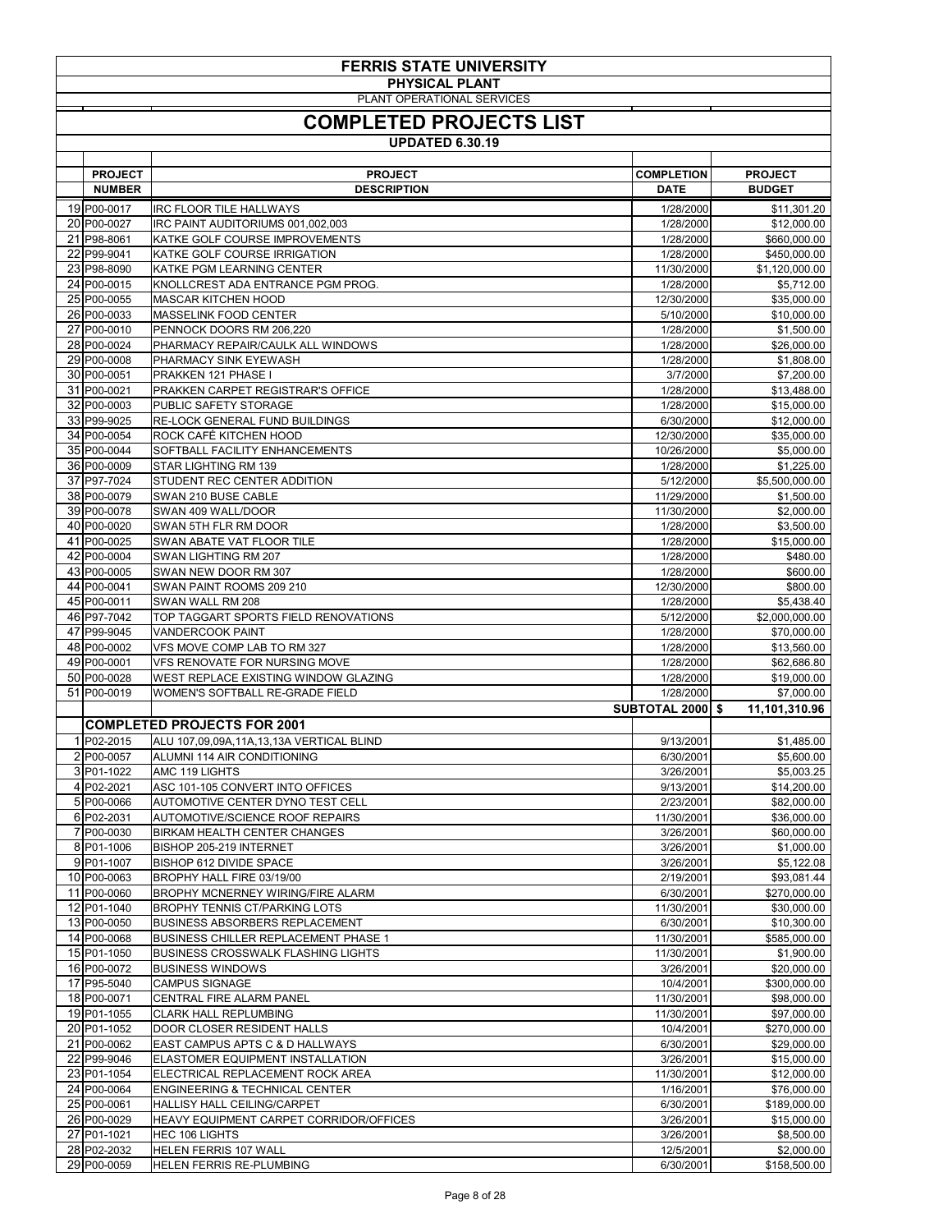# FERRIS STATE UNIVERSITY

## PHYSICAL PLANT

PLANT OPERATIONAL SERVICES

## COMPLETED PROJECTS LIST

### UPDATED 6.30.19

| | PROJECT NUMBER | PROJECT DESCRIPTION | COMPLETION DATE | PROJECT BUDGET |
|---|---|---|---|---|
| 19 | P00-0017 | IRC FLOOR TILE HALLWAYS | 1/28/2000 | $11,301.20 |
| 20 | P00-0027 | IRC PAINT AUDITORIUMS 001,002,003 | 1/28/2000 | $12,000.00 |
| 21 | P98-8061 | KATKE GOLF COURSE IMPROVEMENTS | 1/28/2000 | $660,000.00 |
| 22 | P99-9041 | KATKE GOLF COURSE IRRIGATION | 1/28/2000 | $450,000.00 |
| 23 | P98-8090 | KATKE PGM LEARNING CENTER | 11/30/2000 | $1,120,000.00 |
| 24 | P00-0015 | KNOLLCREST ADA ENTRANCE PGM PROG. | 1/28/2000 | $5,712.00 |
| 25 | P00-0055 | MASCAR KITCHEN HOOD | 12/30/2000 | $35,000.00 |
| 26 | P00-0033 | MASSELINK FOOD CENTER | 5/10/2000 | $10,000.00 |
| 27 | P00-0010 | PENNOCK DOORS RM 206,220 | 1/28/2000 | $1,500.00 |
| 28 | P00-0024 | PHARMACY REPAIR/CAULK ALL WINDOWS | 1/28/2000 | $26,000.00 |
| 29 | P00-0008 | PHARMACY SINK EYEWASH | 1/28/2000 | $1,808.00 |
| 30 | P00-0051 | PRAKKEN 121 PHASE I | 3/7/2000 | $7,200.00 |
| 31 | P00-0021 | PRAKKEN CARPET REGISTRAR'S OFFICE | 1/28/2000 | $13,488.00 |
| 32 | P00-0003 | PUBLIC SAFETY STORAGE | 1/28/2000 | $15,000.00 |
| 33 | P99-9025 | RE-LOCK GENERAL FUND BUILDINGS | 6/30/2000 | $12,000.00 |
| 34 | P00-0054 | ROCK CAFÉ KITCHEN HOOD | 12/30/2000 | $35,000.00 |
| 35 | P00-0044 | SOFTBALL FACILITY ENHANCEMENTS | 10/26/2000 | $5,000.00 |
| 36 | P00-0009 | STAR LIGHTING RM 139 | 1/28/2000 | $1,225.00 |
| 37 | P97-7024 | STUDENT REC CENTER ADDITION | 5/12/2000 | $5,500,000.00 |
| 38 | P00-0079 | SWAN 210 BUSE CABLE | 11/29/2000 | $1,500.00 |
| 39 | P00-0078 | SWAN 409 WALL/DOOR | 11/30/2000 | $2,000.00 |
| 40 | P00-0020 | SWAN 5TH FLR RM DOOR | 1/28/2000 | $3,500.00 |
| 41 | P00-0025 | SWAN ABATE VAT FLOOR TILE | 1/28/2000 | $15,000.00 |
| 42 | P00-0004 | SWAN LIGHTING RM 207 | 1/28/2000 | $480.00 |
| 43 | P00-0005 | SWAN NEW DOOR RM 307 | 1/28/2000 | $600.00 |
| 44 | P00-0041 | SWAN PAINT ROOMS 209 210 | 12/30/2000 | $800.00 |
| 45 | P00-0011 | SWAN WALL RM 208 | 1/28/2000 | $5,438.40 |
| 46 | P97-7042 | TOP TAGGART SPORTS FIELD RENOVATIONS | 5/12/2000 | $2,000,000.00 |
| 47 | P99-9045 | VANDERCOOK PAINT | 1/28/2000 | $70,000.00 |
| 48 | P00-0002 | VFS MOVE COMP LAB TO RM 327 | 1/28/2000 | $13,560.00 |
| 49 | P00-0001 | VFS RENOVATE FOR NURSING MOVE | 1/28/2000 | $62,686.80 |
| 50 | P00-0028 | WEST REPLACE EXISTING WINDOW GLAZING | 1/28/2000 | $19,000.00 |
| 51 | P00-0019 | WOMEN'S SOFTBALL RE-GRADE FIELD | 1/28/2000 | $7,000.00 |
| | | | **SUBTOTAL 2000** | **$ 11,101,310.96** |
| | | **COMPLETED PROJECTS FOR 2001** | | |
| 1 | P02-2015 | ALU 107,09,09A,11A,13,13A VERTICAL BLIND | 9/13/2001 | $1,485.00 |
| 2 | P00-0057 | ALUMNI 114 AIR CONDITIONING | 6/30/2001 | $5,600.00 |
| 3 | P01-1022 | AMC 119 LIGHTS | 3/26/2001 | $5,003.25 |
| 4 | P02-2021 | ASC 101-105 CONVERT INTO OFFICES | 9/13/2001 | $14,200.00 |
| 5 | P00-0066 | AUTOMOTIVE CENTER DYNO TEST CELL | 2/23/2001 | $82,000.00 |
| 6 | P02-2031 | AUTOMOTIVE/SCIENCE ROOF REPAIRS | 11/30/2001 | $36,000.00 |
| 7 | P00-0030 | BIRKAM HEALTH CENTER CHANGES | 3/26/2001 | $60,000.00 |
| 8 | P01-1006 | BISHOP 205-219 INTERNET | 3/26/2001 | $1,000.00 |
| 9 | P01-1007 | BISHOP 612 DIVIDE SPACE | 3/26/2001 | $5,122.08 |
| 10 | P00-0063 | BROPHY HALL FIRE 03/19/00 | 2/19/2001 | $93,081.44 |
| 11 | P00-0060 | BROPHY MCNERNEY WIRING/FIRE ALARM | 6/30/2001 | $270,000.00 |
| 12 | P01-1040 | BROPHY TENNIS CT/PARKING LOTS | 11/30/2001 | $30,000.00 |
| 13 | P00-0050 | BUSINESS ABSORBERS REPLACEMENT | 6/30/2001 | $10,300.00 |
| 14 | P00-0068 | BUSINESS CHILLER REPLACEMENT PHASE 1 | 11/30/2001 | $585,000.00 |
| 15 | P01-1050 | BUSINESS CROSSWALK FLASHING LIGHTS | 11/30/2001 | $1,900.00 |
| 16 | P00-0072 | BUSINESS WINDOWS | 3/26/2001 | $20,000.00 |
| 17 | P95-5040 | CAMPUS SIGNAGE | 10/4/2001 | $300,000.00 |
| 18 | P00-0071 | CENTRAL FIRE ALARM PANEL | 11/30/2001 | $98,000.00 |
| 19 | P01-1055 | CLARK HALL REPLUMBING | 11/30/2001 | $97,000.00 |
| 20 | P01-1052 | DOOR CLOSER RESIDENT HALLS | 10/4/2001 | $270,000.00 |
| 21 | P00-0062 | EAST CAMPUS APTS C & D HALLWAYS | 6/30/2001 | $29,000.00 |
| 22 | P99-9046 | ELASTOMER EQUIPMENT INSTALLATION | 3/26/2001 | $15,000.00 |
| 23 | P01-1054 | ELECTRICAL REPLACEMENT ROCK AREA | 11/30/2001 | $12,000.00 |
| 24 | P00-0064 | ENGINEERING & TECHNICAL CENTER | 1/16/2001 | $76,000.00 |
| 25 | P00-0061 | HALLISY HALL CEILING/CARPET | 6/30/2001 | $189,000.00 |
| 26 | P00-0029 | HEAVY EQUIPMENT CARPET CORRIDOR/OFFICES | 3/26/2001 | $15,000.00 |
| 27 | P01-1021 | HEC 106 LIGHTS | 3/26/2001 | $8,500.00 |
| 28 | P02-2032 | HELEN FERRIS 107 WALL | 12/5/2001 | $2,000.00 |
| 29 | P00-0059 | HELEN FERRIS RE-PLUMBING | 6/30/2001 | $158,500.00 |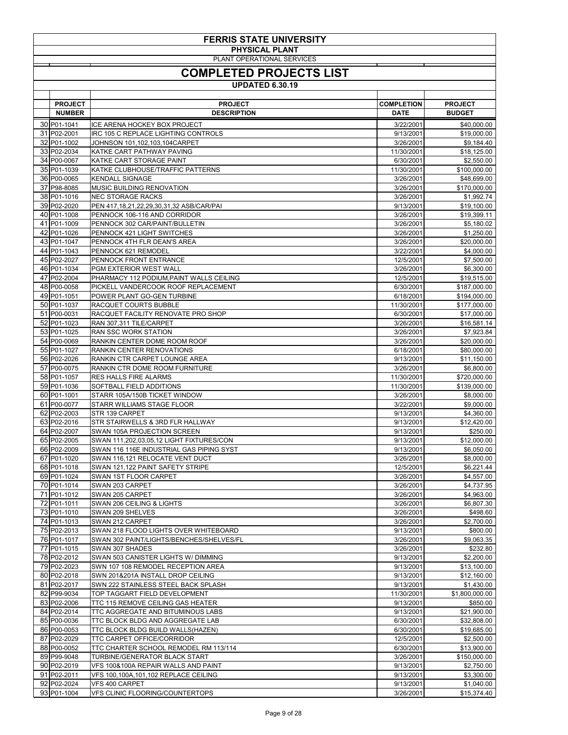# FERRIS STATE UNIVERSITY

## PHYSICAL PLANT

PLANT OPERATIONAL SERVICES

## COMPLETED PROJECTS LIST

### UPDATED 6.30.19

| | PROJECT NUMBER | PROJECT DESCRIPTION | COMPLETION DATE | PROJECT BUDGET |
|---|---|---|---|---|
| 30 | P01-1041 | ICE ARENA HOCKEY BOX PROJECT | 3/22/2001 | $40,000.00 |
| 31 | P02-2001 | IRC 105 C REPLACE LIGHTING CONTROLS | 9/13/2001 | $19,000.00 |
| 32 | P01-1002 | JOHNSON 101,102,103,104CARPET | 3/26/2001 | $9,184.40 |
| 33 | P02-2034 | KATKE CART PATHWAY PAVING | 11/30/2001 | $18,125.00 |
| 34 | P00-0067 | KATKE CART STORAGE PAINT | 6/30/2001 | $2,550.00 |
| 35 | P01-1039 | KATKE CLUBHOUSE/TRAFFIC PATTERNS | 11/30/2001 | $100,000.00 |
| 36 | P00-0065 | KENDALL SIGNAGE | 3/26/2001 | $48,699.00 |
| 37 | P98-8085 | MUSIC BUILDING RENOVATION | 3/26/2001 | $170,000.00 |
| 38 | P01-1016 | NEC STORAGE RACKS | 3/26/2001 | $1,992.74 |
| 39 | P02-2020 | PEN 417,18,21,22,29,30,31,32 ASB/CAR/PAI | 9/13/2001 | $19,100.00 |
| 40 | P01-1008 | PENNOCK 106-116 AND CORRIDOR | 3/26/2001 | $19,399.11 |
| 41 | P01-1009 | PENNOCK 302 CAR/PAINT/BULLETIN | 3/26/2001 | $5,180.02 |
| 42 | P01-1026 | PENNOCK 421 LIGHT SWITCHES | 3/26/2001 | $1,250.00 |
| 43 | P01-1047 | PENNOCK 4TH FLR DEAN'S AREA | 3/26/2001 | $20,000.00 |
| 44 | P01-1043 | PENNOCK 621 REMODEL | 3/22/2001 | $4,000.00 |
| 45 | P02-2027 | PENNOCK FRONT ENTRANCE | 12/5/2001 | $7,500.00 |
| 46 | P01-1034 | PGM EXTERIOR WEST WALL | 3/26/2001 | $6,300.00 |
| 47 | P02-2004 | PHARMACY 112 PODIUM,PAINT WALLS CEILING | 12/5/2001 | $19,515.00 |
| 48 | P00-0058 | PICKELL VANDERCOOK ROOF REPLACEMENT | 6/30/2001 | $187,000.00 |
| 49 | P01-1051 | POWER PLANT GO-GEN TURBINE | 6/18/2001 | $194,000.00 |
| 50 | P01-1037 | RACQUET COURTS BUBBLE | 11/30/2001 | $177,000.00 |
| 51 | P00-0031 | RACQUET FACILITY RENOVATE PRO SHOP | 6/30/2001 | $17,000.00 |
| 52 | P01-1023 | RAN 307,311 TILE/CARPET | 3/26/2001 | $16,581.14 |
| 53 | P01-1025 | RAN SSC WORK STATION | 3/26/2001 | $7,923.84 |
| 54 | P00-0069 | RANKIN CENTER DOME ROOM ROOF | 3/26/2001 | $20,000.00 |
| 55 | P01-1027 | RANKIN CENTER RENOVATIONS | 6/18/2001 | $80,000.00 |
| 56 | P02-2026 | RANKIN CTR CARPET LOUNGE AREA | 9/13/2001 | $11,150.00 |
| 57 | P00-0075 | RANKIN CTR DOME ROOM FURNITURE | 3/26/2001 | $6,800.00 |
| 58 | P01-1057 | RES HALLS FIRE ALARMS | 11/30/2001 | $720,000.00 |
| 59 | P01-1036 | SOFTBALL FIELD ADDITIONS | 11/30/2001 | $139,000.00 |
| 60 | P01-1001 | STARR 105A/150B TICKET WINDOW | 3/26/2001 | $8,000.00 |
| 61 | P00-0077 | STARR WILLIAMS STAGE FLOOR | 3/22/2001 | $9,000.00 |
| 62 | P02-2003 | STR 139 CARPET | 9/13/2001 | $4,360.00 |
| 63 | P02-2016 | STR STAIRWELLS & 3RD FLR HALLWAY | 9/13/2001 | $12,420.00 |
| 64 | P02-2007 | SWAN 105A PROJECTION SCREEN | 9/13/2001 | $250.00 |
| 65 | P02-2005 | SWAN 111,202,03,05,12 LIGHT FIXTURES/CON | 9/13/2001 | $12,000.00 |
| 66 | P02-2009 | SWAN 116 116E INDUSTRIAL GAS PIPING SYST | 9/13/2001 | $6,050.00 |
| 67 | P01-1020 | SWAN 116,121 RELOCATE VENT DUCT | 3/26/2001 | $8,000.00 |
| 68 | P01-1018 | SWAN 121,122 PAINT SAFETY STRIPE | 12/5/2001 | $6,221.44 |
| 69 | P01-1024 | SWAN 1ST FLOOR CARPET | 3/26/2001 | $4,557.00 |
| 70 | P01-1014 | SWAN 203 CARPET | 3/26/2001 | $4,737.95 |
| 71 | P01-1012 | SWAN 205 CARPET | 3/26/2001 | $4,963.00 |
| 72 | P01-1011 | SWAN 206 CEILING & LIGHTS | 3/26/2001 | $6,807.30 |
| 73 | P01-1010 | SWAN 209 SHELVES | 3/26/2001 | $498.60 |
| 74 | P01-1013 | SWAN 212 CARPET | 3/26/2001 | $2,700.00 |
| 75 | P02-2013 | SWAN 218 FLOOD LIGHTS OVER WHITEBOARD | 9/13/2001 | $800.00 |
| 76 | P01-1017 | SWAN 302 PAINT/LIGHTS/BENCHES/SHELVES/FL | 3/26/2001 | $9,063.35 |
| 77 | P01-1015 | SWAN 307 SHADES | 3/26/2001 | $232.80 |
| 78 | P02-2012 | SWAN 503 CANISTER LIGHTS W/ DIMMING | 9/13/2001 | $2,200.00 |
| 79 | P02-2023 | SWN 107 108 REMODEL RECEPTION AREA | 9/13/2001 | $13,100.00 |
| 80 | P02-2018 | SWN 201&201A INSTALL DROP CEILING | 9/13/2001 | $12,160.00 |
| 81 | P02-2017 | SWN 222 STAINLESS STEEL BACK SPLASH | 9/13/2001 | $1,430.00 |
| 82 | P99-9034 | TOP TAGGART FIELD DEVELOPMENT | 11/30/2001 | $1,800,000.00 |
| 83 | P02-2006 | TTC 115 REMOVE CEILING GAS HEATER | 9/13/2001 | $850.00 |
| 84 | P02-2014 | TTC AGGREGATE AND BITUMINOUS LABS | 9/13/2001 | $21,900.00 |
| 85 | P00-0036 | TTC BLOCK BLDG AND AGGREGATE LAB | 6/30/2001 | $32,808.00 |
| 86 | P00-0053 | TTC BLOCK BLDG BUILD WALLS(HAZEN) | 6/30/2001 | $19,685.00 |
| 87 | P02-2029 | TTC CARPET OFFICE/CORRIDOR | 12/5/2001 | $2,500.00 |
| 88 | P00-0052 | TTC CHARTER SCHOOL REMODEL RM 113/114 | 6/30/2001 | $13,900.00 |
| 89 | P99-9048 | TURBINE/GENERATOR BLACK START | 3/26/2001 | $150,000.00 |
| 90 | P02-2019 | VFS 100&100A REPAIR WALLS AND PAINT | 9/13/2001 | $2,750.00 |
| 91 | P02-2011 | VFS 100,100A,101,102 REPLACE CEILING | 9/13/2001 | $3,300.00 |
| 92 | P02-2024 | VFS 400 CARPET | 9/13/2001 | $1,040.00 |
| 93 | P01-1004 | VFS CLINIC FLOORING/COUNTERTOPS | 3/26/2001 | $15,374.40 |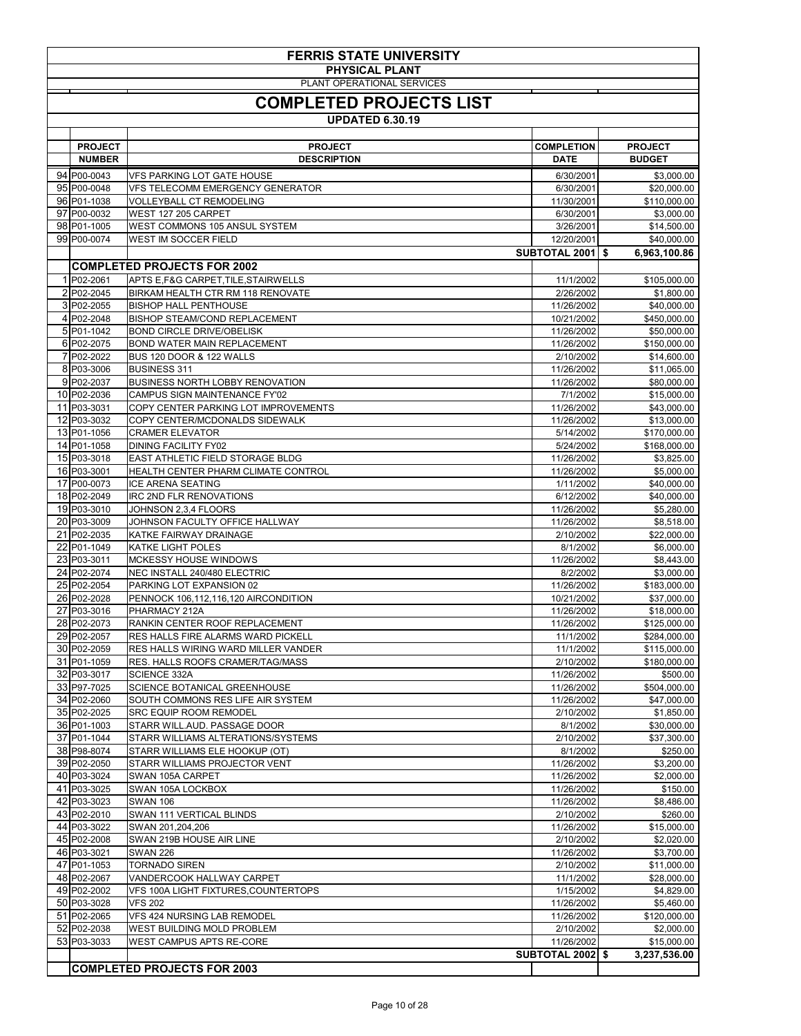# FERRIS STATE UNIVERSITY

## PHYSICAL PLANT

PLANT OPERATIONAL SERVICES

## COMPLETED PROJECTS LIST

**UPDATED 6.30.19**

| | PROJECT NUMBER | PROJECT DESCRIPTION | COMPLETION DATE | PROJECT BUDGET |
|---|---|---|---|---|
| 94 | P00-0043 | VFS PARKING LOT GATE HOUSE | 6/30/2001 | $3,000.00 |
| 95 | P00-0048 | VFS TELECOMM EMERGENCY GENERATOR | 6/30/2001 | $20,000.00 |
| 96 | P01-1038 | VOLLEYBALL CT REMODELING | 11/30/2001 | $110,000.00 |
| 97 | P00-0032 | WEST 127 205 CARPET | 6/30/2001 | $3,000.00 |
| 98 | P01-1005 | WEST COMMONS 105 ANSUL SYSTEM | 3/26/2001 | $14,500.00 |
| 99 | P00-0074 | WEST IM SOCCER FIELD | 12/20/2001 | $40,000.00 |
| | | | **SUBTOTAL 2001** | **$ 6,963,100.86** |
| | **COMPLETED PROJECTS FOR 2002** | | | |
| 1 | P02-2061 | APTS E,F&G CARPET,TILE,STAIRWELLS | 11/1/2002 | $105,000.00 |
| 2 | P02-2045 | BIRKAM HEALTH CTR RM 118 RENOVATE | 2/26/2002 | $1,800.00 |
| 3 | P02-2055 | BISHOP HALL PENTHOUSE | 11/26/2002 | $40,000.00 |
| 4 | P02-2048 | BISHOP STEAM/COND REPLACEMENT | 10/21/2002 | $450,000.00 |
| 5 | P01-1042 | BOND CIRCLE DRIVE/OBELISK | 11/26/2002 | $50,000.00 |
| 6 | P02-2075 | BOND WATER MAIN REPLACEMENT | 11/26/2002 | $150,000.00 |
| 7 | P02-2022 | BUS 120 DOOR & 122 WALLS | 2/10/2002 | $14,600.00 |
| 8 | P03-3006 | BUSINESS 311 | 11/26/2002 | $11,065.00 |
| 9 | P02-2037 | BUSINESS NORTH LOBBY RENOVATION | 11/26/2002 | $80,000.00 |
| 10 | P02-2036 | CAMPUS SIGN MAINTENANCE FY'02 | 7/1/2002 | $15,000.00 |
| 11 | P03-3031 | COPY CENTER PARKING LOT IMPROVEMENTS | 11/26/2002 | $43,000.00 |
| 12 | P03-3032 | COPY CENTER/MCDONALDS SIDEWALK | 11/26/2002 | $13,000.00 |
| 13 | P01-1056 | CRAMER ELEVATOR | 5/14/2002 | $170,000.00 |
| 14 | P01-1058 | DINING FACILITY FY02 | 5/24/2002 | $168,000.00 |
| 15 | P03-3018 | EAST ATHLETIC FIELD STORAGE BLDG | 11/26/2002 | $3,825.00 |
| 16 | P03-3001 | HEALTH CENTER PHARM CLIMATE CONTROL | 11/26/2002 | $5,000.00 |
| 17 | P00-0073 | ICE ARENA SEATING | 1/11/2002 | $40,000.00 |
| 18 | P02-2049 | IRC 2ND FLR RENOVATIONS | 6/12/2002 | $40,000.00 |
| 19 | P03-3010 | JOHNSON 2,3,4 FLOORS | 11/26/2002 | $5,280.00 |
| 20 | P03-3009 | JOHNSON FACULTY OFFICE HALLWAY | 11/26/2002 | $8,518.00 |
| 21 | P02-2035 | KATKE FAIRWAY DRAINAGE | 2/10/2002 | $22,000.00 |
| 22 | P01-1049 | KATKE LIGHT POLES | 8/1/2002 | $6,000.00 |
| 23 | P03-3011 | MCKESSY HOUSE WINDOWS | 11/26/2002 | $8,443.00 |
| 24 | P02-2074 | NEC INSTALL 240/480 ELECTRIC | 8/2/2002 | $3,000.00 |
| 25 | P02-2054 | PARKING LOT EXPANSION 02 | 11/26/2002 | $183,000.00 |
| 26 | P02-2028 | PENNOCK 106,112,116,120 AIRCONDITION | 10/21/2002 | $37,000.00 |
| 27 | P03-3016 | PHARMACY 212A | 11/26/2002 | $18,000.00 |
| 28 | P02-2073 | RANKIN CENTER ROOF REPLACEMENT | 11/26/2002 | $125,000.00 |
| 29 | P02-2057 | RES HALLS FIRE ALARMS WARD PICKELL | 11/1/2002 | $284,000.00 |
| 30 | P02-2059 | RES HALLS WIRING WARD MILLER VANDER | 11/1/2002 | $115,000.00 |
| 31 | P01-1059 | RES. HALLS ROOFS CRAMER/TAG/MASS | 2/10/2002 | $180,000.00 |
| 32 | P03-3017 | SCIENCE 332A | 11/26/2002 | $500.00 |
| 33 | P97-7025 | SCIENCE BOTANICAL GREENHOUSE | 11/26/2002 | $504,000.00 |
| 34 | P02-2060 | SOUTH COMMONS RES LIFE AIR SYSTEM | 11/26/2002 | $47,000.00 |
| 35 | P02-2025 | SRC EQUIP ROOM REMODEL | 2/10/2002 | $1,850.00 |
| 36 | P01-1003 | STARR WILL.AUD. PASSAGE DOOR | 8/1/2002 | $30,000.00 |
| 37 | P01-1044 | STARR WILLIAMS ALTERATIONS/SYSTEMS | 2/10/2002 | $37,300.00 |
| 38 | P98-8074 | STARR WILLIAMS ELE HOOKUP (OT) | 8/1/2002 | $250.00 |
| 39 | P02-2050 | STARR WILLIAMS PROJECTOR VENT | 11/26/2002 | $3,200.00 |
| 40 | P03-3024 | SWAN 105A CARPET | 11/26/2002 | $2,000.00 |
| 41 | P03-3025 | SWAN 105A LOCKBOX | 11/26/2002 | $150.00 |
| 42 | P03-3023 | SWAN 106 | 11/26/2002 | $8,486.00 |
| 43 | P02-2010 | SWAN 111 VERTICAL BLINDS | 2/10/2002 | $260.00 |
| 44 | P03-3022 | SWAN 201,204,206 | 11/26/2002 | $15,000.00 |
| 45 | P02-2008 | SWAN 219B HOUSE AIR LINE | 2/10/2002 | $2,020.00 |
| 46 | P03-3021 | SWAN 226 | 11/26/2002 | $3,700.00 |
| 47 | P01-1053 | TORNADO SIREN | 2/10/2002 | $11,000.00 |
| 48 | P02-2067 | VANDERCOOK HALLWAY CARPET | 11/1/2002 | $28,000.00 |
| 49 | P02-2002 | VFS 100A LIGHT FIXTURES,COUNTERTOPS | 1/15/2002 | $4,829.00 |
| 50 | P03-3028 | VFS 202 | 11/26/2002 | $5,460.00 |
| 51 | P02-2065 | VFS 424 NURSING LAB REMODEL | 11/26/2002 | $120,000.00 |
| 52 | P02-2038 | WEST BUILDING MOLD PROBLEM | 2/10/2002 | $2,000.00 |
| 53 | P03-3033 | WEST CAMPUS APTS RE-CORE | 11/26/2002 | $15,000.00 |
| | | | **SUBTOTAL 2002** | **$ 3,237,536.00** |
| | **COMPLETED PROJECTS FOR 2003** | | | |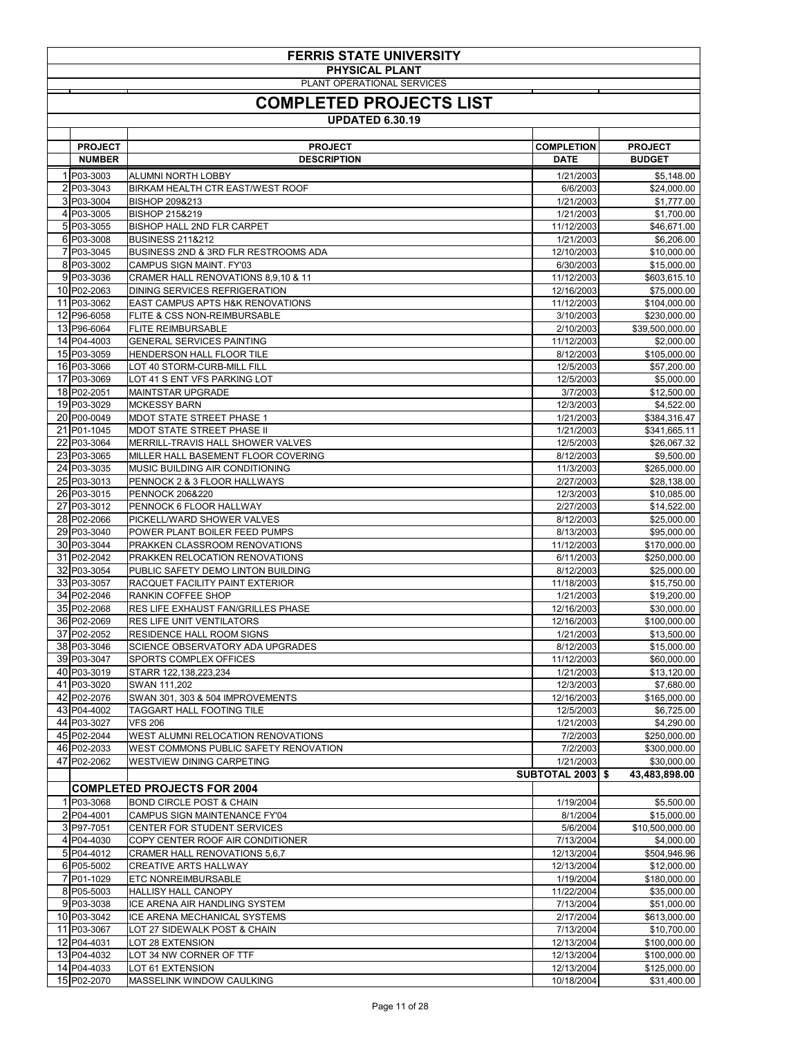# FERRIS STATE UNIVERSITY

## PHYSICAL PLANT

PLANT OPERATIONAL SERVICES

## COMPLETED PROJECTS LIST

**UPDATED 6.30.19**

| | PROJECT NUMBER | PROJECT DESCRIPTION | COMPLETION DATE | PROJECT BUDGET |
|---|---|---|---|---|
| 1 | P03-3003 | ALUMNI NORTH LOBBY | 1/21/2003 | $5,148.00 |
| 2 | P03-3043 | BIRKAM HEALTH CTR EAST/WEST ROOF | 6/6/2003 | $24,000.00 |
| 3 | P03-3004 | BISHOP 209&213 | 1/21/2003 | $1,777.00 |
| 4 | P03-3005 | BISHOP 215&219 | 1/21/2003 | $1,700.00 |
| 5 | P03-3055 | BISHOP HALL 2ND FLR CARPET | 11/12/2003 | $46,671.00 |
| 6 | P03-3008 | BUSINESS 211&212 | 1/21/2003 | $6,206.00 |
| 7 | P03-3045 | BUSINESS 2ND & 3RD FLR RESTROOMS ADA | 12/10/2003 | $10,000.00 |
| 8 | P03-3002 | CAMPUS SIGN MAINT. FY'03 | 6/30/2003 | $15,000.00 |
| 9 | P03-3036 | CRAMER HALL RENOVATIONS 8,9,10 & 11 | 11/12/2003 | $603,615.10 |
| 10 | P02-2063 | DINING SERVICES REFRIGERATION | 12/16/2003 | $75,000.00 |
| 11 | P03-3062 | EAST CAMPUS APTS H&K RENOVATIONS | 11/12/2003 | $104,000.00 |
| 12 | P96-6058 | FLITE & CSS NON-REIMBURSABLE | 3/10/2003 | $230,000.00 |
| 13 | P96-6064 | FLITE REIMBURSABLE | 2/10/2003 | $39,500,000.00 |
| 14 | P04-4003 | GENERAL SERVICES PAINTING | 11/12/2003 | $2,000.00 |
| 15 | P03-3059 | HENDERSON HALL FLOOR TILE | 8/12/2003 | $105,000.00 |
| 16 | P03-3066 | LOT 40 STORM-CURB-MILL FILL | 12/5/2003 | $57,200.00 |
| 17 | P03-3069 | LOT 41 S ENT VFS PARKING LOT | 12/5/2003 | $5,000.00 |
| 18 | P02-2051 | MAINTSTAR UPGRADE | 3/7/2003 | $12,500.00 |
| 19 | P03-3029 | MCKESSY BARN | 12/3/2003 | $4,522.00 |
| 20 | P00-0049 | MDOT STATE STREET PHASE 1 | 1/21/2003 | $384,316.47 |
| 21 | P01-1045 | MDOT STATE STREET PHASE II | 1/21/2003 | $341,665.11 |
| 22 | P03-3064 | MERRILL-TRAVIS HALL SHOWER VALVES | 12/5/2003 | $26,067.32 |
| 23 | P03-3065 | MILLER HALL BASEMENT FLOOR COVERING | 8/12/2003 | $9,500.00 |
| 24 | P03-3035 | MUSIC BUILDING AIR CONDITIONING | 11/3/2003 | $265,000.00 |
| 25 | P03-3013 | PENNOCK 2 & 3 FLOOR HALLWAYS | 2/27/2003 | $28,138.00 |
| 26 | P03-3015 | PENNOCK 206&220 | 12/3/2003 | $10,085.00 |
| 27 | P03-3012 | PENNOCK 6 FLOOR HALLWAY | 2/27/2003 | $14,522.00 |
| 28 | P02-2066 | PICKELL/WARD SHOWER VALVES | 8/12/2003 | $25,000.00 |
| 29 | P03-3040 | POWER PLANT BOILER FEED PUMPS | 8/13/2003 | $95,000.00 |
| 30 | P03-3044 | PRAKKEN CLASSROOM RENOVATIONS | 11/12/2003 | $170,000.00 |
| 31 | P02-2042 | PRAKKEN RELOCATION RENOVATIONS | 6/11/2003 | $250,000.00 |
| 32 | P03-3054 | PUBLIC SAFETY DEMO LINTON BUILDING | 8/12/2003 | $25,000.00 |
| 33 | P03-3057 | RACQUET FACILITY PAINT EXTERIOR | 11/18/2003 | $15,750.00 |
| 34 | P02-2046 | RANKIN COFFEE SHOP | 1/21/2003 | $19,200.00 |
| 35 | P02-2068 | RES LIFE EXHAUST FAN/GRILLES PHASE | 12/16/2003 | $30,000.00 |
| 36 | P02-2069 | RES LIFE UNIT VENTILATORS | 12/16/2003 | $100,000.00 |
| 37 | P02-2052 | RESIDENCE HALL ROOM SIGNS | 1/21/2003 | $13,500.00 |
| 38 | P03-3046 | SCIENCE OBSERVATORY ADA UPGRADES | 8/12/2003 | $15,000.00 |
| 39 | P03-3047 | SPORTS COMPLEX OFFICES | 11/12/2003 | $60,000.00 |
| 40 | P03-3019 | STARR 122,138,223,234 | 1/21/2003 | $13,120.00 |
| 41 | P03-3020 | SWAN 111,202 | 12/3/2003 | $7,680.00 |
| 42 | P02-2076 | SWAN 301, 303 & 504 IMPROVEMENTS | 12/16/2003 | $165,000.00 |
| 43 | P04-4002 | TAGGART HALL FOOTING TILE | 12/5/2003 | $6,725.00 |
| 44 | P03-3027 | VFS 206 | 1/21/2003 | $4,290.00 |
| 45 | P02-2044 | WEST ALUMNI RELOCATION RENOVATIONS | 7/2/2003 | $250,000.00 |
| 46 | P02-2033 | WEST COMMONS PUBLIC SAFETY RENOVATION | 7/2/2003 | $300,000.00 |
| 47 | P02-2062 | WESTVIEW DINING CARPETING | 1/21/2003 | $30,000.00 |
| | | | **SUBTOTAL 2003** | **$ 43,483,898.00** |
| | **COMPLETED PROJECTS FOR 2004** | | | |
| 1 | P03-3068 | BOND CIRCLE POST & CHAIN | 1/19/2004 | $5,500.00 |
| 2 | P04-4001 | CAMPUS SIGN MAINTENANCE FY'04 | 8/1/2004 | $15,000.00 |
| 3 | P97-7051 | CENTER FOR STUDENT SERVICES | 5/6/2004 | $10,500,000.00 |
| 4 | P04-4030 | COPY CENTER ROOF AIR CONDITIONER | 7/13/2004 | $4,000.00 |
| 5 | P04-4012 | CRAMER HALL RENOVATIONS 5,6,7 | 12/13/2004 | $504,946.96 |
| 6 | P05-5002 | CREATIVE ARTS HALLWAY | 12/13/2004 | $12,000.00 |
| 7 | P01-1029 | ETC NONREIMBURSABLE | 1/19/2004 | $180,000.00 |
| 8 | P05-5003 | HALLISY HALL CANOPY | 11/22/2004 | $35,000.00 |
| 9 | P03-3038 | ICE ARENA AIR HANDLING SYSTEM | 7/13/2004 | $51,000.00 |
| 10 | P03-3042 | ICE ARENA MECHANICAL SYSTEMS | 2/17/2004 | $613,000.00 |
| 11 | P03-3067 | LOT 27 SIDEWALK POST & CHAIN | 7/13/2004 | $10,700.00 |
| 12 | P04-4031 | LOT 28 EXTENSION | 12/13/2004 | $100,000.00 |
| 13 | P04-4032 | LOT 34 NW CORNER OF TTF | 12/13/2004 | $100,000.00 |
| 14 | P04-4033 | LOT 61 EXTENSION | 12/13/2004 | $125,000.00 |
| 15 | P02-2070 | MASSELINK WINDOW CAULKING | 10/18/2004 | $31,400.00 |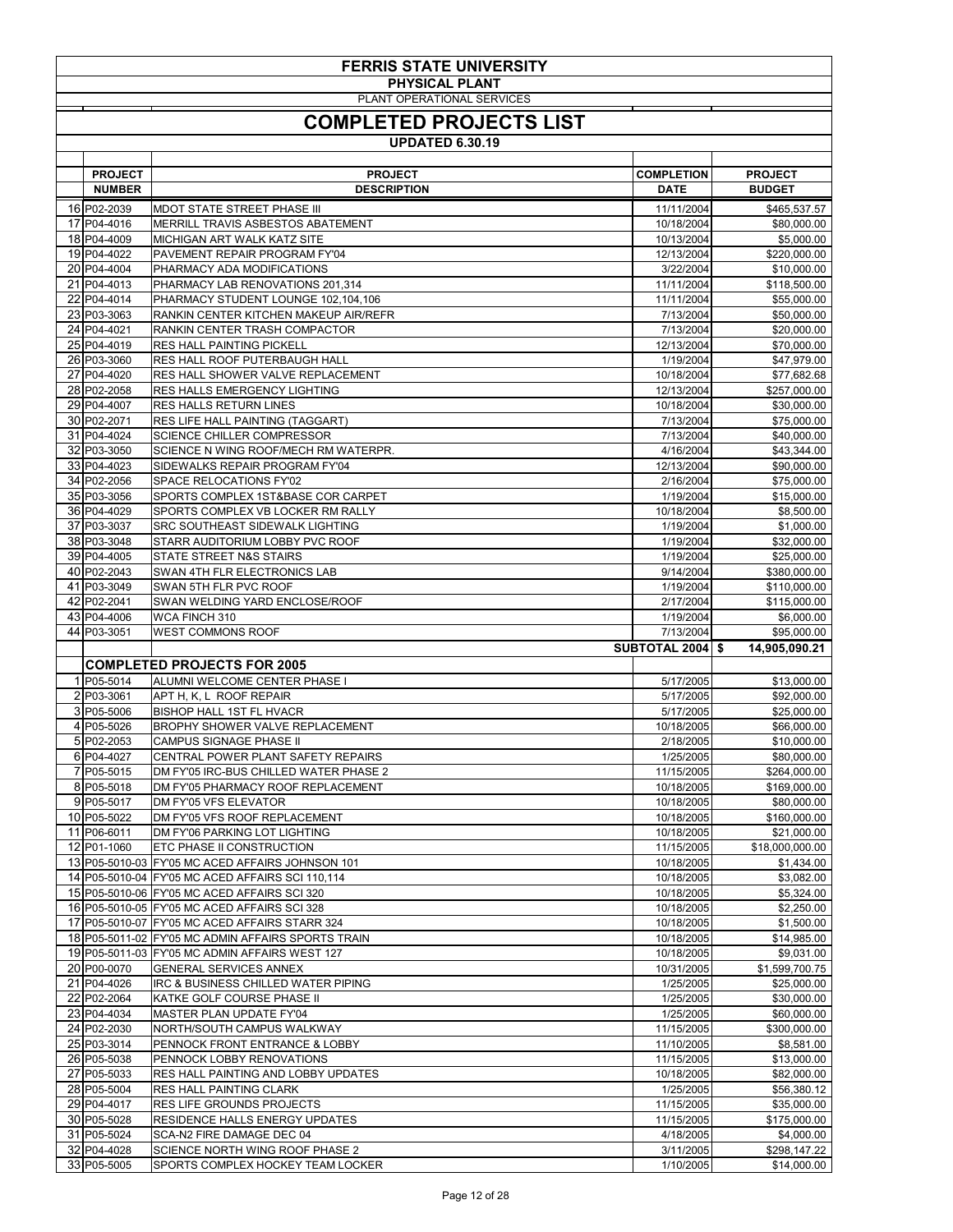# FERRIS STATE UNIVERSITY

## PHYSICAL PLANT

PLANT OPERATIONAL SERVICES

## COMPLETED PROJECTS LIST

**UPDATED 6.30.19**

| | PROJECT NUMBER | PROJECT DESCRIPTION | COMPLETION DATE | PROJECT BUDGET |
|---|---|---|---|---|
| 16 | P02-2039 | MDOT STATE STREET PHASE III | 11/11/2004 | $465,537.57 |
| 17 | P04-4016 | MERRILL TRAVIS ASBESTOS ABATEMENT | 10/18/2004 | $80,000.00 |
| 18 | P04-4009 | MICHIGAN ART WALK KATZ SITE | 10/13/2004 | $5,000.00 |
| 19 | P04-4022 | PAVEMENT REPAIR PROGRAM FY'04 | 12/13/2004 | $220,000.00 |
| 20 | P04-4004 | PHARMACY ADA MODIFICATIONS | 3/22/2004 | $10,000.00 |
| 21 | P04-4013 | PHARMACY LAB RENOVATIONS 201,314 | 11/11/2004 | $118,500.00 |
| 22 | P04-4014 | PHARMACY STUDENT LOUNGE 102,104,106 | 11/11/2004 | $55,000.00 |
| 23 | P03-3063 | RANKIN CENTER KITCHEN MAKEUP AIR/REFR | 7/13/2004 | $50,000.00 |
| 24 | P04-4021 | RANKIN CENTER TRASH COMPACTOR | 7/13/2004 | $20,000.00 |
| 25 | P04-4019 | RES HALL PAINTING PICKELL | 12/13/2004 | $70,000.00 |
| 26 | P03-3060 | RES HALL ROOF PUTERBAUGH HALL | 1/19/2004 | $47,979.00 |
| 27 | P04-4020 | RES HALL SHOWER VALVE REPLACEMENT | 10/18/2004 | $77,682.68 |
| 28 | P02-2058 | RES HALLS EMERGENCY LIGHTING | 12/13/2004 | $257,000.00 |
| 29 | P04-4007 | RES HALLS RETURN LINES | 10/18/2004 | $30,000.00 |
| 30 | P02-2071 | RES LIFE HALL PAINTING (TAGGART) | 7/13/2004 | $75,000.00 |
| 31 | P04-4024 | SCIENCE CHILLER COMPRESSOR | 7/13/2004 | $40,000.00 |
| 32 | P03-3050 | SCIENCE N WING ROOF/MECH RM WATERPR. | 4/16/2004 | $43,344.00 |
| 33 | P04-4023 | SIDEWALKS REPAIR PROGRAM FY'04 | 12/13/2004 | $90,000.00 |
| 34 | P02-2056 | SPACE RELOCATIONS FY'02 | 2/16/2004 | $75,000.00 |
| 35 | P03-3056 | SPORTS COMPLEX 1ST&BASE COR CARPET | 1/19/2004 | $15,000.00 |
| 36 | P04-4029 | SPORTS COMPLEX VB LOCKER RM RALLY | 10/18/2004 | $8,500.00 |
| 37 | P03-3037 | SRC SOUTHEAST SIDEWALK LIGHTING | 1/19/2004 | $1,000.00 |
| 38 | P03-3048 | STARR AUDITORIUM LOBBY PVC ROOF | 1/19/2004 | $32,000.00 |
| 39 | P04-4005 | STATE STREET N&S STAIRS | 1/19/2004 | $25,000.00 |
| 40 | P02-2043 | SWAN 4TH FLR ELECTRONICS LAB | 9/14/2004 | $380,000.00 |
| 41 | P03-3049 | SWAN 5TH FLR PVC ROOF | 1/19/2004 | $110,000.00 |
| 42 | P02-2041 | SWAN WELDING YARD ENCLOSE/ROOF | 2/17/2004 | $115,000.00 |
| 43 | P04-4006 | WCA FINCH 310 | 1/19/2004 | $6,000.00 |
| 44 | P03-3051 | WEST COMMONS ROOF | 7/13/2004 | $95,000.00 |
| | | | **SUBTOTAL 2004** | **$ 14,905,090.21** |
| | | **COMPLETED PROJECTS FOR 2005** | | |
| 1 | P05-5014 | ALUMNI WELCOME CENTER PHASE I | 5/17/2005 | $13,000.00 |
| 2 | P03-3061 | APT H, K, L ROOF REPAIR | 5/17/2005 | $92,000.00 |
| 3 | P05-5006 | BISHOP HALL 1ST FL HVACR | 5/17/2005 | $25,000.00 |
| 4 | P05-5026 | BROPHY SHOWER VALVE REPLACEMENT | 10/18/2005 | $66,000.00 |
| 5 | P02-2053 | CAMPUS SIGNAGE PHASE II | 2/18/2005 | $10,000.00 |
| 6 | P04-4027 | CENTRAL POWER PLANT SAFETY REPAIRS | 1/25/2005 | $80,000.00 |
| 7 | P05-5015 | DM FY'05 IRC-BUS CHILLED WATER PHASE 2 | 11/15/2005 | $264,000.00 |
| 8 | P05-5018 | DM FY'05 PHARMACY ROOF REPLACEMENT | 10/18/2005 | $169,000.00 |
| 9 | P05-5017 | DM FY'05 VFS ELEVATOR | 10/18/2005 | $80,000.00 |
| 10 | P05-5022 | DM FY'05 VFS ROOF REPLACEMENT | 10/18/2005 | $160,000.00 |
| 11 | P06-6011 | DM FY'06 PARKING LOT LIGHTING | 10/18/2005 | $21,000.00 |
| 12 | P01-1060 | ETC PHASE II CONSTRUCTION | 11/15/2005 | $18,000,000.00 |
| 13 | P05-5010-03 | FY'05 MC ACED AFFAIRS JOHNSON 101 | 10/18/2005 | $1,434.00 |
| 14 | P05-5010-04 | FY'05 MC ACED AFFAIRS SCI 110,114 | 10/18/2005 | $3,082.00 |
| 15 | P05-5010-06 | FY'05 MC ACED AFFAIRS SCI 320 | 10/18/2005 | $5,324.00 |
| 16 | P05-5010-05 | FY'05 MC ACED AFFAIRS SCI 328 | 10/18/2005 | $2,250.00 |
| 17 | P05-5010-07 | FY'05 MC ACED AFFAIRS STARR 324 | 10/18/2005 | $1,500.00 |
| 18 | P05-5011-02 | FY'05 MC ADMIN AFFAIRS SPORTS TRAIN | 10/18/2005 | $14,985.00 |
| 19 | P05-5011-03 | FY'05 MC ADMIN AFFAIRS WEST 127 | 10/18/2005 | $9,031.00 |
| 20 | P00-0070 | GENERAL SERVICES ANNEX | 10/31/2005 | $1,599,700.75 |
| 21 | P04-4026 | IRC & BUSINESS CHILLED WATER PIPING | 1/25/2005 | $25,000.00 |
| 22 | P02-2064 | KATKE GOLF COURSE PHASE II | 1/25/2005 | $30,000.00 |
| 23 | P04-4034 | MASTER PLAN UPDATE FY'04 | 1/25/2005 | $60,000.00 |
| 24 | P02-2030 | NORTH/SOUTH CAMPUS WALKWAY | 11/15/2005 | $300,000.00 |
| 25 | P03-3014 | PENNOCK FRONT ENTRANCE & LOBBY | 11/10/2005 | $8,581.00 |
| 26 | P05-5038 | PENNOCK LOBBY RENOVATIONS | 11/15/2005 | $13,000.00 |
| 27 | P05-5033 | RES HALL PAINTING AND LOBBY UPDATES | 10/18/2005 | $82,000.00 |
| 28 | P05-5004 | RES HALL PAINTING CLARK | 1/25/2005 | $56,380.12 |
| 29 | P04-4017 | RES LIFE GROUNDS PROJECTS | 11/15/2005 | $35,000.00 |
| 30 | P05-5028 | RESIDENCE HALLS ENERGY UPDATES | 11/15/2005 | $175,000.00 |
| 31 | P05-5024 | SCA-N2 FIRE DAMAGE DEC 04 | 4/18/2005 | $4,000.00 |
| 32 | P04-4028 | SCIENCE NORTH WING ROOF PHASE 2 | 3/11/2005 | $298,147.22 |
| 33 | P05-5005 | SPORTS COMPLEX HOCKEY TEAM LOCKER | 1/10/2005 | $14,000.00 |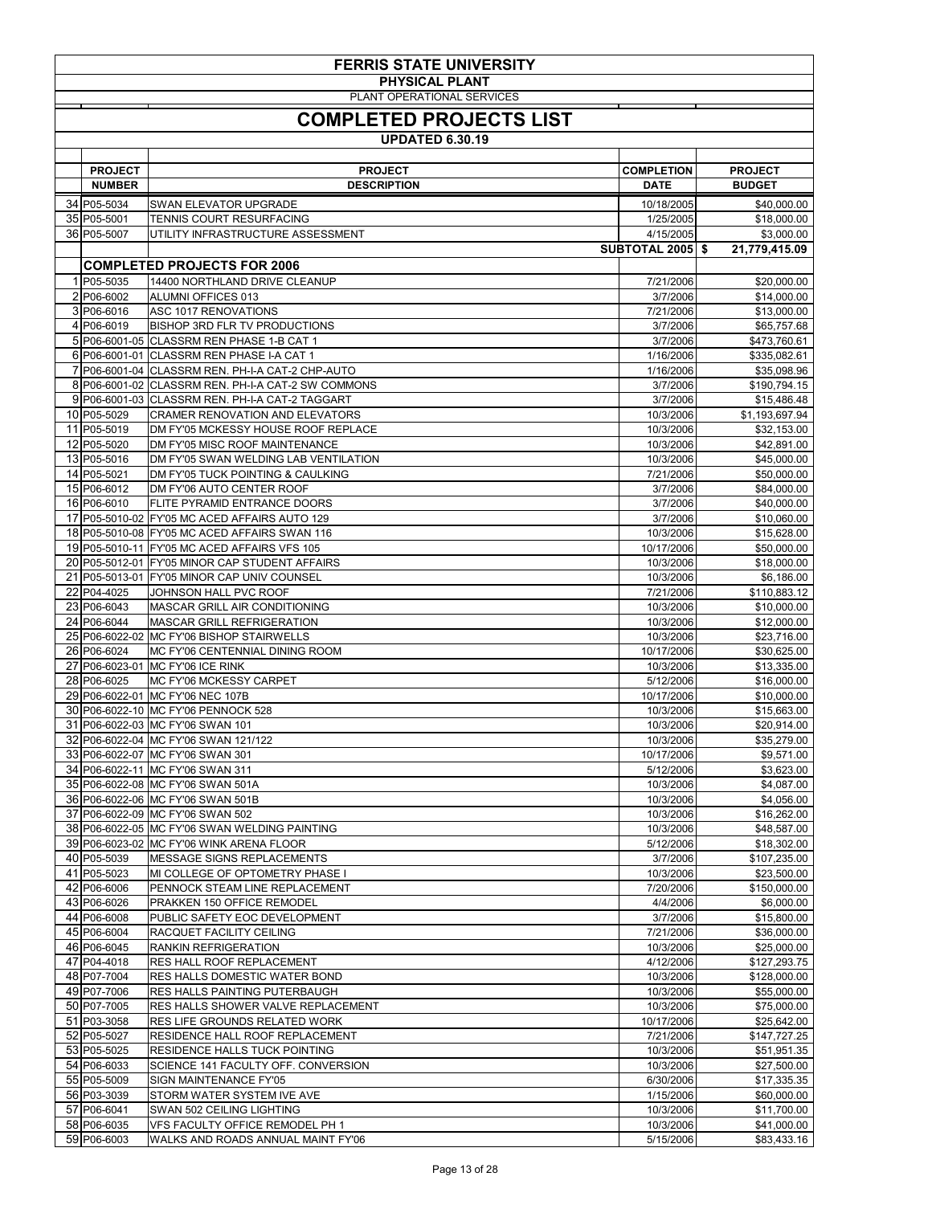# FERRIS STATE UNIVERSITY

## PHYSICAL PLANT

PLANT OPERATIONAL SERVICES

## COMPLETED PROJECTS LIST

**UPDATED 6.30.19**

| | PROJECT NUMBER | PROJECT DESCRIPTION | COMPLETION DATE | PROJECT BUDGET |
|---|---|---|---|---|
| 34 | P05-5034 | SWAN ELEVATOR UPGRADE | 10/18/2005 | $40,000.00 |
| 35 | P05-5001 | TENNIS COURT RESURFACING | 1/25/2005 | $18,000.00 |
| 36 | P05-5007 | UTILITY INFRASTRUCTURE ASSESSMENT | 4/15/2005 | $3,000.00 |
| | | | **SUBTOTAL 2005** | **$ 21,779,415.09** |
| | | **COMPLETED PROJECTS FOR 2006** | | |
| 1 | P05-5035 | 14400 NORTHLAND DRIVE CLEANUP | 7/21/2006 | $20,000.00 |
| 2 | P06-6002 | ALUMNI OFFICES 013 | 3/7/2006 | $14,000.00 |
| 3 | P06-6016 | ASC 1017 RENOVATIONS | 7/21/2006 | $13,000.00 |
| 4 | P06-6019 | BISHOP 3RD FLR TV PRODUCTIONS | 3/7/2006 | $65,757.68 |
| 5 | P06-6001-05 | CLASSRM REN PHASE 1-B CAT 1 | 3/7/2006 | $473,760.61 |
| 6 | P06-6001-01 | CLASSRM REN PHASE I-A CAT 1 | 1/16/2006 | $335,082.61 |
| 7 | P06-6001-04 | CLASSRM. REN. PH-I-A CAT-2 CHP-AUTO | 1/16/2006 | $35,098.96 |
| 8 | P06-6001-02 | CLASSRM REN. PH-I-A CAT-2 SW COMMONS | 3/7/2006 | $190,794.15 |
| 9 | P06-6001-03 | CLASSRM. REN. PH-I-A CAT-2 TAGGART | 3/7/2006 | $15,486.48 |
| 10 | P05-5029 | CRAMER RENOVATION AND ELEVATORS | 10/3/2006 | $1,193,697.94 |
| 11 | P05-5019 | DM FY'05 MCKESSY HOUSE ROOF REPLACE | 10/3/2006 | $32,153.00 |
| 12 | P05-5020 | DM FY'05 MISC ROOF MAINTENANCE | 10/3/2006 | $42,891.00 |
| 13 | P05-5016 | DM FY'05 SWAN WELDING LAB VENTILATION | 10/3/2006 | $45,000.00 |
| 14 | P05-5021 | DM FY'05 TUCK POINTING & CAULKING | 7/21/2006 | $50,000.00 |
| 15 | P06-6012 | DM FY'06 AUTO CENTER ROOF | 3/7/2006 | $84,000.00 |
| 16 | P06-6010 | FLITE PYRAMID ENTRANCE DOORS | 3/7/2006 | $40,000.00 |
| 17 | P05-5010-02 | FY'05 MC ACED AFFAIRS AUTO 129 | 3/7/2006 | $10,060.00 |
| 18 | P05-5010-08 | FY'05 MC ACED AFFAIRS SWAN 116 | 10/3/2006 | $15,628.00 |
| 19 | P05-5010-11 | FY'05 MC ACED AFFAIRS VFS 105 | 10/17/2006 | $50,000.00 |
| 20 | P05-5012-01 | FY'05 MINOR CAP STUDENT AFFAIRS | 10/3/2006 | $18,000.00 |
| 21 | P05-5013-01 | FY'05 MINOR CAP UNIV COUNSEL | 10/3/2006 | $6,186.00 |
| 22 | P04-4025 | JOHNSON HALL PVC ROOF | 7/21/2006 | $110,883.12 |
| 23 | P06-6043 | MASCAR GRILL AIR CONDITIONING | 10/3/2006 | $10,000.00 |
| 24 | P06-6044 | MASCAR GRILL REFRIGERATION | 10/3/2006 | $12,000.00 |
| 25 | P06-6022-02 | MC FY'06 BISHOP STAIRWELLS | 10/3/2006 | $23,716.00 |
| 26 | P06-6024 | MC FY'06 CENTENNIAL DINING ROOM | 10/17/2006 | $30,625.00 |
| 27 | P06-6023-01 | MC FY'06 ICE RINK | 10/3/2006 | $13,335.00 |
| 28 | P06-6025 | MC FY'06 MCKESSY CARPET | 5/12/2006 | $16,000.00 |
| 29 | P06-6022-01 | MC FY'06 NEC 107B | 10/17/2006 | $10,000.00 |
| 30 | P06-6022-10 | MC FY'06 PENNOCK 528 | 10/3/2006 | $15,663.00 |
| 31 | P06-6022-03 | MC FY'06 SWAN 101 | 10/3/2006 | $20,914.00 |
| 32 | P06-6022-04 | MC FY'06 SWAN 121/122 | 10/3/2006 | $35,279.00 |
| 33 | P06-6022-07 | MC FY'06 SWAN 301 | 10/17/2006 | $9,571.00 |
| 34 | P06-6022-11 | MC FY'06 SWAN 311 | 5/12/2006 | $3,623.00 |
| 35 | P06-6022-08 | MC FY'06 SWAN 501A | 10/3/2006 | $4,087.00 |
| 36 | P06-6022-06 | MC FY'06 SWAN 501B | 10/3/2006 | $4,056.00 |
| 37 | P06-6022-09 | MC FY'06 SWAN 502 | 10/3/2006 | $16,262.00 |
| 38 | P06-6022-05 | MC FY'06 SWAN WELDING PAINTING | 10/3/2006 | $48,587.00 |
| 39 | P06-6023-02 | MC FY'06 WINK ARENA FLOOR | 5/12/2006 | $18,302.00 |
| 40 | P05-5039 | MESSAGE SIGNS REPLACEMENTS | 3/7/2006 | $107,235.00 |
| 41 | P05-5023 | MI COLLEGE OF OPTOMETRY PHASE I | 10/3/2006 | $23,500.00 |
| 42 | P06-6006 | PENNOCK STEAM LINE REPLACEMENT | 7/20/2006 | $150,000.00 |
| 43 | P06-6026 | PRAKKEN 150 OFFICE REMODEL | 4/4/2006 | $6,000.00 |
| 44 | P06-6008 | PUBLIC SAFETY EOC DEVELOPMENT | 3/7/2006 | $15,800.00 |
| 45 | P06-6004 | RACQUET FACILITY CEILING | 7/21/2006 | $36,000.00 |
| 46 | P06-6045 | RANKIN REFRIGERATION | 10/3/2006 | $25,000.00 |
| 47 | P04-4018 | RES HALL ROOF REPLACEMENT | 4/12/2006 | $127,293.75 |
| 48 | P07-7004 | RES HALLS DOMESTIC WATER BOND | 10/3/2006 | $128,000.00 |
| 49 | P07-7006 | RES HALLS PAINTING PUTERBAUGH | 10/3/2006 | $55,000.00 |
| 50 | P07-7005 | RES HALLS SHOWER VALVE REPLACEMENT | 10/3/2006 | $75,000.00 |
| 51 | P03-3058 | RES LIFE GROUNDS RELATED WORK | 10/17/2006 | $25,642.00 |
| 52 | P05-5027 | RESIDENCE HALL ROOF REPLACEMENT | 7/21/2006 | $147,727.25 |
| 53 | P05-5025 | RESIDENCE HALLS TUCK POINTING | 10/3/2006 | $51,951.35 |
| 54 | P06-6033 | SCIENCE 141 FACULTY OFF. CONVERSION | 10/3/2006 | $27,500.00 |
| 55 | P05-5009 | SIGN MAINTENANCE FY'05 | 6/30/2006 | $17,335.35 |
| 56 | P03-3039 | STORM WATER SYSTEM IVE AVE | 1/15/2006 | $60,000.00 |
| 57 | P06-6041 | SWAN 502 CEILING LIGHTING | 10/3/2006 | $11,700.00 |
| 58 | P06-6035 | VFS FACULTY OFFICE REMODEL PH 1 | 10/3/2006 | $41,000.00 |
| 59 | P06-6003 | WALKS AND ROADS ANNUAL MAINT FY'06 | 5/15/2006 | $83,433.16 |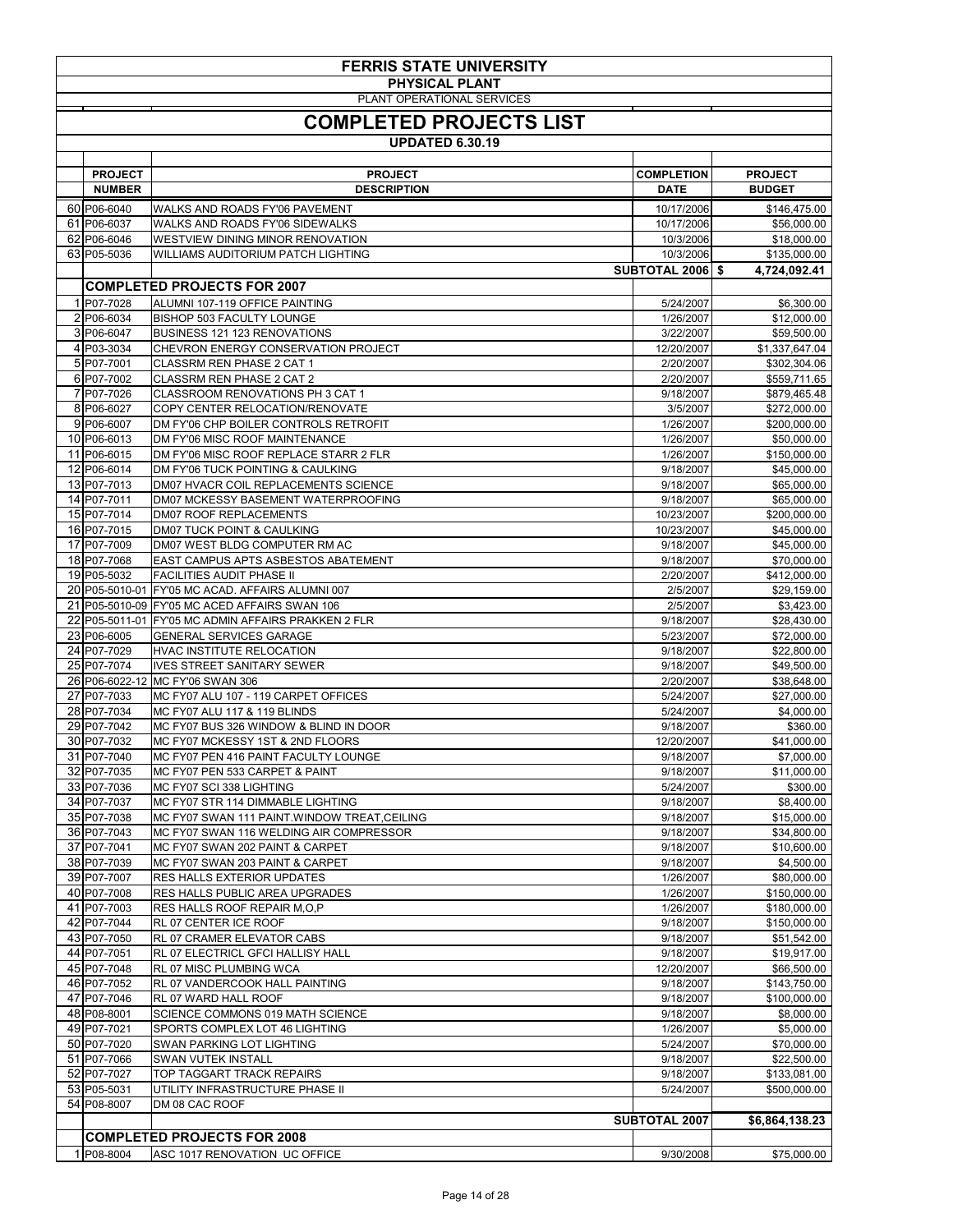# FERRIS STATE UNIVERSITY

## PHYSICAL PLANT

PLANT OPERATIONAL SERVICES

## COMPLETED PROJECTS LIST

**UPDATED 6.30.19**

| | PROJECT NUMBER | PROJECT DESCRIPTION | COMPLETION DATE | PROJECT BUDGET |
|---|---|---|---|---|
| 60 | P06-6040 | WALKS AND ROADS FY'06 PAVEMENT | 10/17/2006 | $146,475.00 |
| 61 | P06-6037 | WALKS AND ROADS FY'06 SIDEWALKS | 10/17/2006 | $56,000.00 |
| 62 | P06-6046 | WESTVIEW DINING MINOR RENOVATION | 10/3/2006 | $18,000.00 |
| 63 | P05-5036 | WILLIAMS AUDITORIUM PATCH LIGHTING | 10/3/2006 | $135,000.00 |
| | | | **SUBTOTAL 2006** | **$ 4,724,092.41** |
| | | **COMPLETED PROJECTS FOR 2007** | | |
| 1 | P07-7028 | ALUMNI 107-119 OFFICE PAINTING | 5/24/2007 | $6,300.00 |
| 2 | P06-6034 | BISHOP 503 FACULTY LOUNGE | 1/26/2007 | $12,000.00 |
| 3 | P06-6047 | BUSINESS 121 123 RENOVATIONS | 3/22/2007 | $59,500.00 |
| 4 | P03-3034 | CHEVRON ENERGY CONSERVATION PROJECT | 12/20/2007 | $1,337,647.04 |
| 5 | P07-7001 | CLASSRM REN PHASE 2 CAT 1 | 2/20/2007 | $302,304.06 |
| 6 | P07-7002 | CLASSRM REN PHASE 2 CAT 2 | 2/20/2007 | $559,711.65 |
| 7 | P07-7026 | CLASSROOM RENOVATIONS PH 3 CAT 1 | 9/18/2007 | $879,465.48 |
| 8 | P06-6027 | COPY CENTER RELOCATION/RENOVATE | 3/5/2007 | $272,000.00 |
| 9 | P06-6007 | DM FY'06 CHP BOILER CONTROLS RETROFIT | 1/26/2007 | $200,000.00 |
| 10 | P06-6013 | DM FY'06 MISC ROOF MAINTENANCE | 1/26/2007 | $50,000.00 |
| 11 | P06-6015 | DM FY'06 MISC ROOF REPLACE STARR 2 FLR | 1/26/2007 | $150,000.00 |
| 12 | P06-6014 | DM FY'06 TUCK POINTING & CAULKING | 9/18/2007 | $45,000.00 |
| 13 | P07-7013 | DM07 HVACR COIL REPLACEMENTS SCIENCE | 9/18/2007 | $65,000.00 |
| 14 | P07-7011 | DM07 MCKESSY BASEMENT WATERPROOFING | 9/18/2007 | $65,000.00 |
| 15 | P07-7014 | DM07 ROOF REPLACEMENTS | 10/23/2007 | $200,000.00 |
| 16 | P07-7015 | DM07 TUCK POINT & CAULKING | 10/23/2007 | $45,000.00 |
| 17 | P07-7009 | DM07 WEST BLDG COMPUTER RM AC | 9/18/2007 | $45,000.00 |
| 18 | P07-7068 | EAST CAMPUS APTS ASBESTOS ABATEMENT | 9/18/2007 | $70,000.00 |
| 19 | P05-5032 | FACILITIES AUDIT PHASE II | 2/20/2007 | $412,000.00 |
| 20 | P05-5010-01 | FY'05 MC ACAD. AFFAIRS ALUMNI 007 | 2/5/2007 | $29,159.00 |
| 21 | P05-5010-09 | FY'05 MC ACED AFFAIRS SWAN 106 | 2/5/2007 | $3,423.00 |
| 22 | P05-5011-01 | FY'05 MC ADMIN AFFAIRS PRAKKEN 2 FLR | 9/18/2007 | $28,430.00 |
| 23 | P06-6005 | GENERAL SERVICES GARAGE | 5/23/2007 | $72,000.00 |
| 24 | P07-7029 | HVAC INSTITUTE RELOCATION | 9/18/2007 | $22,800.00 |
| 25 | P07-7074 | IVES STREET SANITARY SEWER | 9/18/2007 | $49,500.00 |
| 26 | P06-6022-12 | MC FY'06 SWAN 306 | 2/20/2007 | $38,648.00 |
| 27 | P07-7033 | MC FY07 ALU 107 - 119 CARPET OFFICES | 5/24/2007 | $27,000.00 |
| 28 | P07-7034 | MC FY07 ALU 117 & 119 BLINDS | 5/24/2007 | $4,000.00 |
| 29 | P07-7042 | MC FY07 BUS 326 WINDOW & BLIND IN DOOR | 9/18/2007 | $360.00 |
| 30 | P07-7032 | MC FY07 MCKESSY 1ST & 2ND FLOORS | 12/20/2007 | $41,000.00 |
| 31 | P07-7040 | MC FY07 PEN 416 PAINT FACULTY LOUNGE | 9/18/2007 | $7,000.00 |
| 32 | P07-7035 | MC FY07 PEN 533 CARPET & PAINT | 9/18/2007 | $11,000.00 |
| 33 | P07-7036 | MC FY07 SCI 338 LIGHTING | 5/24/2007 | $300.00 |
| 34 | P07-7037 | MC FY07 STR 114 DIMMABLE LIGHTING | 9/18/2007 | $8,400.00 |
| 35 | P07-7038 | MC FY07 SWAN 111 PAINT.WINDOW TREAT,CEILING | 9/18/2007 | $15,000.00 |
| 36 | P07-7043 | MC FY07 SWAN 116 WELDING AIR COMPRESSOR | 9/18/2007 | $34,800.00 |
| 37 | P07-7041 | MC FY07 SWAN 202 PAINT & CARPET | 9/18/2007 | $10,600.00 |
| 38 | P07-7039 | MC FY07 SWAN 203 PAINT & CARPET | 9/18/2007 | $4,500.00 |
| 39 | P07-7007 | RES HALLS EXTERIOR UPDATES | 1/26/2007 | $80,000.00 |
| 40 | P07-7008 | RES HALLS PUBLIC AREA UPGRADES | 1/26/2007 | $150,000.00 |
| 41 | P07-7003 | RES HALLS ROOF REPAIR M,O,P | 1/26/2007 | $180,000.00 |
| 42 | P07-7044 | RL 07 CENTER ICE ROOF | 9/18/2007 | $150,000.00 |
| 43 | P07-7050 | RL 07 CRAMER ELEVATOR CABS | 9/18/2007 | $51,542.00 |
| 44 | P07-7051 | RL 07 ELECTRICL GFCI HALLISY HALL | 9/18/2007 | $19,917.00 |
| 45 | P07-7048 | RL 07 MISC PLUMBING WCA | 12/20/2007 | $66,500.00 |
| 46 | P07-7052 | RL 07 VANDERCOOK HALL PAINTING | 9/18/2007 | $143,750.00 |
| 47 | P07-7046 | RL 07 WARD HALL ROOF | 9/18/2007 | $100,000.00 |
| 48 | P08-8001 | SCIENCE COMMONS 019 MATH SCIENCE | 9/18/2007 | $8,000.00 |
| 49 | P07-7021 | SPORTS COMPLEX LOT 46 LIGHTING | 1/26/2007 | $5,000.00 |
| 50 | P07-7020 | SWAN PARKING LOT LIGHTING | 5/24/2007 | $70,000.00 |
| 51 | P07-7066 | SWAN VUTEK INSTALL | 9/18/2007 | $22,500.00 |
| 52 | P07-7027 | TOP TAGGART TRACK REPAIRS | 9/18/2007 | $133,081.00 |
| 53 | P05-5031 | UTILITY INFRASTRUCTURE PHASE II | 5/24/2007 | $500,000.00 |
| 54 | P08-8007 | DM 08 CAC ROOF | | |
| | | | **SUBTOTAL 2007** | **$6,864,138.23** |
| | | **COMPLETED PROJECTS FOR 2008** | | |
| 1 | P08-8004 | ASC 1017 RENOVATION UC OFFICE | 9/30/2008 | $75,000.00 |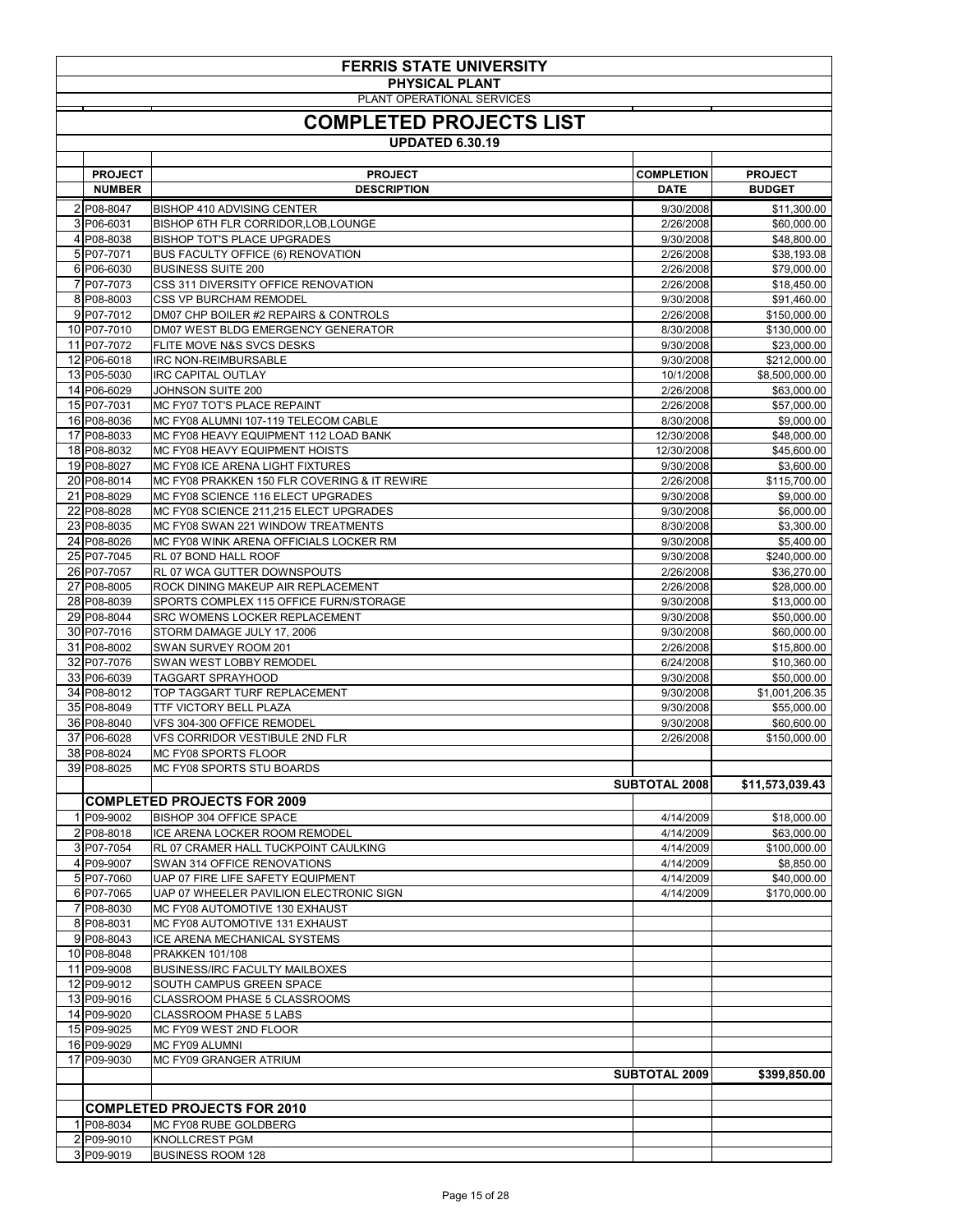# FERRIS STATE UNIVERSITY

## PHYSICAL PLANT

PLANT OPERATIONAL SERVICES

## COMPLETED PROJECTS LIST

**UPDATED 6.30.19**

| | PROJECT NUMBER | PROJECT DESCRIPTION | COMPLETION DATE | PROJECT BUDGET |
|---|---|---|---|---|
| 2 | P08-8047 | BISHOP 410 ADVISING CENTER | 9/30/2008 | $11,300.00 |
| 3 | P06-6031 | BISHOP 6TH FLR CORRIDOR,LOB,LOUNGE | 2/26/2008 | $60,000.00 |
| 4 | P08-8038 | BISHOP TOT'S PLACE UPGRADES | 9/30/2008 | $48,800.00 |
| 5 | P07-7071 | BUS FACULTY OFFICE (6) RENOVATION | 2/26/2008 | $38,193.08 |
| 6 | P06-6030 | BUSINESS SUITE 200 | 2/26/2008 | $79,000.00 |
| 7 | P07-7073 | CSS 311 DIVERSITY OFFICE RENOVATION | 2/26/2008 | $18,450.00 |
| 8 | P08-8003 | CSS VP BURCHAM REMODEL | 9/30/2008 | $91,460.00 |
| 9 | P07-7012 | DM07 CHP BOILER #2 REPAIRS & CONTROLS | 2/26/2008 | $150,000.00 |
| 10 | P07-7010 | DM07 WEST BLDG EMERGENCY GENERATOR | 8/30/2008 | $130,000.00 |
| 11 | P07-7072 | FLITE MOVE N&S SVCS DESKS | 9/30/2008 | $23,000.00 |
| 12 | P06-6018 | IRC NON-REIMBURSABLE | 9/30/2008 | $212,000.00 |
| 13 | P05-5030 | IRC CAPITAL OUTLAY | 10/1/2008 | $8,500,000.00 |
| 14 | P06-6029 | JOHNSON SUITE 200 | 2/26/2008 | $63,000.00 |
| 15 | P07-7031 | MC FY07 TOT'S PLACE REPAINT | 2/26/2008 | $57,000.00 |
| 16 | P08-8036 | MC FY08 ALUMNI 107-119 TELECOM CABLE | 8/30/2008 | $9,000.00 |
| 17 | P08-8033 | MC FY08 HEAVY EQUIPMENT 112 LOAD BANK | 12/30/2008 | $48,000.00 |
| 18 | P08-8032 | MC FY08 HEAVY EQUIPMENT HOISTS | 12/30/2008 | $45,600.00 |
| 19 | P08-8027 | MC FY08 ICE ARENA LIGHT FIXTURES | 9/30/2008 | $3,600.00 |
| 20 | P08-8014 | MC FY08 PRAKKEN 150 FLR COVERING & IT REWIRE | 2/26/2008 | $115,700.00 |
| 21 | P08-8029 | MC FY08 SCIENCE 116 ELECT UPGRADES | 9/30/2008 | $9,000.00 |
| 22 | P08-8028 | MC FY08 SCIENCE 211,215 ELECT UPGRADES | 9/30/2008 | $6,000.00 |
| 23 | P08-8035 | MC FY08 SWAN 221 WINDOW TREATMENTS | 8/30/2008 | $3,300.00 |
| 24 | P08-8026 | MC FY08 WINK ARENA OFFICIALS LOCKER RM | 9/30/2008 | $5,400.00 |
| 25 | P07-7045 | RL 07 BOND HALL ROOF | 9/30/2008 | $240,000.00 |
| 26 | P07-7057 | RL 07 WCA GUTTER DOWNSPOUTS | 2/26/2008 | $36,270.00 |
| 27 | P08-8005 | ROCK DINING MAKEUP AIR REPLACEMENT | 2/26/2008 | $28,000.00 |
| 28 | P08-8039 | SPORTS COMPLEX 115 OFFICE FURN/STORAGE | 9/30/2008 | $13,000.00 |
| 29 | P08-8044 | SRC WOMENS LOCKER REPLACEMENT | 9/30/2008 | $50,000.00 |
| 30 | P07-7016 | STORM DAMAGE JULY 17, 2006 | 9/30/2008 | $60,000.00 |
| 31 | P08-8002 | SWAN SURVEY ROOM 201 | 2/26/2008 | $15,800.00 |
| 32 | P07-7076 | SWAN WEST LOBBY REMODEL | 6/24/2008 | $10,360.00 |
| 33 | P06-6039 | TAGGART SPRAYHOOD | 9/30/2008 | $50,000.00 |
| 34 | P08-8012 | TOP TAGGART TURF REPLACEMENT | 9/30/2008 | $1,001,206.35 |
| 35 | P08-8049 | TTF VICTORY BELL PLAZA | 9/30/2008 | $55,000.00 |
| 36 | P08-8040 | VFS 304-300 OFFICE REMODEL | 9/30/2008 | $60,600.00 |
| 37 | P06-6028 | VFS CORRIDOR VESTIBULE 2ND FLR | 2/26/2008 | $150,000.00 |
| 38 | P08-8024 | MC FY08 SPORTS FLOOR | | |
| 39 | P08-8025 | MC FY08 SPORTS STU BOARDS | | |
| | | | **SUBTOTAL 2008** | **$11,573,039.43** |
| | **COMPLETED PROJECTS FOR 2009** | | | |
| 1 | P09-9002 | BISHOP 304 OFFICE SPACE | 4/14/2009 | $18,000.00 |
| 2 | P08-8018 | ICE ARENA LOCKER ROOM REMODEL | 4/14/2009 | $63,000.00 |
| 3 | P07-7054 | RL 07 CRAMER HALL TUCKPOINT CAULKING | 4/14/2009 | $100,000.00 |
| 4 | P09-9007 | SWAN 314 OFFICE RENOVATIONS | 4/14/2009 | $8,850.00 |
| 5 | P07-7060 | UAP 07 FIRE LIFE SAFETY EQUIPMENT | 4/14/2009 | $40,000.00 |
| 6 | P07-7065 | UAP 07 WHEELER PAVILION ELECTRONIC SIGN | 4/14/2009 | $170,000.00 |
| 7 | P08-8030 | MC FY08 AUTOMOTIVE 130 EXHAUST | | |
| 8 | P08-8031 | MC FY08 AUTOMOTIVE 131 EXHAUST | | |
| 9 | P08-8043 | ICE ARENA MECHANICAL SYSTEMS | | |
| 10 | P08-8048 | PRAKKEN 101/108 | | |
| 11 | P09-9008 | BUSINESS/IRC FACULTY MAILBOXES | | |
| 12 | P09-9012 | SOUTH CAMPUS GREEN SPACE | | |
| 13 | P09-9016 | CLASSROOM PHASE 5 CLASSROOMS | | |
| 14 | P09-9020 | CLASSROOM PHASE 5 LABS | | |
| 15 | P09-9025 | MC FY09 WEST 2ND FLOOR | | |
| 16 | P09-9029 | MC FY09 ALUMNI | | |
| 17 | P09-9030 | MC FY09 GRANGER ATRIUM | | |
| | | | **SUBTOTAL 2009** | **$399,850.00** |
| | **COMPLETED PROJECTS FOR 2010** | | | |
| 1 | P08-8034 | MC FY08 RUBE GOLDBERG | | |
| 2 | P09-9010 | KNOLLCREST PGM | | |
| 3 | P09-9019 | BUSINESS ROOM 128 | | |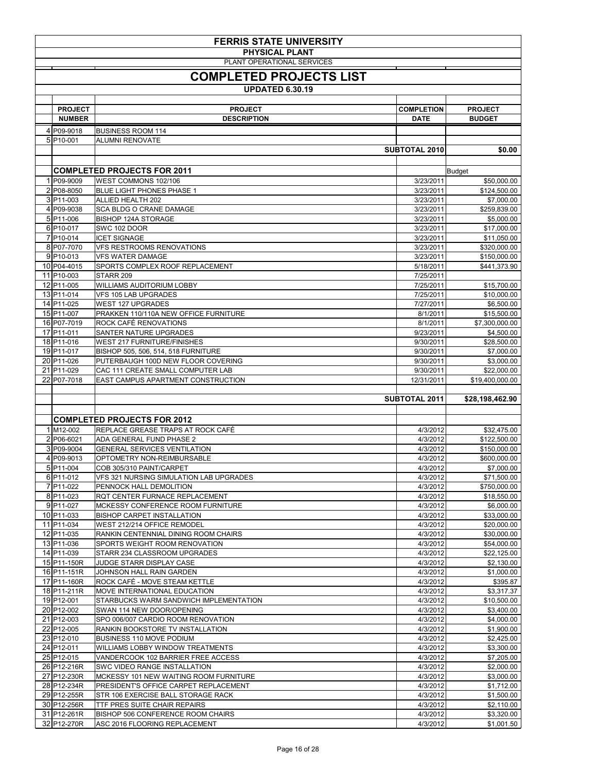# FERRIS STATE UNIVERSITY

## PHYSICAL PLANT

PLANT OPERATIONAL SERVICES

## COMPLETED PROJECTS LIST

**UPDATED 6.30.19**

| | PROJECT NUMBER | PROJECT DESCRIPTION | COMPLETION DATE | PROJECT BUDGET |
|---|---|---|---|---|
| 4 | P09-9018 | BUSINESS ROOM 114 | | |
| 5 | P10-001 | ALUMNI RENOVATE | | |
| | | | **SUBTOTAL 2010** | **$0.00** |
| | | | | |
| | | **COMPLETED PROJECTS FOR 2011** | | Budget |
| 1 | P09-9009 | WEST COMMONS 102/106 | 3/23/2011 | $50,000.00 |
| 2 | P08-8050 | BLUE LIGHT PHONES PHASE 1 | 3/23/2011 | $124,500.00 |
| 3 | P11-003 | ALLIED HEALTH 202 | 3/23/2011 | $7,000.00 |
| 4 | P09-9038 | SCA BLDG O CRANE DAMAGE | 3/23/2011 | $259,839.00 |
| 5 | P11-006 | BISHOP 124A STORAGE | 3/23/2011 | $5,000.00 |
| 6 | P10-017 | SWC 102 DOOR | 3/23/2011 | $17,000.00 |
| 7 | P10-014 | ICET SIGNAGE | 3/23/2011 | $11,050.00 |
| 8 | P07-7070 | VFS RESTROOMS RENOVATIONS | 3/23/2011 | $320,000.00 |
| 9 | P10-013 | VFS WATER DAMAGE | 3/23/2011 | $150,000.00 |
| 10 | P04-4015 | SPORTS COMPLEX ROOF REPLACEMENT | 5/18/2011 | $441,373.90 |
| 11 | P10-003 | STARR 209 | 7/25/2011 | |
| 12 | P11-005 | WILLIAMS AUDITORIUM LOBBY | 7/25/2011 | $15,700.00 |
| 13 | P11-014 | VFS 105 LAB UPGRADES | 7/25/2011 | $10,000.00 |
| 14 | P11-025 | WEST 127 UPGRADES | 7/27/2011 | $6,500.00 |
| 15 | P11-007 | PRAKKEN 110/110A NEW OFFICE FURNITURE | 8/1/2011 | $15,500.00 |
| 16 | P07-7019 | ROCK CAFÉ RENOVATIONS | 8/1/2011 | $7,300,000.00 |
| 17 | P11-011 | SANTER NATURE UPGRADES | 9/23/2011 | $4,500.00 |
| 18 | P11-016 | WEST 217 FURNITURE/FINISHES | 9/30/2011 | $28,500.00 |
| 19 | P11-017 | BISHOP 505, 506, 514, 518 FURNITURE | 9/30/2011 | $7,000.00 |
| 20 | P11-026 | PUTERBAUGH 100D NEW FLOOR COVERING | 9/30/2011 | $3,000.00 |
| 21 | P11-029 | CAC 111 CREATE SMALL COMPUTER LAB | 9/30/2011 | $22,000.00 |
| 22 | P07-7018 | EAST CAMPUS APARTMENT CONSTRUCTION | 12/31/2011 | $19,400,000.00 |
| | | | | |
| | | | **SUBTOTAL 2011** | **$28,198,462.90** |
| | | | | |
| | | **COMPLETED PROJECTS FOR 2012** | | |
| 1 | M12-002 | REPLACE GREASE TRAPS AT ROCK CAFÉ | 4/3/2012 | $32,475.00 |
| 2 | P06-6021 | ADA GENERAL FUND PHASE 2 | 4/3/2012 | $122,500.00 |
| 3 | P09-9004 | GENERAL SERVICES VENTILATION | 4/3/2012 | $150,000.00 |
| 4 | P09-9013 | OPTOMETRY NON-REIMBURSABLE | 4/3/2012 | $600,000.00 |
| 5 | P11-004 | COB 305/310 PAINT/CARPET | 4/3/2012 | $7,000.00 |
| 6 | P11-012 | VFS 321 NURSING SIMULATION LAB UPGRADES | 4/3/2012 | $71,500.00 |
| 7 | P11-022 | PENNOCK HALL DEMOLITION | 4/3/2012 | $750,000.00 |
| 8 | P11-023 | RQT CENTER FURNACE REPLACEMENT | 4/3/2012 | $18,550.00 |
| 9 | P11-027 | MCKESSY CONFERENCE ROOM FURNITURE | 4/3/2012 | $6,000.00 |
| 10 | P11-033 | BISHOP CARPET INSTALLATION | 4/3/2012 | $33,000.00 |
| 11 | P11-034 | WEST 212/214 OFFICE REMODEL | 4/3/2012 | $20,000.00 |
| 12 | P11-035 | RANKIN CENTENNIAL DINING ROOM CHAIRS | 4/3/2012 | $30,000.00 |
| 13 | P11-036 | SPORTS WEIGHT ROOM RENOVATION | 4/3/2012 | $54,000.00 |
| 14 | P11-039 | STARR 234 CLASSROOM UPGRADES | 4/3/2012 | $22,125.00 |
| 15 | P11-150R | JUDGE STARR DISPLAY CASE | 4/3/2012 | $2,130.00 |
| 16 | P11-151R | JOHNSON HALL RAIN GARDEN | 4/3/2012 | $1,000.00 |
| 17 | P11-160R | ROCK CAFÉ - MOVE STEAM KETTLE | 4/3/2012 | $395.87 |
| 18 | P11-211R | MOVE INTERNATIONAL EDUCATION | 4/3/2012 | $3,317.37 |
| 19 | P12-001 | STARBUCKS WARM SANDWICH IMPLEMENTATION | 4/3/2012 | $10,500.00 |
| 20 | P12-002 | SWAN 114 NEW DOOR/OPENING | 4/3/2012 | $3,400.00 |
| 21 | P12-003 | SPO 006/007 CARDIO ROOM RENOVATION | 4/3/2012 | $4,000.00 |
| 22 | P12-005 | RANKIN BOOKSTORE TV INSTALLATION | 4/3/2012 | $1,900.00 |
| 23 | P12-010 | BUSINESS 110 MOVE PODIUM | 4/3/2012 | $2,425.00 |
| 24 | P12-011 | WILLIAMS LOBBY WINDOW TREATMENTS | 4/3/2012 | $3,300.00 |
| 25 | P12-015 | VANDERCOOK 102 BARRIER FREE ACCESS | 4/3/2012 | $7,205.00 |
| 26 | P12-216R | SWC VIDEO RANGE INSTALLATION | 4/3/2012 | $2,000.00 |
| 27 | P12-230R | MCKESSY 101 NEW WAITING ROOM FURNITURE | 4/3/2012 | $3,000.00 |
| 28 | P12-234R | PRESIDENT'S OFFICE CARPET REPLACEMENT | 4/3/2012 | $1,712.00 |
| 29 | P12-255R | STR 106 EXERCISE BALL STORAGE RACK | 4/3/2012 | $1,500.00 |
| 30 | P12-256R | TTF PRES SUITE CHAIR REPAIRS | 4/3/2012 | $2,110.00 |
| 31 | P12-261R | BISHOP 506 CONFERENCE ROOM CHAIRS | 4/3/2012 | $3,320.00 |
| 32 | P12-270R | ASC 2016 FLOORING REPLACEMENT | 4/3/2012 | $1,001.50 |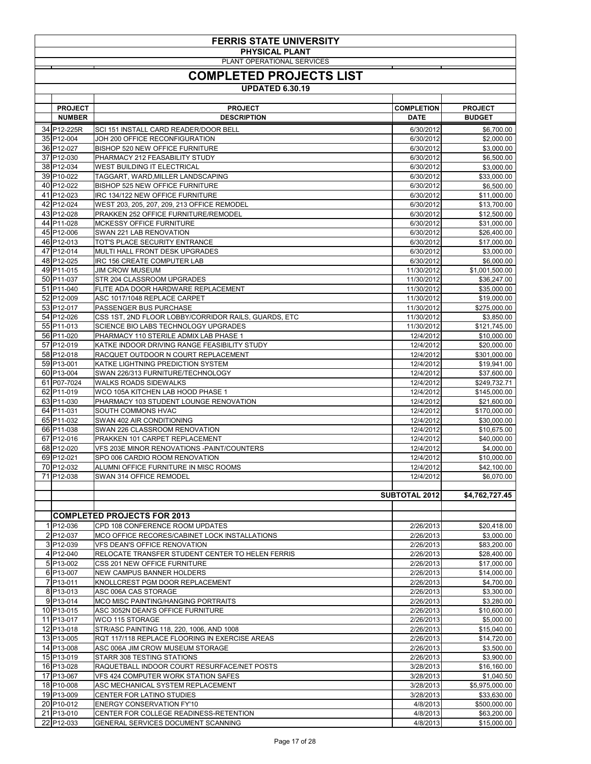# FERRIS STATE UNIVERSITY

## PHYSICAL PLANT

PLANT OPERATIONAL SERVICES

## COMPLETED PROJECTS LIST

### UPDATED 6.30.19

| | PROJECT NUMBER | PROJECT DESCRIPTION | COMPLETION DATE | PROJECT BUDGET |
|---|---|---|---|---|
| 34 | P12-225R | SCI 151 INSTALL CARD READER/DOOR BELL | 6/30/2012 | $6,700.00 |
| 35 | P12-004 | JOH 200 OFFICE RECONFIGURATION | 6/30/2012 | $2,000.00 |
| 36 | P12-027 | BISHOP 520 NEW OFFICE FURNITURE | 6/30/2012 | $3,000.00 |
| 37 | P12-030 | PHARMACY 212 FEASABILITY STUDY | 6/30/2012 | $6,500.00 |
| 38 | P12-034 | WEST BUILDING IT ELECTRICAL | 6/30/2012 | $3,000.00 |
| 39 | P10-022 | TAGGART, WARD,MILLER LANDSCAPING | 6/30/2012 | $33,000.00 |
| 40 | P12-022 | BISHOP 525 NEW OFFICE FURNITURE | 6/30/2012 | $6,500.00 |
| 41 | P12-023 | IRC 134/122 NEW OFFICE FURNITURE | 6/30/2012 | $11,000.00 |
| 42 | P12-024 | WEST 203, 205, 207, 209, 213 OFFICE REMODEL | 6/30/2012 | $13,700.00 |
| 43 | P12-028 | PRAKKEN 252 OFFICE FURNITURE/REMODEL | 6/30/2012 | $12,500.00 |
| 44 | P11-028 | MCKESSY OFFICE FURNITURE | 6/30/2012 | $31,000.00 |
| 45 | P12-006 | SWAN 221 LAB RENOVATION | 6/30/2012 | $26,400.00 |
| 46 | P12-013 | TOT'S PLACE SECURITY ENTRANCE | 6/30/2012 | $17,000.00 |
| 47 | P12-014 | MULTI HALL FRONT DESK UPGRADES | 6/30/2012 | $3,000.00 |
| 48 | P12-025 | IRC 156 CREATE COMPUTER LAB | 6/30/2012 | $6,000.00 |
| 49 | P11-015 | JIM CROW MUSEUM | 11/30/2012 | $1,001,500.00 |
| 50 | P11-037 | STR 204 CLASSROOM UPGRADES | 11/30/2012 | $36,247.00 |
| 51 | P11-040 | FLITE ADA DOOR HARDWARE REPLACEMENT | 11/30/2012 | $35,000.00 |
| 52 | P12-009 | ASC 1017/1048 REPLACE CARPET | 11/30/2012 | $19,000.00 |
| 53 | P12-017 | PASSENGER BUS PURCHASE | 11/30/2012 | $275,000.00 |
| 54 | P12-026 | CSS 1ST, 2ND FLOOR LOBBY/CORRIDOR RAILS, GUARDS, ETC | 11/30/2012 | $3,850.00 |
| 55 | P11-013 | SCIENCE BIO LABS TECHNOLOGY UPGRADES | 11/30/2012 | $121,745.00 |
| 56 | P11-020 | PHARMACY 110 STERILE ADMIX LAB PHASE 1 | 12/4/2012 | $10,000.00 |
| 57 | P12-019 | KATKE INDOOR DRIVING RANGE FEASIBILITY STUDY | 12/4/2012 | $20,000.00 |
| 58 | P12-018 | RACQUET OUTDOOR N COURT REPLACEMENT | 12/4/2012 | $301,000.00 |
| 59 | P13-001 | KATKE LIGHTNING PREDICTION SYSTEM | 12/4/2012 | $19,941.00 |
| 60 | P13-004 | SWAN 226/313 FURNITURE/TECHNOLOGY | 12/4/2012 | $37,600.00 |
| 61 | P07-7024 | WALKS ROADS SIDEWALKS | 12/4/2012 | $249,732.71 |
| 62 | P11-019 | WCO 105A KITCHEN LAB HOOD PHASE 1 | 12/4/2012 | $145,000.00 |
| 63 | P11-030 | PHARMACY 103 STUDENT LOUNGE RENOVATION | 12/4/2012 | $21,600.00 |
| 64 | P11-031 | SOUTH COMMONS HVAC | 12/4/2012 | $170,000.00 |
| 65 | P11-032 | SWAN 402 AIR CONDITIONING | 12/4/2012 | $30,000.00 |
| 66 | P11-038 | SWAN 226 CLASSROOM RENOVATION | 12/4/2012 | $10,675.00 |
| 67 | P12-016 | PRAKKEN 101 CARPET REPLACEMENT | 12/4/2012 | $40,000.00 |
| 68 | P12-020 | VFS 203E MINOR RENOVATIONS -PAINT/COUNTERS | 12/4/2012 | $4,000.00 |
| 69 | P12-021 | SPO 006 CARDIO ROOM RENOVATION | 12/4/2012 | $10,000.00 |
| 70 | P12-032 | ALUMNI OFFICE FURNITURE IN MISC ROOMS | 12/4/2012 | $42,100.00 |
| 71 | P12-038 | SWAN 314 OFFICE REMODEL | 12/4/2012 | $6,070.00 |
| | | | | |
| | | | **SUBTOTAL 2012** | **$4,762,727.45** |
| | | | | |
| | | **COMPLETED PROJECTS FOR 2013** | | |
| 1 | P12-036 | CPD 108 CONFERENCE ROOM UPDATES | 2/26/2013 | $20,418.00 |
| 2 | P12-037 | MCO OFFICE RECORES/CABINET LOCK INSTALLATIONS | 2/26/2013 | $3,000.00 |
| 3 | P12-039 | VFS DEAN'S OFFICE RENOVATION | 2/26/2013 | $83,200.00 |
| 4 | P12-040 | RELOCATE TRANSFER STUDENT CENTER TO HELEN FERRIS | 2/26/2013 | $28,400.00 |
| 5 | P13-002 | CSS 201 NEW OFFICE FURNITURE | 2/26/2013 | $17,000.00 |
| 6 | P13-007 | NEW CAMPUS BANNER HOLDERS | 2/26/2013 | $14,000.00 |
| 7 | P13-011 | KNOLLCREST PGM DOOR REPLACEMENT | 2/26/2013 | $4,700.00 |
| 8 | P13-013 | ASC 006A CAS STORAGE | 2/26/2013 | $3,300.00 |
| 9 | P13-014 | MCO MISC PAINTING/HANGING PORTRAITS | 2/26/2013 | $3,280.00 |
| 10 | P13-015 | ASC 3052N DEAN'S OFFICE FURNITURE | 2/26/2013 | $10,600.00 |
| 11 | P13-017 | WCO 115 STORAGE | 2/26/2013 | $5,000.00 |
| 12 | P13-018 | STR/ASC PAINTING 118, 220, 1006, AND 1008 | 2/26/2013 | $15,040.00 |
| 13 | P13-005 | RQT 117/118 REPLACE FLOORING IN EXERCISE AREAS | 2/26/2013 | $14,720.00 |
| 14 | P13-008 | ASC 006A JIM CROW MUSEUM STORAGE | 2/26/2013 | $3,500.00 |
| 15 | P13-019 | STARR 308 TESTING STATIONS | 2/26/2013 | $3,900.00 |
| 16 | P13-028 | RAQUETBALL INDOOR COURT RESURFACE/NET POSTS | 3/28/2013 | $16,160.00 |
| 17 | P13-067 | VFS 424 COMPUTER WORK STATION SAFES | 3/28/2013 | $1,040.50 |
| 18 | P10-008 | ASC MECHANICAL SYSTEM REPLACEMENT | 3/28/2013 | $5,975,000.00 |
| 19 | P13-009 | CENTER FOR LATINO STUDIES | 3/28/2013 | $33,630.00 |
| 20 | P10-012 | ENERGY CONSERVATION FY'10 | 4/8/2013 | $500,000.00 |
| 21 | P13-010 | CENTER FOR COLLEGE READINESS-RETENTION | 4/8/2013 | $63,200.00 |
| 22 | P12-033 | GENERAL SERVICES DOCUMENT SCANNING | 4/8/2013 | $15,000.00 |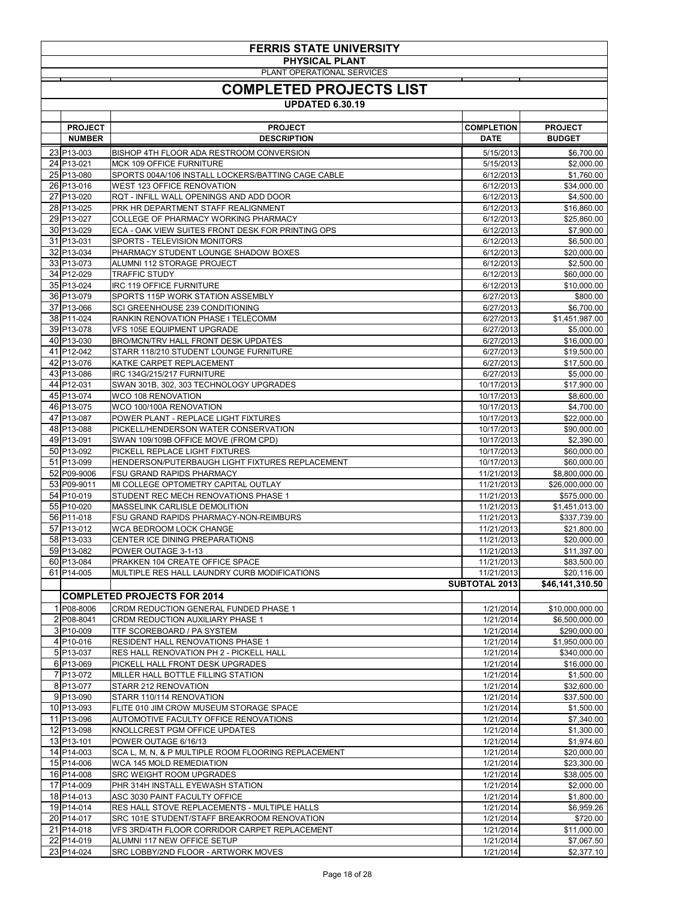# FERRIS STATE UNIVERSITY

## PHYSICAL PLANT

PLANT OPERATIONAL SERVICES

## COMPLETED PROJECTS LIST

**UPDATED 6.30.19**

| | PROJECT NUMBER | PROJECT DESCRIPTION | COMPLETION DATE | PROJECT BUDGET |
|---|---|---|---|---|
| 23 | P13-003 | BISHOP 4TH FLOOR ADA RESTROOM CONVERSION | 5/15/2013 | $6,700.00 |
| 24 | P13-021 | MCK 109 OFFICE FURNITURE | 5/15/2013 | $2,000.00 |
| 25 | P13-080 | SPORTS 004A/106 INSTALL LOCKERS/BATTING CAGE CABLE | 6/12/2013 | $1,760.00 |
| 26 | P13-016 | WEST 123 OFFICE RENOVATION | 6/12/2013 | $34,000.00 |
| 27 | P13-020 | RQT - INFILL WALL OPENINGS AND ADD DOOR | 6/12/2013 | $4,500.00 |
| 28 | P13-025 | PRK HR DEPARTMENT STAFF REALIGNMENT | 6/12/2013 | $16,860.00 |
| 29 | P13-027 | COLLEGE OF PHARMACY WORKING PHARMACY | 6/12/2013 | $25,860.00 |
| 30 | P13-029 | ECA - OAK VIEW SUITES FRONT DESK FOR PRINTING OPS | 6/12/2013 | $7,900.00 |
| 31 | P13-031 | SPORTS - TELEVISION MONITORS | 6/12/2013 | $6,500.00 |
| 32 | P13-034 | PHARMACY STUDENT LOUNGE SHADOW BOXES | 6/12/2013 | $20,000.00 |
| 33 | P13-073 | ALUMNI 112 STORAGE PROJECT | 6/12/2013 | $2,500.00 |
| 34 | P12-029 | TRAFFIC STUDY | 6/12/2013 | $60,000.00 |
| 35 | P13-024 | IRC 119 OFFICE FURNITURE | 6/12/2013 | $10,000.00 |
| 36 | P13-079 | SPORTS 115P WORK STATION ASSEMBLY | 6/27/2013 | $800.00 |
| 37 | P13-066 | SCI GREENHOUSE 239 CONDITIONING | 6/27/2013 | $6,700.00 |
| 38 | P11-024 | RANKIN RENOVATION PHASE I TELECOMM | 6/27/2013 | $1,451,987.00 |
| 39 | P13-078 | VFS 105E EQUIPMENT UPGRADE | 6/27/2013 | $5,000.00 |
| 40 | P13-030 | BRO/MCN/TRV HALL FRONT DESK UPDATES | 6/27/2013 | $16,000.00 |
| 41 | P12-042 | STARR 118/210 STUDENT LOUNGE FURNITURE | 6/27/2013 | $19,500.00 |
| 42 | P13-076 | KATKE CARPET REPLACEMENT | 6/27/2013 | $17,500.00 |
| 43 | P13-086 | IRC 134G/215/217 FURNITURE | 6/27/2013 | $5,000.00 |
| 44 | P12-031 | SWAN 301B, 302, 303 TECHNOLOGY UPGRADES | 10/17/2013 | $17,900.00 |
| 45 | P13-074 | WCO 108 RENOVATION | 10/17/2013 | $8,600.00 |
| 46 | P13-075 | WCO 100/100A RENOVATION | 10/17/2013 | $4,700.00 |
| 47 | P13-087 | POWER PLANT - REPLACE LIGHT FIXTURES | 10/17/2013 | $22,000.00 |
| 48 | P13-088 | PICKELL/HENDERSON WATER CONSERVATION | 10/17/2013 | $90,000.00 |
| 49 | P13-091 | SWAN 109/109B OFFICE MOVE (FROM CPD) | 10/17/2013 | $2,390.00 |
| 50 | P13-092 | PICKELL REPLACE LIGHT FIXTURES | 10/17/2013 | $60,000.00 |
| 51 | P13-099 | HENDERSON/PUTERBAUGH LIGHT FIXTURES REPLACEMENT | 10/17/2013 | $60,000.00 |
| 52 | P09-9006 | FSU GRAND RAPIDS PHARMACY | 11/21/2013 | $8,800,000.00 |
| 53 | P09-9011 | MI COLLEGE OPTOMETRY CAPITAL OUTLAY | 11/21/2013 | $26,000,000.00 |
| 54 | P10-019 | STUDENT REC MECH RENOVATIONS PHASE 1 | 11/21/2013 | $575,000.00 |
| 55 | P10-020 | MASSELINK CARLISLE DEMOLITION | 11/21/2013 | $1,451,013.00 |
| 56 | P11-018 | FSU GRAND RAPIDS PHARMACY-NON-REIMBURS | 11/21/2013 | $337,739.00 |
| 57 | P13-012 | WCA BEDROOM LOCK CHANGE | 11/21/2013 | $21,800.00 |
| 58 | P13-033 | CENTER ICE DINING PREPARATIONS | 11/21/2013 | $20,000.00 |
| 59 | P13-082 | POWER OUTAGE 3-1-13 | 11/21/2013 | $11,397.00 |
| 60 | P13-084 | PRAKKEN 104 CREATE OFFICE SPACE | 11/21/2013 | $83,500.00 |
| 61 | P14-005 | MULTIPLE RES HALL LAUNDRY CURB MODIFICATIONS | 11/21/2013 | $20,116.00 |
| | | | **SUBTOTAL 2013** | **$46,141,310.50** |
| | | **COMPLETED PROJECTS FOR 2014** | | |
| 1 | P08-8006 | CRDM REDUCTION GENERAL FUNDED PHASE 1 | 1/21/2014 | $10,000,000.00 |
| 2 | P08-8041 | CRDM REDUCTION AUXILIARY PHASE 1 | 1/21/2014 | $6,500,000.00 |
| 3 | P10-009 | TTF SCOREBOARD / PA SYSTEM | 1/21/2014 | $290,000.00 |
| 4 | P10-016 | RESIDENT HALL RENOVATIONS PHASE 1 | 1/21/2014 | $1,950,000.00 |
| 5 | P13-037 | RES HALL RENOVATION PH 2 - PICKELL HALL | 1/21/2014 | $340,000.00 |
| 6 | P13-069 | PICKELL HALL FRONT DESK UPGRADES | 1/21/2014 | $16,000.00 |
| 7 | P13-072 | MILLER HALL BOTTLE FILLING STATION | 1/21/2014 | $1,500.00 |
| 8 | P13-077 | STARR 212 RENOVATION | 1/21/2014 | $32,600.00 |
| 9 | P13-090 | STARR 110/114 RENOVATION | 1/21/2014 | $37,500.00 |
| 10 | P13-093 | FLITE 010 JIM CROW MUSEUM STORAGE SPACE | 1/21/2014 | $1,500.00 |
| 11 | P13-096 | AUTOMOTIVE FACULTY OFFICE RENOVATIONS | 1/21/2014 | $7,340.00 |
| 12 | P13-098 | KNOLLCREST PGM OFFICE UPDATES | 1/21/2014 | $1,300.00 |
| 13 | P13-101 | POWER OUTAGE 6/16/13 | 1/21/2014 | $1,974.60 |
| 14 | P14-003 | SCA L, M, N, & P MULTIPLE ROOM FLOORING REPLACEMENT | 1/21/2014 | $20,000.00 |
| 15 | P14-006 | WCA 145 MOLD REMEDIATION | 1/21/2014 | $23,300.00 |
| 16 | P14-008 | SRC WEIGHT ROOM UPGRADES | 1/21/2014 | $38,005.00 |
| 17 | P14-009 | PHR 314H INSTALL EYEWASH STATION | 1/21/2014 | $2,000.00 |
| 18 | P14-013 | ASC 3030 PAINT FACULTY OFFICE | 1/21/2014 | $1,800.00 |
| 19 | P14-014 | RES HALL STOVE REPLACEMENTS - MULTIPLE HALLS | 1/21/2014 | $6,959.26 |
| 20 | P14-017 | SRC 101E STUDENT/STAFF BREAKROOM RENOVATION | 1/21/2014 | $720.00 |
| 21 | P14-018 | VFS 3RD/4TH FLOOR CORRIDOR CARPET REPLACEMENT | 1/21/2014 | $11,000.00 |
| 22 | P14-019 | ALUMNI 117 NEW OFFICE SETUP | 1/21/2014 | $7,067.50 |
| 23 | P14-024 | SRC LOBBY/2ND FLOOR - ARTWORK MOVES | 1/21/2014 | $2,377.10 |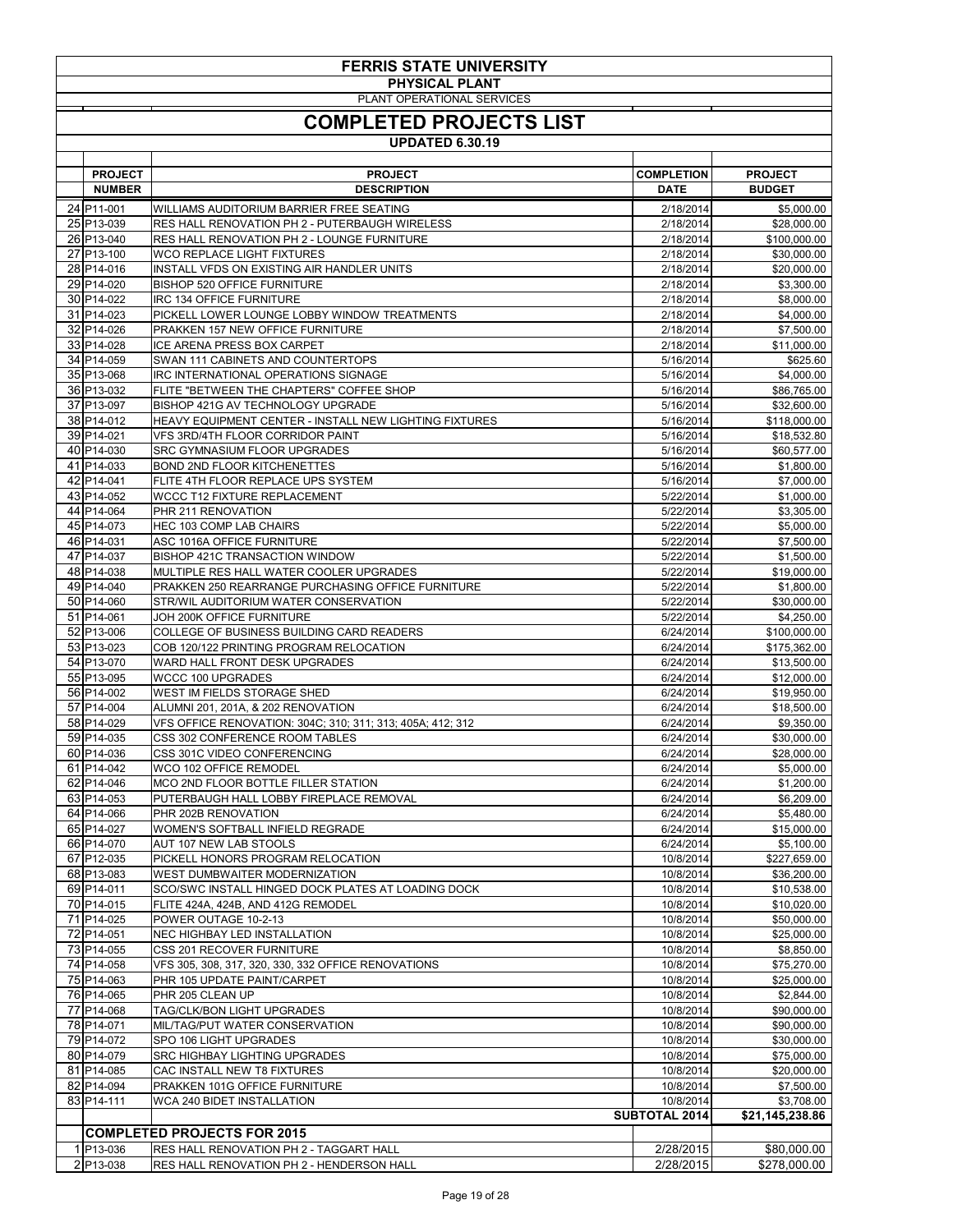# FERRIS STATE UNIVERSITY

## PHYSICAL PLANT

PLANT OPERATIONAL SERVICES

## COMPLETED PROJECTS LIST

### UPDATED 6.30.19

| | PROJECT NUMBER | PROJECT DESCRIPTION | COMPLETION DATE | PROJECT BUDGET |
|---|---|---|---|---|
| 24 | P11-001 | WILLIAMS AUDITORIUM BARRIER FREE SEATING | 2/18/2014 | $5,000.00 |
| 25 | P13-039 | RES HALL RENOVATION PH 2 - PUTERBAUGH WIRELESS | 2/18/2014 | $28,000.00 |
| 26 | P13-040 | RES HALL RENOVATION PH 2 - LOUNGE FURNITURE | 2/18/2014 | $100,000.00 |
| 27 | P13-100 | WCO REPLACE LIGHT FIXTURES | 2/18/2014 | $30,000.00 |
| 28 | P14-016 | INSTALL VFDS ON EXISTING AIR HANDLER UNITS | 2/18/2014 | $20,000.00 |
| 29 | P14-020 | BISHOP 520 OFFICE FURNITURE | 2/18/2014 | $3,300.00 |
| 30 | P14-022 | IRC 134 OFFICE FURNITURE | 2/18/2014 | $8,000.00 |
| 31 | P14-023 | PICKELL LOWER LOUNGE LOBBY WINDOW TREATMENTS | 2/18/2014 | $4,000.00 |
| 32 | P14-026 | PRAKKEN 157 NEW OFFICE FURNITURE | 2/18/2014 | $7,500.00 |
| 33 | P14-028 | ICE ARENA PRESS BOX CARPET | 2/18/2014 | $11,000.00 |
| 34 | P14-059 | SWAN 111 CABINETS AND COUNTERTOPS | 5/16/2014 | $625.60 |
| 35 | P13-068 | IRC INTERNATIONAL OPERATIONS SIGNAGE | 5/16/2014 | $4,000.00 |
| 36 | P13-032 | FLITE "BETWEEN THE CHAPTERS" COFFEE SHOP | 5/16/2014 | $86,765.00 |
| 37 | P13-097 | BISHOP 421G AV TECHNOLOGY UPGRADE | 5/16/2014 | $32,600.00 |
| 38 | P14-012 | HEAVY EQUIPMENT CENTER - INSTALL NEW LIGHTING FIXTURES | 5/16/2014 | $118,000.00 |
| 39 | P14-021 | VFS 3RD/4TH FLOOR CORRIDOR PAINT | 5/16/2014 | $18,532.80 |
| 40 | P14-030 | SRC GYMNASIUM FLOOR UPGRADES | 5/16/2014 | $60,577.00 |
| 41 | P14-033 | BOND 2ND FLOOR KITCHENETTES | 5/16/2014 | $1,800.00 |
| 42 | P14-041 | FLITE 4TH FLOOR REPLACE UPS SYSTEM | 5/16/2014 | $7,000.00 |
| 43 | P14-052 | WCCC T12 FIXTURE REPLACEMENT | 5/22/2014 | $1,000.00 |
| 44 | P14-064 | PHR 211 RENOVATION | 5/22/2014 | $3,305.00 |
| 45 | P14-073 | HEC 103 COMP LAB CHAIRS | 5/22/2014 | $5,000.00 |
| 46 | P14-031 | ASC 1016A OFFICE FURNITURE | 5/22/2014 | $7,500.00 |
| 47 | P14-037 | BISHOP 421C TRANSACTION WINDOW | 5/22/2014 | $1,500.00 |
| 48 | P14-038 | MULTIPLE RES HALL WATER COOLER UPGRADES | 5/22/2014 | $19,000.00 |
| 49 | P14-040 | PRAKKEN 250 REARRANGE PURCHASING OFFICE FURNITURE | 5/22/2014 | $1,800.00 |
| 50 | P14-060 | STR/WIL AUDITORIUM WATER CONSERVATION | 5/22/2014 | $30,000.00 |
| 51 | P14-061 | JOH 200K OFFICE FURNITURE | 5/22/2014 | $4,250.00 |
| 52 | P13-006 | COLLEGE OF BUSINESS BUILDING CARD READERS | 6/24/2014 | $100,000.00 |
| 53 | P13-023 | COB 120/122 PRINTING PROGRAM RELOCATION | 6/24/2014 | $175,362.00 |
| 54 | P13-070 | WARD HALL FRONT DESK UPGRADES | 6/24/2014 | $13,500.00 |
| 55 | P13-095 | WCCC 100 UPGRADES | 6/24/2014 | $12,000.00 |
| 56 | P14-002 | WEST IM FIELDS STORAGE SHED | 6/24/2014 | $19,950.00 |
| 57 | P14-004 | ALUMNI 201, 201A, & 202 RENOVATION | 6/24/2014 | $18,500.00 |
| 58 | P14-029 | VFS OFFICE RENOVATION: 304C; 310; 311; 313; 405A; 412; 312 | 6/24/2014 | $9,350.00 |
| 59 | P14-035 | CSS 302 CONFERENCE ROOM TABLES | 6/24/2014 | $30,000.00 |
| 60 | P14-036 | CSS 301C VIDEO CONFERENCING | 6/24/2014 | $28,000.00 |
| 61 | P14-042 | WCO 102 OFFICE REMODEL | 6/24/2014 | $5,000.00 |
| 62 | P14-046 | MCO 2ND FLOOR BOTTLE FILLER STATION | 6/24/2014 | $1,200.00 |
| 63 | P14-053 | PUTERBAUGH HALL LOBBY FIREPLACE REMOVAL | 6/24/2014 | $6,209.00 |
| 64 | P14-066 | PHR 202B RENOVATION | 6/24/2014 | $5,480.00 |
| 65 | P14-027 | WOMEN'S SOFTBALL INFIELD REGRADE | 6/24/2014 | $15,000.00 |
| 66 | P14-070 | AUT 107 NEW LAB STOOLS | 6/24/2014 | $5,100.00 |
| 67 | P12-035 | PICKELL HONORS PROGRAM RELOCATION | 10/8/2014 | $227,659.00 |
| 68 | P13-083 | WEST DUMBWAITER MODERNIZATION | 10/8/2014 | $36,200.00 |
| 69 | P14-011 | SCO/SWC INSTALL HINGED DOCK PLATES AT LOADING DOCK | 10/8/2014 | $10,538.00 |
| 70 | P14-015 | FLITE 424A, 424B, AND 412G REMODEL | 10/8/2014 | $10,020.00 |
| 71 | P14-025 | POWER OUTAGE 10-2-13 | 10/8/2014 | $50,000.00 |
| 72 | P14-051 | NEC HIGHBAY LED INSTALLATION | 10/8/2014 | $25,000.00 |
| 73 | P14-055 | CSS 201 RECOVER FURNITURE | 10/8/2014 | $8,850.00 |
| 74 | P14-058 | VFS 305, 308, 317, 320, 330, 332 OFFICE RENOVATIONS | 10/8/2014 | $75,270.00 |
| 75 | P14-063 | PHR 105 UPDATE PAINT/CARPET | 10/8/2014 | $25,000.00 |
| 76 | P14-065 | PHR 205 CLEAN UP | 10/8/2014 | $2,844.00 |
| 77 | P14-068 | TAG/CLK/BON LIGHT UPGRADES | 10/8/2014 | $90,000.00 |
| 78 | P14-071 | MIL/TAG/PUT WATER CONSERVATION | 10/8/2014 | $90,000.00 |
| 79 | P14-072 | SPO 106 LIGHT UPGRADES | 10/8/2014 | $30,000.00 |
| 80 | P14-079 | SRC HIGHBAY LIGHTING UPGRADES | 10/8/2014 | $75,000.00 |
| 81 | P14-085 | CAC INSTALL NEW T8 FIXTURES | 10/8/2014 | $20,000.00 |
| 82 | P14-094 | PRAKKEN 101G OFFICE FURNITURE | 10/8/2014 | $7,500.00 |
| 83 | P14-111 | WCA 240 BIDET INSTALLATION | 10/8/2014 | $3,708.00 |
| | | | **SUBTOTAL 2014** | **$21,145,238.86** |
| | | **COMPLETED PROJECTS FOR 2015** | | |
| 1 | P13-036 | RES HALL RENOVATION PH 2 - TAGGART HALL | 2/28/2015 | $80,000.00 |
| 2 | P13-038 | RES HALL RENOVATION PH 2 - HENDERSON HALL | 2/28/2015 | $278,000.00 |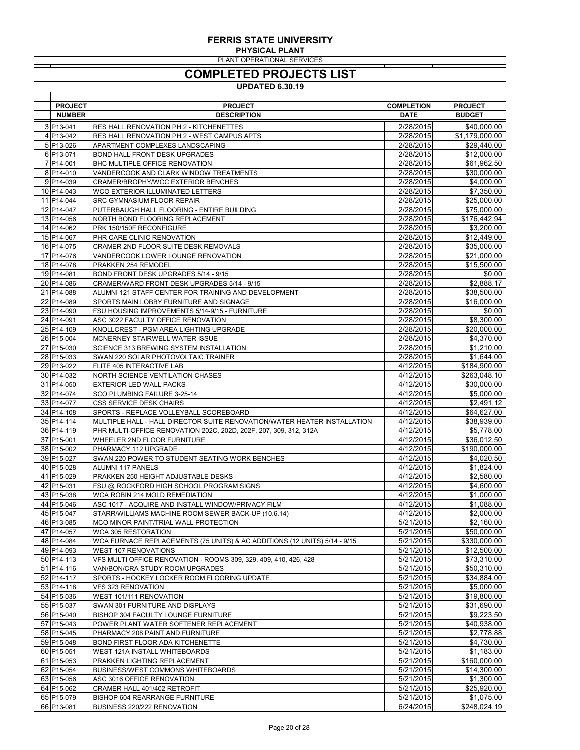# FERRIS STATE UNIVERSITY

## PHYSICAL PLANT

PLANT OPERATIONAL SERVICES

# COMPLETED PROJECTS LIST

### UPDATED 6.30.19

| | PROJECT NUMBER | PROJECT DESCRIPTION | COMPLETION DATE | PROJECT BUDGET |
|---|---|---|---|---|
| 3 | P13-041 | RES HALL RENOVATION PH 2 - KITCHENETTES | 2/28/2015 | $40,000.00 |
| 4 | P13-042 | RES HALL RENOVATION PH 2 - WEST CAMPUS APTS | 2/28/2015 | $1,179,000.00 |
| 5 | P13-026 | APARTMENT COMPLEXES LANDSCAPING | 2/28/2015 | $29,440.00 |
| 6 | P13-071 | BOND HALL FRONT DESK UPGRADES | 2/28/2015 | $12,000.00 |
| 7 | P14-001 | BHC MULTIPLE OFFICE RENOVATION | 2/28/2015 | $61,962.50 |
| 8 | P14-010 | VANDERCOOK AND CLARK WINDOW TREATMENTS | 2/28/2015 | $30,000.00 |
| 9 | P14-039 | CRAMER/BROPHY/WCC EXTERIOR BENCHES | 2/28/2015 | $4,000.00 |
| 10 | P14-043 | WCO EXTERIOR ILLUMINATED LETTERS | 2/28/2015 | $7,350.00 |
| 11 | P14-044 | SRC GYMNASIUM FLOOR REPAIR | 2/28/2015 | $25,000.00 |
| 12 | P14-047 | PUTERBAUGH HALL FLOORING - ENTIRE BUILDING | 2/28/2015 | $75,000.00 |
| 13 | P14-056 | NORTH BOND FLOORING REPLACEMENT | 2/28/2015 | $176,442.94 |
| 14 | P14-062 | PRK 150/150F RECONFIGURE | 2/28/2015 | $3,200.00 |
| 15 | P14-067 | PHR CARE CLINIC RENOVATION | 2/28/2015 | $12,449.00 |
| 16 | P14-075 | CRAMER 2ND FLOOR SUITE DESK REMOVALS | 2/28/2015 | $35,000.00 |
| 17 | P14-076 | VANDERCOOK LOWER LOUNGE RENOVATION | 2/28/2015 | $21,000.00 |
| 18 | P14-078 | PRAKKEN 254 REMODEL | 2/28/2015 | $15,500.00 |
| 19 | P14-081 | BOND FRONT DESK UPGRADES 5/14 - 9/15 | 2/28/2015 | $0.00 |
| 20 | P14-086 | CRAMER/WARD FRONT DESK UPGRADES 5/14 - 9/15 | 2/28/2015 | $2,888.17 |
| 21 | P14-088 | ALUMNI 121 STAFF CENTER FOR TRAINING AND DEVELOPMENT | 2/28/2015 | $38,500.00 |
| 22 | P14-089 | SPORTS MAIN LOBBY FURNITURE AND SIGNAGE | 2/28/2015 | $16,000.00 |
| 23 | P14-090 | FSU HOUSING IMPROVEMENTS 5/14-9/15 - FURNITURE | 2/28/2015 | $0.00 |
| 24 | P14-091 | ASC 3022 FACULTY OFFICE RENOVATION | 2/28/2015 | $8,300.00 |
| 25 | P14-109 | KNOLLCREST - PGM AREA LIGHTING UPGRADE | 2/28/2015 | $20,000.00 |
| 26 | P15-004 | MCNERNEY STAIRWELL WATER ISSUE | 2/28/2015 | $4,370.00 |
| 27 | P15-030 | SCIENCE 313 BREWING SYSTEM INSTALLATION | 2/28/2015 | $1,210.00 |
| 28 | P15-033 | SWAN 220 SOLAR PHOTOVOLTAIC TRAINER | 2/28/2015 | $1,644.00 |
| 29 | P13-022 | FLITE 405 INTERACTIVE LAB | 4/12/2015 | $184,900.00 |
| 30 | P14-032 | NORTH SCIENCE VENTILATION CHASES | 4/12/2015 | $263,048.10 |
| 31 | P14-050 | EXTERIOR LED WALL PACKS | 4/12/2015 | $30,000.00 |
| 32 | P14-074 | SCO PLUMBING FAILURE 3-25-14 | 4/12/2015 | $5,000.00 |
| 33 | P14-077 | CSS SERVICE DESK CHAIRS | 4/12/2015 | $2,491.12 |
| 34 | P14-108 | SPORTS - REPLACE VOLLEYBALL SCOREBOARD | 4/12/2015 | $64,627.00 |
| 35 | P14-114 | MULTIPLE HALL - HALL DIRECTOR SUITE RENOVATION/WATER HEATER INSTALLATION | 4/12/2015 | $38,939.00 |
| 36 | P14-119 | PHR MULTI-OFFICE RENOVATION 202C, 202D, 202F, 207, 309, 312, 312A | 4/12/2015 | $5,778.00 |
| 37 | P15-001 | WHEELER 2ND FLOOR FURNITURE | 4/12/2015 | $36,012.50 |
| 38 | P15-002 | PHARMACY 112 UPGRADE | 4/12/2015 | $190,000.00 |
| 39 | P15-027 | SWAN 220 POWER TO STUDENT SEATING WORK BENCHES | 4/12/2015 | $4,020.50 |
| 40 | P15-028 | ALUMNI 117 PANELS | 4/12/2015 | $1,824.00 |
| 41 | P15-029 | PRAKKEN 250 HEIGHT ADJUSTABLE DESKS | 4/12/2015 | $2,580.00 |
| 42 | P15-031 | FSU @ ROCKFORD HIGH SCHOOL PROGRAM SIGNS | 4/12/2015 | $4,600.00 |
| 43 | P15-038 | WCA ROBIN 214 MOLD REMEDIATION | 4/12/2015 | $1,000.00 |
| 44 | P15-046 | ASC 1017 - ACQUIRE AND INSTALL WINDOW/PRIVACY FILM | 4/12/2015 | $1,088.00 |
| 45 | P15-047 | STARR/WILLIAMS MACHINE ROOM SEWER BACK-UP (10.6.14) | 4/12/2015 | $2,000.00 |
| 46 | P13-085 | MCO MINOR PAINT/TRIAL WALL PROTECTION | 5/21/2015 | $2,160.00 |
| 47 | P14-057 | WCA 305 RESTORATION | 5/21/2015 | $50,000.00 |
| 48 | P14-084 | WCA FURNACE REPLACEMENTS (75 UNITS) & AC ADDITIONS (12 UNITS) 5/14 - 9/15 | 5/21/2015 | $330,000.00 |
| 49 | P14-093 | WEST 107 RENOVATIONS | 5/21/2015 | $12,500.00 |
| 50 | P14-113 | VFS MULTI OFFICE RENOVATION - ROOMS 309, 329, 409, 410, 426, 428 | 5/21/2015 | $73,310.00 |
| 51 | P14-116 | VAN/BON/CRA STUDY ROOM UPGRADES | 5/21/2015 | $50,310.00 |
| 52 | P14-117 | SPORTS - HOCKEY LOCKER ROOM FLOORING UPDATE | 5/21/2015 | $34,884.00 |
| 53 | P14-118 | VFS 323 RENOVATION | 5/21/2015 | $5,000.00 |
| 54 | P15-036 | WEST 101/111 RENOVATION | 5/21/2015 | $19,800.00 |
| 55 | P15-037 | SWAN 301 FURNITURE AND DISPLAYS | 5/21/2015 | $31,690.00 |
| 56 | P15-040 | BISHOP 304 FACULTY LOUNGE FURNITURE | 5/21/2015 | $9,223.50 |
| 57 | P15-043 | POWER PLANT WATER SOFTENER REPLACEMENT | 5/21/2015 | $40,938.00 |
| 58 | P15-045 | PHARMACY 208 PAINT AND FURNITURE | 5/21/2015 | $2,778.88 |
| 59 | P15-048 | BOND FIRST FLOOR ADA KITCHENETTE | 5/21/2015 | $4,730.00 |
| 60 | P15-051 | WEST 121A INSTALL WHITEBOARDS | 5/21/2015 | $1,183.00 |
| 61 | P15-053 | PRAKKEN LIGHTING REPLACEMENT | 5/21/2015 | $160,000.00 |
| 62 | P15-054 | BUSINESS/WEST COMMONS WHITEBOARDS | 5/21/2015 | $14,300.00 |
| 63 | P15-056 | ASC 3016 OFFICE RENOVATION | 5/21/2015 | $1,300.00 |
| 64 | P15-062 | CRAMER HALL 401/402 RETROFIT | 5/21/2015 | $25,920.00 |
| 65 | P15-079 | BISHOP 604 REARRANGE FURNITURE | 5/21/2015 | $1,075.00 |
| 66 | P13-081 | BUSINESS 220/222 RENOVATION | 6/24/2015 | $248,024.19 |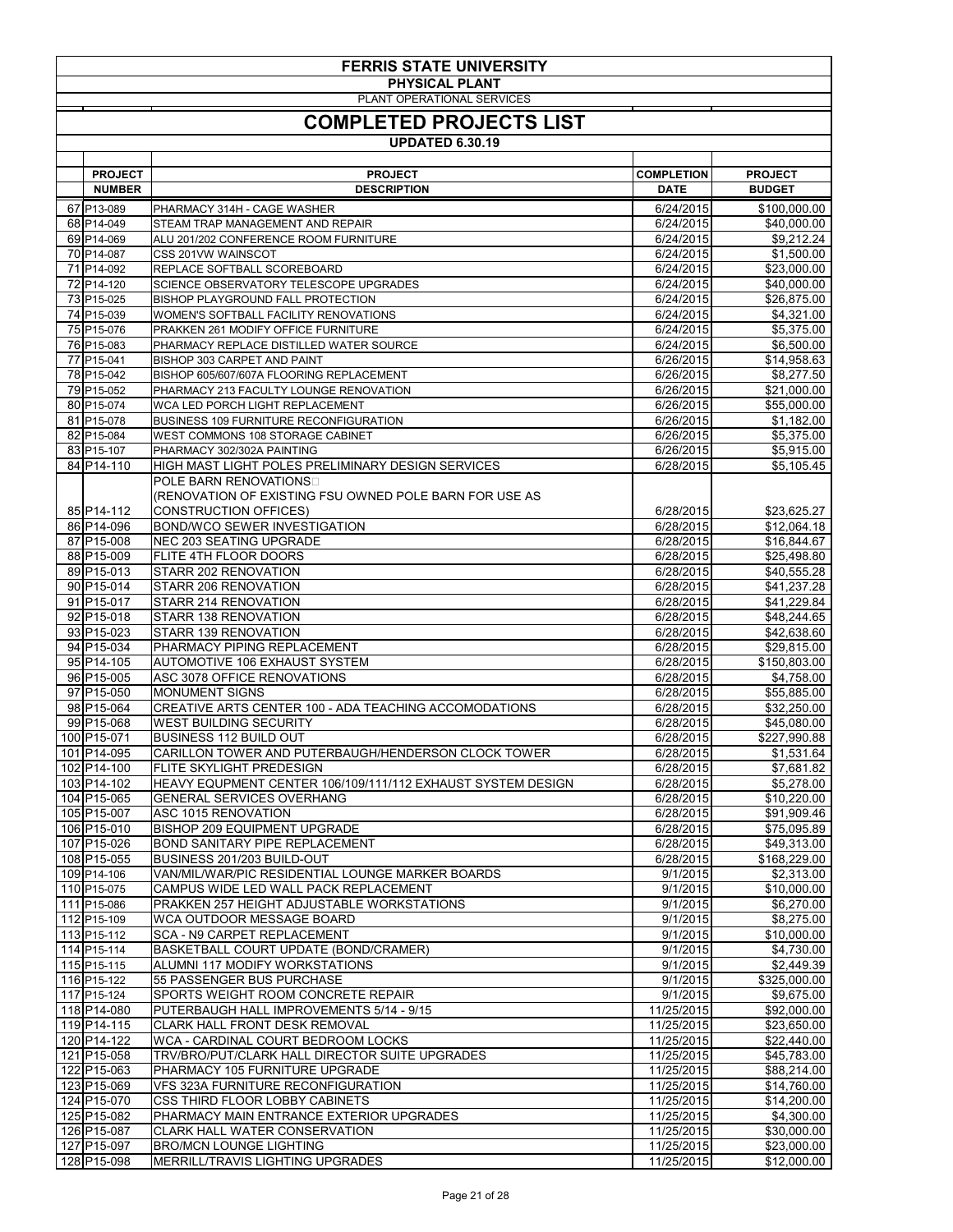# FERRIS STATE UNIVERSITY

## PHYSICAL PLANT

PLANT OPERATIONAL SERVICES

## COMPLETED PROJECTS LIST

**UPDATED 6.30.19**

| | PROJECT NUMBER | PROJECT DESCRIPTION | COMPLETION DATE | PROJECT BUDGET |
|---|---|---|---|---|
| 67 | P13-089 | PHARMACY 314H - CAGE WASHER | 6/24/2015 | $100,000.00 |
| 68 | P14-049 | STEAM TRAP MANAGEMENT AND REPAIR | 6/24/2015 | $40,000.00 |
| 69 | P14-069 | ALU 201/202 CONFERENCE ROOM FURNITURE | 6/24/2015 | $9,212.24 |
| 70 | P14-087 | CSS 201VW WAINSCOT | 6/24/2015 | $1,500.00 |
| 71 | P14-092 | REPLACE SOFTBALL SCOREBOARD | 6/24/2015 | $23,000.00 |
| 72 | P14-120 | SCIENCE OBSERVATORY TELESCOPE UPGRADES | 6/24/2015 | $40,000.00 |
| 73 | P15-025 | BISHOP PLAYGROUND FALL PROTECTION | 6/24/2015 | $26,875.00 |
| 74 | P15-039 | WOMEN'S SOFTBALL FACILITY RENOVATIONS | 6/24/2015 | $4,321.00 |
| 75 | P15-076 | PRAKKEN 261 MODIFY OFFICE FURNITURE | 6/24/2015 | $5,375.00 |
| 76 | P15-083 | PHARMACY REPLACE DISTILLED WATER SOURCE | 6/24/2015 | $6,500.00 |
| 77 | P15-041 | BISHOP 303 CARPET AND PAINT | 6/26/2015 | $14,958.63 |
| 78 | P15-042 | BISHOP 605/607/607A FLOORING REPLACEMENT | 6/26/2015 | $8,277.50 |
| 79 | P15-052 | PHARMACY 213 FACULTY LOUNGE RENOVATION | 6/26/2015 | $21,000.00 |
| 80 | P15-074 | WCA LED PORCH LIGHT REPLACEMENT | 6/26/2015 | $55,000.00 |
| 81 | P15-078 | BUSINESS 109 FURNITURE RECONFIGURATION | 6/26/2015 | $1,182.00 |
| 82 | P15-084 | WEST COMMONS 108 STORAGE CABINET | 6/26/2015 | $5,375.00 |
| 83 | P15-107 | PHARMACY 302/302A PAINTING | 6/26/2015 | $5,915.00 |
| 84 | P14-110 | HIGH MAST LIGHT POLES PRELIMINARY DESIGN SERVICES | 6/28/2015 | $5,105.45 |
| 85 | P14-112 | POLE BARN RENOVATIONS (RENOVATION OF EXISTING FSU OWNED POLE BARN FOR USE AS CONSTRUCTION OFFICES) | 6/28/2015 | $23,625.27 |
| 86 | P14-096 | BOND/WCO SEWER INVESTIGATION | 6/28/2015 | $12,064.18 |
| 87 | P15-008 | NEC 203 SEATING UPGRADE | 6/28/2015 | $16,844.67 |
| 88 | P15-009 | FLITE 4TH FLOOR DOORS | 6/28/2015 | $25,498.80 |
| 89 | P15-013 | STARR 202 RENOVATION | 6/28/2015 | $40,555.28 |
| 90 | P15-014 | STARR 206 RENOVATION | 6/28/2015 | $41,237.28 |
| 91 | P15-017 | STARR 214 RENOVATION | 6/28/2015 | $41,229.84 |
| 92 | P15-018 | STARR 138 RENOVATION | 6/28/2015 | $48,244.65 |
| 93 | P15-023 | STARR 139 RENOVATION | 6/28/2015 | $42,638.60 |
| 94 | P15-034 | PHARMACY PIPING REPLACEMENT | 6/28/2015 | $29,815.00 |
| 95 | P14-105 | AUTOMOTIVE 106 EXHAUST SYSTEM | 6/28/2015 | $150,803.00 |
| 96 | P15-005 | ASC 3078 OFFICE RENOVATIONS | 6/28/2015 | $4,758.00 |
| 97 | P15-050 | MONUMENT SIGNS | 6/28/2015 | $55,885.00 |
| 98 | P15-064 | CREATIVE ARTS CENTER 100 - ADA TEACHING ACCOMODATIONS | 6/28/2015 | $32,250.00 |
| 99 | P15-068 | WEST BUILDING SECURITY | 6/28/2015 | $45,080.00 |
| 100 | P15-071 | BUSINESS 112 BUILD OUT | 6/28/2015 | $227,990.88 |
| 101 | P14-095 | CARILLON TOWER AND PUTERBAUGH/HENDERSON CLOCK TOWER | 6/28/2015 | $1,531.64 |
| 102 | P14-100 | FLITE SKYLIGHT PREDESIGN | 6/28/2015 | $7,681.82 |
| 103 | P14-102 | HEAVY EQUPMENT CENTER 106/109/111/112 EXHAUST SYSTEM DESIGN | 6/28/2015 | $5,278.00 |
| 104 | P15-065 | GENERAL SERVICES OVERHANG | 6/28/2015 | $10,220.00 |
| 105 | P15-007 | ASC 1015 RENOVATION | 6/28/2015 | $91,909.46 |
| 106 | P15-010 | BISHOP 209 EQUIPMENT UPGRADE | 6/28/2015 | $75,095.89 |
| 107 | P15-026 | BOND SANITARY PIPE REPLACEMENT | 6/28/2015 | $49,313.00 |
| 108 | P15-055 | BUSINESS 201/203 BUILD-OUT | 6/28/2015 | $168,229.00 |
| 109 | P14-106 | VAN/MIL/WAR/PIC RESIDENTIAL LOUNGE MARKER BOARDS | 9/1/2015 | $2,313.00 |
| 110 | P15-075 | CAMPUS WIDE LED WALL PACK REPLACEMENT | 9/1/2015 | $10,000.00 |
| 111 | P15-086 | PRAKKEN 257 HEIGHT ADJUSTABLE WORKSTATIONS | 9/1/2015 | $6,270.00 |
| 112 | P15-109 | WCA OUTDOOR MESSAGE BOARD | 9/1/2015 | $8,275.00 |
| 113 | P15-112 | SCA - N9 CARPET REPLACEMENT | 9/1/2015 | $10,000.00 |
| 114 | P15-114 | BASKETBALL COURT UPDATE (BOND/CRAMER) | 9/1/2015 | $4,730.00 |
| 115 | P15-115 | ALUMNI 117 MODIFY WORKSTATIONS | 9/1/2015 | $2,449.39 |
| 116 | P15-122 | 55 PASSENGER BUS PURCHASE | 9/1/2015 | $325,000.00 |
| 117 | P15-124 | SPORTS WEIGHT ROOM CONCRETE REPAIR | 9/1/2015 | $9,675.00 |
| 118 | P14-080 | PUTERBAUGH HALL IMPROVEMENTS 5/14 - 9/15 | 11/25/2015 | $92,000.00 |
| 119 | P14-115 | CLARK HALL FRONT DESK REMOVAL | 11/25/2015 | $23,650.00 |
| 120 | P14-122 | WCA - CARDINAL COURT BEDROOM LOCKS | 11/25/2015 | $22,440.00 |
| 121 | P15-058 | TRV/BRO/PUT/CLARK HALL DIRECTOR SUITE UPGRADES | 11/25/2015 | $45,783.00 |
| 122 | P15-063 | PHARMACY 105 FURNITURE UPGRADE | 11/25/2015 | $88,214.00 |
| 123 | P15-069 | VFS 323A FURNITURE RECONFIGURATION | 11/25/2015 | $14,760.00 |
| 124 | P15-070 | CSS THIRD FLOOR LOBBY CABINETS | 11/25/2015 | $14,200.00 |
| 125 | P15-082 | PHARMACY MAIN ENTRANCE EXTERIOR UPGRADES | 11/25/2015 | $4,300.00 |
| 126 | P15-087 | CLARK HALL WATER CONSERVATION | 11/25/2015 | $30,000.00 |
| 127 | P15-097 | BRO/MCN LOUNGE LIGHTING | 11/25/2015 | $23,000.00 |
| 128 | P15-098 | MERRILL/TRAVIS LIGHTING UPGRADES | 11/25/2015 | $12,000.00 |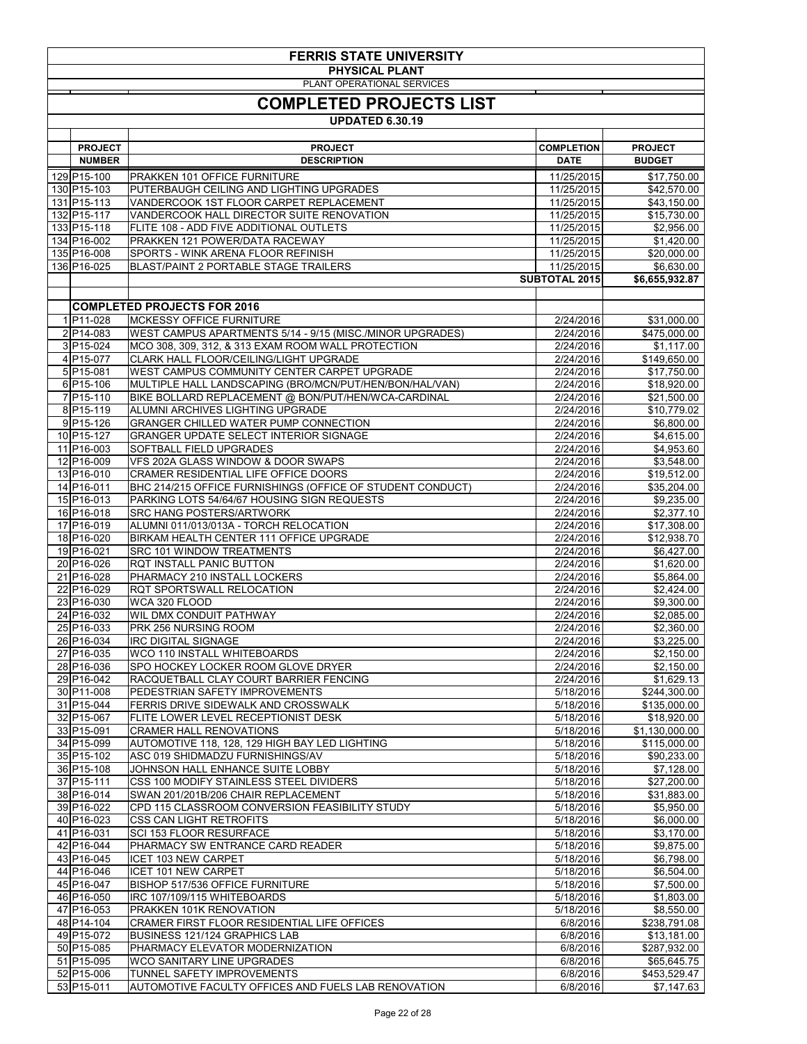# FERRIS STATE UNIVERSITY

## PHYSICAL PLANT

PLANT OPERATIONAL SERVICES

## COMPLETED PROJECTS LIST

**UPDATED 6.30.19**

| | PROJECT NUMBER | PROJECT DESCRIPTION | COMPLETION DATE | PROJECT BUDGET |
|---|---|---|---|---|
| 129 | P15-100 | PRAKKEN 101 OFFICE FURNITURE | 11/25/2015 | $17,750.00 |
| 130 | P15-103 | PUTERBAUGH CEILING AND LIGHTING UPGRADES | 11/25/2015 | $42,570.00 |
| 131 | P15-113 | VANDERCOOK 1ST FLOOR CARPET REPLACEMENT | 11/25/2015 | $43,150.00 |
| 132 | P15-117 | VANDERCOOK HALL DIRECTOR SUITE RENOVATION | 11/25/2015 | $15,730.00 |
| 133 | P15-118 | FLITE 108 - ADD FIVE ADDITIONAL OUTLETS | 11/25/2015 | $2,956.00 |
| 134 | P16-002 | PRAKKEN 121 POWER/DATA RACEWAY | 11/25/2015 | $1,420.00 |
| 135 | P16-008 | SPORTS - WINK ARENA FLOOR REFINISH | 11/25/2015 | $20,000.00 |
| 136 | P16-025 | BLAST/PAINT 2 PORTABLE STAGE TRAILERS | 11/25/2015 | $6,630.00 |
| | | | **SUBTOTAL 2015** | **$6,655,932.87** |
| | | | | |
| | | **COMPLETED PROJECTS FOR 2016** | | |
| 1 | P11-028 | MCKESSY OFFICE FURNITURE | 2/24/2016 | $31,000.00 |
| 2 | P14-083 | WEST CAMPUS APARTMENTS 5/14 - 9/15 (MISC./MINOR UPGRADES) | 2/24/2016 | $475,000.00 |
| 3 | P15-024 | MCO 308, 309, 312, & 313 EXAM ROOM WALL PROTECTION | 2/24/2016 | $1,117.00 |
| 4 | P15-077 | CLARK HALL FLOOR/CEILING/LIGHT UPGRADE | 2/24/2016 | $149,650.00 |
| 5 | P15-081 | WEST CAMPUS COMMUNITY CENTER CARPET UPGRADE | 2/24/2016 | $17,750.00 |
| 6 | P15-106 | MULTIPLE HALL LANDSCAPING (BRO/MCN/PUT/HEN/BON/HAL/VAN) | 2/24/2016 | $18,920.00 |
| 7 | P15-110 | BIKE BOLLARD REPLACEMENT @ BON/PUT/HEN/WCA-CARDINAL | 2/24/2016 | $21,500.00 |
| 8 | P15-119 | ALUMNI ARCHIVES LIGHTING UPGRADE | 2/24/2016 | $10,779.02 |
| 9 | P15-126 | GRANGER CHILLED WATER PUMP CONNECTION | 2/24/2016 | $6,800.00 |
| 10 | P15-127 | GRANGER UPDATE SELECT INTERIOR SIGNAGE | 2/24/2016 | $4,615.00 |
| 11 | P16-003 | SOFTBALL FIELD UPGRADES | 2/24/2016 | $4,953.60 |
| 12 | P16-009 | VFS 202A GLASS WINDOW & DOOR SWAPS | 2/24/2016 | $3,548.00 |
| 13 | P16-010 | CRAMER RESIDENTIAL LIFE OFFICE DOORS | 2/24/2016 | $19,512.00 |
| 14 | P16-011 | BHC 214/215 OFFICE FURNISHINGS (OFFICE OF STUDENT CONDUCT) | 2/24/2016 | $35,204.00 |
| 15 | P16-013 | PARKING LOTS 54/64/67 HOUSING SIGN REQUESTS | 2/24/2016 | $9,235.00 |
| 16 | P16-018 | SRC HANG POSTERS/ARTWORK | 2/24/2016 | $2,377.10 |
| 17 | P16-019 | ALUMNI 011/013/013A - TORCH RELOCATION | 2/24/2016 | $17,308.00 |
| 18 | P16-020 | BIRKAM HEALTH CENTER 111 OFFICE UPGRADE | 2/24/2016 | $12,938.70 |
| 19 | P16-021 | SRC 101 WINDOW TREATMENTS | 2/24/2016 | $6,427.00 |
| 20 | P16-026 | RQT INSTALL PANIC BUTTON | 2/24/2016 | $1,620.00 |
| 21 | P16-028 | PHARMACY 210 INSTALL LOCKERS | 2/24/2016 | $5,864.00 |
| 22 | P16-029 | RQT SPORTSWALL RELOCATION | 2/24/2016 | $2,424.00 |
| 23 | P16-030 | WCA 320 FLOOD | 2/24/2016 | $9,300.00 |
| 24 | P16-032 | WIL DMX CONDUIT PATHWAY | 2/24/2016 | $2,085.00 |
| 25 | P16-033 | PRK 256 NURSING ROOM | 2/24/2016 | $2,360.00 |
| 26 | P16-034 | IRC DIGITAL SIGNAGE | 2/24/2016 | $3,225.00 |
| 27 | P16-035 | WCO 110 INSTALL WHITEBOARDS | 2/24/2016 | $2,150.00 |
| 28 | P16-036 | SPO HOCKEY LOCKER ROOM GLOVE DRYER | 2/24/2016 | $2,150.00 |
| 29 | P16-042 | RACQUETBALL CLAY COURT BARRIER FENCING | 2/24/2016 | $1,629.13 |
| 30 | P11-008 | PEDESTRIAN SAFETY IMPROVEMENTS | 5/18/2016 | $244,300.00 |
| 31 | P15-044 | FERRIS DRIVE SIDEWALK AND CROSSWALK | 5/18/2016 | $135,000.00 |
| 32 | P15-067 | FLITE LOWER LEVEL RECEPTIONIST DESK | 5/18/2016 | $18,920.00 |
| 33 | P15-091 | CRAMER HALL RENOVATIONS | 5/18/2016 | $1,130,000.00 |
| 34 | P15-099 | AUTOMOTIVE 118, 128, 129 HIGH BAY LED LIGHTING | 5/18/2016 | $115,000.00 |
| 35 | P15-102 | ASC 019 SHIDMADZU FURNISHINGS/AV | 5/18/2016 | $90,233.00 |
| 36 | P15-108 | JOHNSON HALL ENHANCE SUITE LOBBY | 5/18/2016 | $7,128.00 |
| 37 | P15-111 | CSS 100 MODIFY STAINLESS STEEL DIVIDERS | 5/18/2016 | $27,200.00 |
| 38 | P16-014 | SWAN 201/201B/206 CHAIR REPLACEMENT | 5/18/2016 | $31,883.00 |
| 39 | P16-022 | CPD 115 CLASSROOM CONVERSION FEASIBILITY STUDY | 5/18/2016 | $5,950.00 |
| 40 | P16-023 | CSS CAN LIGHT RETROFITS | 5/18/2016 | $6,000.00 |
| 41 | P16-031 | SCI 153 FLOOR RESURFACE | 5/18/2016 | $3,170.00 |
| 42 | P16-044 | PHARMACY SW ENTRANCE CARD READER | 5/18/2016 | $9,875.00 |
| 43 | P16-045 | ICET 103 NEW CARPET | 5/18/2016 | $6,798.00 |
| 44 | P16-046 | ICET 101 NEW CARPET | 5/18/2016 | $6,504.00 |
| 45 | P16-047 | BISHOP 517/536 OFFICE FURNITURE | 5/18/2016 | $7,500.00 |
| 46 | P16-050 | IRC 107/109/115 WHITEBOARDS | 5/18/2016 | $1,803.00 |
| 47 | P16-053 | PRAKKEN 101K RENOVATION | 5/18/2016 | $8,550.00 |
| 48 | P14-104 | CRAMER FIRST FLOOR RESIDENTIAL LIFE OFFICES | 6/8/2016 | $238,791.08 |
| 49 | P15-072 | BUSINESS 121/124 GRAPHICS LAB | 6/8/2016 | $13,181.00 |
| 50 | P15-085 | PHARMACY ELEVATOR MODERNIZATION | 6/8/2016 | $287,932.00 |
| 51 | P15-095 | WCO SANITARY LINE UPGRADES | 6/8/2016 | $65,645.75 |
| 52 | P15-006 | TUNNEL SAFETY IMPROVEMENTS | 6/8/2016 | $453,529.47 |
| 53 | P15-011 | AUTOMOTIVE FACULTY OFFICES AND FUELS LAB RENOVATION | 6/8/2016 | $7,147.63 |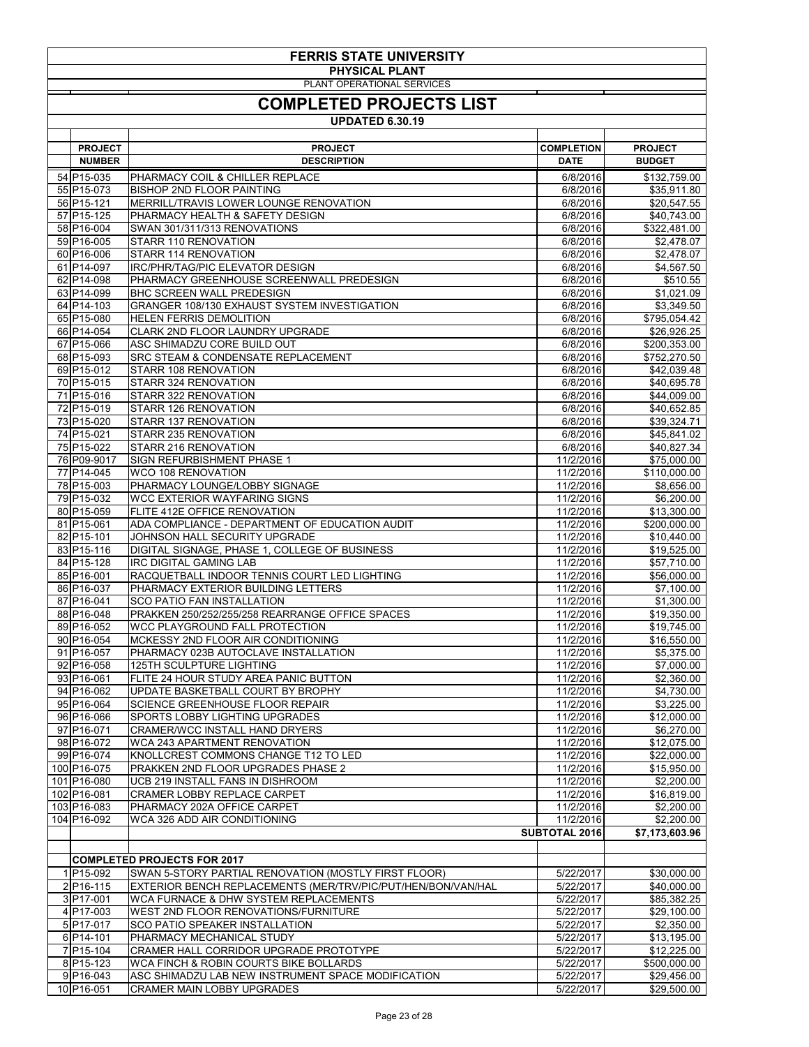# FERRIS STATE UNIVERSITY

## PHYSICAL PLANT

PLANT OPERATIONAL SERVICES

## COMPLETED PROJECTS LIST

**UPDATED 6.30.19**

| | PROJECT NUMBER | PROJECT DESCRIPTION | COMPLETION DATE | PROJECT BUDGET |
|---|---|---|---|---|
| 54 | P15-035 | PHARMACY COIL & CHILLER REPLACE | 6/8/2016 | $132,759.00 |
| 55 | P15-073 | BISHOP 2ND FLOOR PAINTING | 6/8/2016 | $35,911.80 |
| 56 | P15-121 | MERRILL/TRAVIS LOWER LOUNGE RENOVATION | 6/8/2016 | $20,547.55 |
| 57 | P15-125 | PHARMACY HEALTH & SAFETY DESIGN | 6/8/2016 | $40,743.00 |
| 58 | P16-004 | SWAN 301/311/313 RENOVATIONS | 6/8/2016 | $322,481.00 |
| 59 | P16-005 | STARR 110 RENOVATION | 6/8/2016 | $2,478.07 |
| 60 | P16-006 | STARR 114 RENOVATION | 6/8/2016 | $2,478.07 |
| 61 | P14-097 | IRC/PHR/TAG/PIC ELEVATOR DESIGN | 6/8/2016 | $4,567.50 |
| 62 | P14-098 | PHARMACY GREENHOUSE SCREENWALL PREDESIGN | 6/8/2016 | $510.55 |
| 63 | P14-099 | BHC SCREEN WALL PREDESIGN | 6/8/2016 | $1,021.09 |
| 64 | P14-103 | GRANGER 108/130 EXHAUST SYSTEM INVESTIGATION | 6/8/2016 | $3,349.50 |
| 65 | P15-080 | HELEN FERRIS DEMOLITION | 6/8/2016 | $795,054.42 |
| 66 | P14-054 | CLARK 2ND FLOOR LAUNDRY UPGRADE | 6/8/2016 | $26,926.25 |
| 67 | P15-066 | ASC SHIMADZU CORE BUILD OUT | 6/8/2016 | $200,353.00 |
| 68 | P15-093 | SRC STEAM & CONDENSATE REPLACEMENT | 6/8/2016 | $752,270.50 |
| 69 | P15-012 | STARR 108 RENOVATION | 6/8/2016 | $42,039.48 |
| 70 | P15-015 | STARR 324 RENOVATION | 6/8/2016 | $40,695.78 |
| 71 | P15-016 | STARR 322 RENOVATION | 6/8/2016 | $44,009.00 |
| 72 | P15-019 | STARR 126 RENOVATION | 6/8/2016 | $40,652.85 |
| 73 | P15-020 | STARR 137 RENOVATION | 6/8/2016 | $39,324.71 |
| 74 | P15-021 | STARR 235 RENOVATION | 6/8/2016 | $45,841.02 |
| 75 | P15-022 | STARR 216 RENOVATION | 6/8/2016 | $40,827.34 |
| 76 | P09-9017 | SIGN REFURBISHMENT PHASE 1 | 11/2/2016 | $75,000.00 |
| 77 | P14-045 | WCO 108 RENOVATION | 11/2/2016 | $110,000.00 |
| 78 | P15-003 | PHARMACY LOUNGE/LOBBY SIGNAGE | 11/2/2016 | $8,656.00 |
| 79 | P15-032 | WCC EXTERIOR WAYFARING SIGNS | 11/2/2016 | $6,200.00 |
| 80 | P15-059 | FLITE 412E OFFICE RENOVATION | 11/2/2016 | $13,300.00 |
| 81 | P15-061 | ADA COMPLIANCE - DEPARTMENT OF EDUCATION AUDIT | 11/2/2016 | $200,000.00 |
| 82 | P15-101 | JOHNSON HALL SECURITY UPGRADE | 11/2/2016 | $10,440.00 |
| 83 | P15-116 | DIGITAL SIGNAGE, PHASE 1, COLLEGE OF BUSINESS | 11/2/2016 | $19,525.00 |
| 84 | P15-128 | IRC DIGITAL GAMING LAB | 11/2/2016 | $57,710.00 |
| 85 | P16-001 | RACQUETBALL INDOOR TENNIS COURT LED LIGHTING | 11/2/2016 | $56,000.00 |
| 86 | P16-037 | PHARMACY EXTERIOR BUILDING LETTERS | 11/2/2016 | $7,100.00 |
| 87 | P16-041 | SCO PATIO FAN INSTALLATION | 11/2/2016 | $1,300.00 |
| 88 | P16-048 | PRAKKEN 250/252/255/258 REARRANGE OFFICE SPACES | 11/2/2016 | $19,350.00 |
| 89 | P16-052 | WCC PLAYGROUND FALL PROTECTION | 11/2/2016 | $19,745.00 |
| 90 | P16-054 | MCKESSY 2ND FLOOR AIR CONDITIONING | 11/2/2016 | $16,550.00 |
| 91 | P16-057 | PHARMACY 023B AUTOCLAVE INSTALLATION | 11/2/2016 | $5,375.00 |
| 92 | P16-058 | 125TH SCULPTURE LIGHTING | 11/2/2016 | $7,000.00 |
| 93 | P16-061 | FLITE 24 HOUR STUDY AREA PANIC BUTTON | 11/2/2016 | $2,360.00 |
| 94 | P16-062 | UPDATE BASKETBALL COURT BY BROPHY | 11/2/2016 | $4,730.00 |
| 95 | P16-064 | SCIENCE GREENHOUSE FLOOR REPAIR | 11/2/2016 | $3,225.00 |
| 96 | P16-066 | SPORTS LOBBY LIGHTING UPGRADES | 11/2/2016 | $12,000.00 |
| 97 | P16-071 | CRAMER/WCC INSTALL HAND DRYERS | 11/2/2016 | $6,270.00 |
| 98 | P16-072 | WCA 243 APARTMENT RENOVATION | 11/2/2016 | $12,075.00 |
| 99 | P16-074 | KNOLLCREST COMMONS CHANGE T12 TO LED | 11/2/2016 | $22,000.00 |
| 100 | P16-075 | PRAKKEN 2ND FLOOR UPGRADES PHASE 2 | 11/2/2016 | $15,950.00 |
| 101 | P16-080 | UCB 219 INSTALL FANS IN DISHROOM | 11/2/2016 | $2,200.00 |
| 102 | P16-081 | CRAMER LOBBY REPLACE CARPET | 11/2/2016 | $16,819.00 |
| 103 | P16-083 | PHARMACY 202A OFFICE CARPET | 11/2/2016 | $2,200.00 |
| 104 | P16-092 | WCA 326 ADD AIR CONDITIONING | 11/2/2016 | $2,200.00 |
| | | | **SUBTOTAL 2016** | **$7,173,603.96** |
| | | | | |
| | | **COMPLETED PROJECTS FOR 2017** | | |
| 1 | P15-092 | SWAN 5-STORY PARTIAL RENOVATION (MOSTLY FIRST FLOOR) | 5/22/2017 | $30,000.00 |
| 2 | P16-115 | EXTERIOR BENCH REPLACEMENTS (MER/TRV/PIC/PUT/HEN/BON/VAN/HAL | 5/22/2017 | $40,000.00 |
| 3 | P17-001 | WCA FURNACE & DHW SYSTEM REPLACEMENTS | 5/22/2017 | $85,382.25 |
| 4 | P17-003 | WEST 2ND FLOOR RENOVATIONS/FURNITURE | 5/22/2017 | $29,100.00 |
| 5 | P17-017 | SCO PATIO SPEAKER INSTALLATION | 5/22/2017 | $2,350.00 |
| 6 | P14-101 | PHARMACY MECHANICAL STUDY | 5/22/2017 | $13,195.00 |
| 7 | P15-104 | CRAMER HALL CORRIDOR UPGRADE PROTOTYPE | 5/22/2017 | $12,225.00 |
| 8 | P15-123 | WCA FINCH & ROBIN COURTS BIKE BOLLARDS | 5/22/2017 | $500,000.00 |
| 9 | P16-043 | ASC SHIMADZU LAB NEW INSTRUMENT SPACE MODIFICATION | 5/22/2017 | $29,456.00 |
| 10 | P16-051 | CRAMER MAIN LOBBY UPGRADES | 5/22/2017 | $29,500.00 |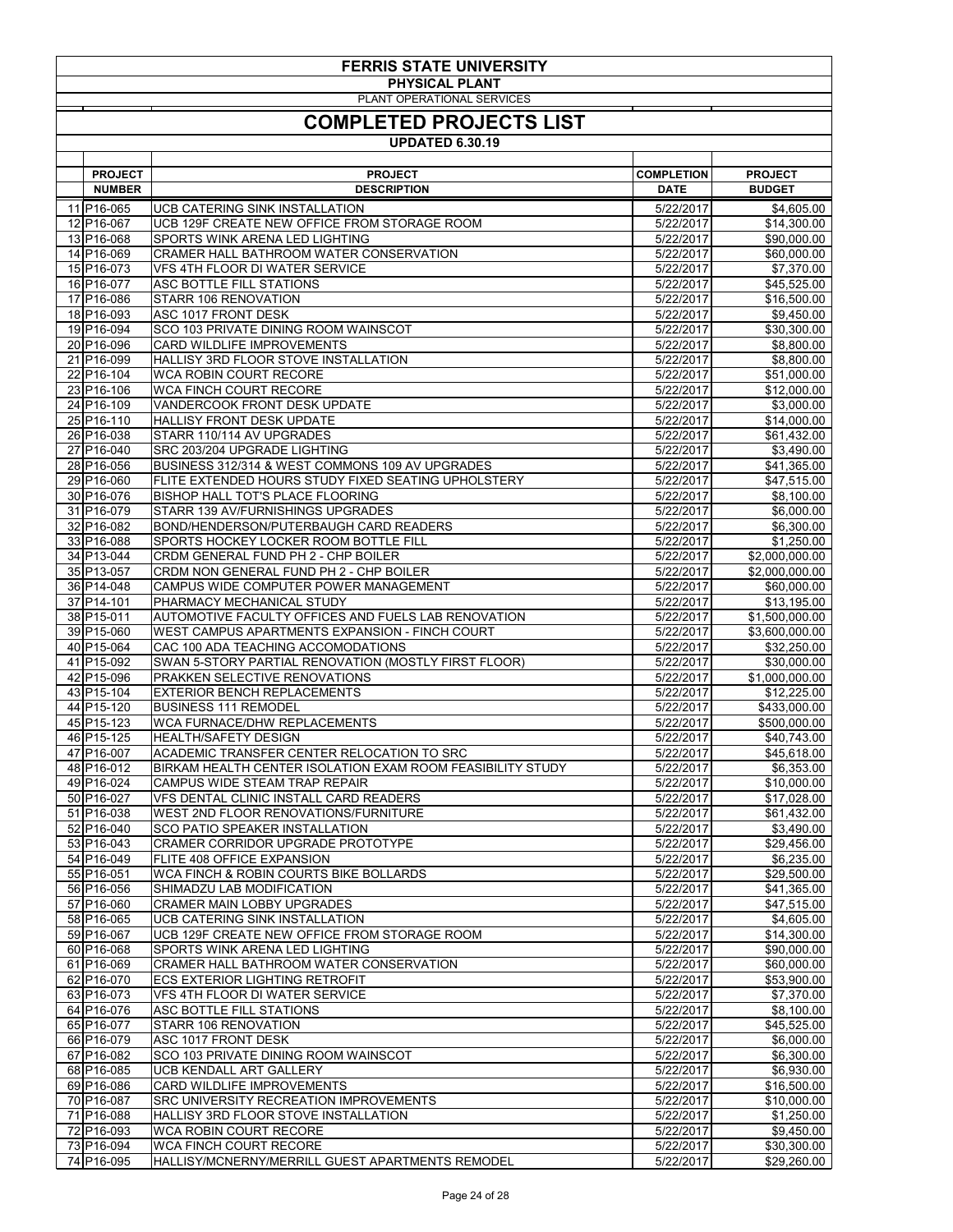# FERRIS STATE UNIVERSITY

## PHYSICAL PLANT

PLANT OPERATIONAL SERVICES

## COMPLETED PROJECTS LIST

**UPDATED 6.30.19**

| | PROJECT NUMBER | PROJECT DESCRIPTION | COMPLETION DATE | PROJECT BUDGET |
|---|---|---|---|---|
| 11 | P16-065 | UCB CATERING SINK INSTALLATION | 5/22/2017 | $4,605.00 |
| 12 | P16-067 | UCB 129F CREATE NEW OFFICE FROM STORAGE ROOM | 5/22/2017 | $14,300.00 |
| 13 | P16-068 | SPORTS WINK ARENA LED LIGHTING | 5/22/2017 | $90,000.00 |
| 14 | P16-069 | CRAMER HALL BATHROOM WATER CONSERVATION | 5/22/2017 | $60,000.00 |
| 15 | P16-073 | VFS 4TH FLOOR DI WATER SERVICE | 5/22/2017 | $7,370.00 |
| 16 | P16-077 | ASC BOTTLE FILL STATIONS | 5/22/2017 | $45,525.00 |
| 17 | P16-086 | STARR 106 RENOVATION | 5/22/2017 | $16,500.00 |
| 18 | P16-093 | ASC 1017 FRONT DESK | 5/22/2017 | $9,450.00 |
| 19 | P16-094 | SCO 103 PRIVATE DINING ROOM WAINSCOT | 5/22/2017 | $30,300.00 |
| 20 | P16-096 | CARD WILDLIFE IMPROVEMENTS | 5/22/2017 | $8,800.00 |
| 21 | P16-099 | HALLISY 3RD FLOOR STOVE INSTALLATION | 5/22/2017 | $8,800.00 |
| 22 | P16-104 | WCA ROBIN COURT RECORE | 5/22/2017 | $51,000.00 |
| 23 | P16-106 | WCA FINCH COURT RECORE | 5/22/2017 | $12,000.00 |
| 24 | P16-109 | VANDERCOOK FRONT DESK UPDATE | 5/22/2017 | $3,000.00 |
| 25 | P16-110 | HALLISY FRONT DESK UPDATE | 5/22/2017 | $14,000.00 |
| 26 | P16-038 | STARR 110/114 AV UPGRADES | 5/22/2017 | $61,432.00 |
| 27 | P16-040 | SRC 203/204 UPGRADE LIGHTING | 5/22/2017 | $3,490.00 |
| 28 | P16-056 | BUSINESS 312/314 & WEST COMMONS 109 AV UPGRADES | 5/22/2017 | $41,365.00 |
| 29 | P16-060 | FLITE EXTENDED HOURS STUDY FIXED SEATING UPHOLSTERY | 5/22/2017 | $47,515.00 |
| 30 | P16-076 | BISHOP HALL TOT'S PLACE FLOORING | 5/22/2017 | $8,100.00 |
| 31 | P16-079 | STARR 139 AV/FURNISHINGS UPGRADES | 5/22/2017 | $6,000.00 |
| 32 | P16-082 | BOND/HENDERSON/PUTERBAUGH CARD READERS | 5/22/2017 | $6,300.00 |
| 33 | P16-088 | SPORTS HOCKEY LOCKER ROOM BOTTLE FILL | 5/22/2017 | $1,250.00 |
| 34 | P13-044 | CRDM GENERAL FUND PH 2 - CHP BOILER | 5/22/2017 | $2,000,000.00 |
| 35 | P13-057 | CRDM NON GENERAL FUND PH 2 - CHP BOILER | 5/22/2017 | $2,000,000.00 |
| 36 | P14-048 | CAMPUS WIDE COMPUTER POWER MANAGEMENT | 5/22/2017 | $60,000.00 |
| 37 | P14-101 | PHARMACY MECHANICAL STUDY | 5/22/2017 | $13,195.00 |
| 38 | P15-011 | AUTOMOTIVE FACULTY OFFICES AND FUELS LAB RENOVATION | 5/22/2017 | $1,500,000.00 |
| 39 | P15-060 | WEST CAMPUS APARTMENTS EXPANSION - FINCH COURT | 5/22/2017 | $3,600,000.00 |
| 40 | P15-064 | CAC 100 ADA TEACHING ACCOMODATIONS | 5/22/2017 | $32,250.00 |
| 41 | P15-092 | SWAN 5-STORY PARTIAL RENOVATION (MOSTLY FIRST FLOOR) | 5/22/2017 | $30,000.00 |
| 42 | P15-096 | PRAKKEN SELECTIVE RENOVATIONS | 5/22/2017 | $1,000,000.00 |
| 43 | P15-104 | EXTERIOR BENCH REPLACEMENTS | 5/22/2017 | $12,225.00 |
| 44 | P15-120 | BUSINESS 111 REMODEL | 5/22/2017 | $433,000.00 |
| 45 | P15-123 | WCA FURNACE/DHW REPLACEMENTS | 5/22/2017 | $500,000.00 |
| 46 | P15-125 | HEALTH/SAFETY DESIGN | 5/22/2017 | $40,743.00 |
| 47 | P16-007 | ACADEMIC TRANSFER CENTER RELOCATION TO SRC | 5/22/2017 | $45,618.00 |
| 48 | P16-012 | BIRKAM HEALTH CENTER ISOLATION EXAM ROOM FEASIBILITY STUDY | 5/22/2017 | $6,353.00 |
| 49 | P16-024 | CAMPUS WIDE STEAM TRAP REPAIR | 5/22/2017 | $10,000.00 |
| 50 | P16-027 | VFS DENTAL CLINIC INSTALL CARD READERS | 5/22/2017 | $17,028.00 |
| 51 | P16-038 | WEST 2ND FLOOR RENOVATIONS/FURNITURE | 5/22/2017 | $61,432.00 |
| 52 | P16-040 | SCO PATIO SPEAKER INSTALLATION | 5/22/2017 | $3,490.00 |
| 53 | P16-043 | CRAMER CORRIDOR UPGRADE PROTOTYPE | 5/22/2017 | $29,456.00 |
| 54 | P16-049 | FLITE 408 OFFICE EXPANSION | 5/22/2017 | $6,235.00 |
| 55 | P16-051 | WCA FINCH & ROBIN COURTS BIKE BOLLARDS | 5/22/2017 | $29,500.00 |
| 56 | P16-056 | SHIMADZU LAB MODIFICATION | 5/22/2017 | $41,365.00 |
| 57 | P16-060 | CRAMER MAIN LOBBY UPGRADES | 5/22/2017 | $47,515.00 |
| 58 | P16-065 | UCB CATERING SINK INSTALLATION | 5/22/2017 | $4,605.00 |
| 59 | P16-067 | UCB 129F CREATE NEW OFFICE FROM STORAGE ROOM | 5/22/2017 | $14,300.00 |
| 60 | P16-068 | SPORTS WINK ARENA LED LIGHTING | 5/22/2017 | $90,000.00 |
| 61 | P16-069 | CRAMER HALL BATHROOM WATER CONSERVATION | 5/22/2017 | $60,000.00 |
| 62 | P16-070 | ECS EXTERIOR LIGHTING RETROFIT | 5/22/2017 | $53,900.00 |
| 63 | P16-073 | VFS 4TH FLOOR DI WATER SERVICE | 5/22/2017 | $7,370.00 |
| 64 | P16-076 | ASC BOTTLE FILL STATIONS | 5/22/2017 | $8,100.00 |
| 65 | P16-077 | STARR 106 RENOVATION | 5/22/2017 | $45,525.00 |
| 66 | P16-079 | ASC 1017 FRONT DESK | 5/22/2017 | $6,000.00 |
| 67 | P16-082 | SCO 103 PRIVATE DINING ROOM WAINSCOT | 5/22/2017 | $6,300.00 |
| 68 | P16-085 | UCB KENDALL ART GALLERY | 5/22/2017 | $6,930.00 |
| 69 | P16-086 | CARD WILDLIFE IMPROVEMENTS | 5/22/2017 | $16,500.00 |
| 70 | P16-087 | SRC UNIVERSITY RECREATION IMPROVEMENTS | 5/22/2017 | $10,000.00 |
| 71 | P16-088 | HALLISY 3RD FLOOR STOVE INSTALLATION | 5/22/2017 | $1,250.00 |
| 72 | P16-093 | WCA ROBIN COURT RECORE | 5/22/2017 | $9,450.00 |
| 73 | P16-094 | WCA FINCH COURT RECORE | 5/22/2017 | $30,300.00 |
| 74 | P16-095 | HALLISY/MCNERNY/MERRILL GUEST APARTMENTS REMODEL | 5/22/2017 | $29,260.00 |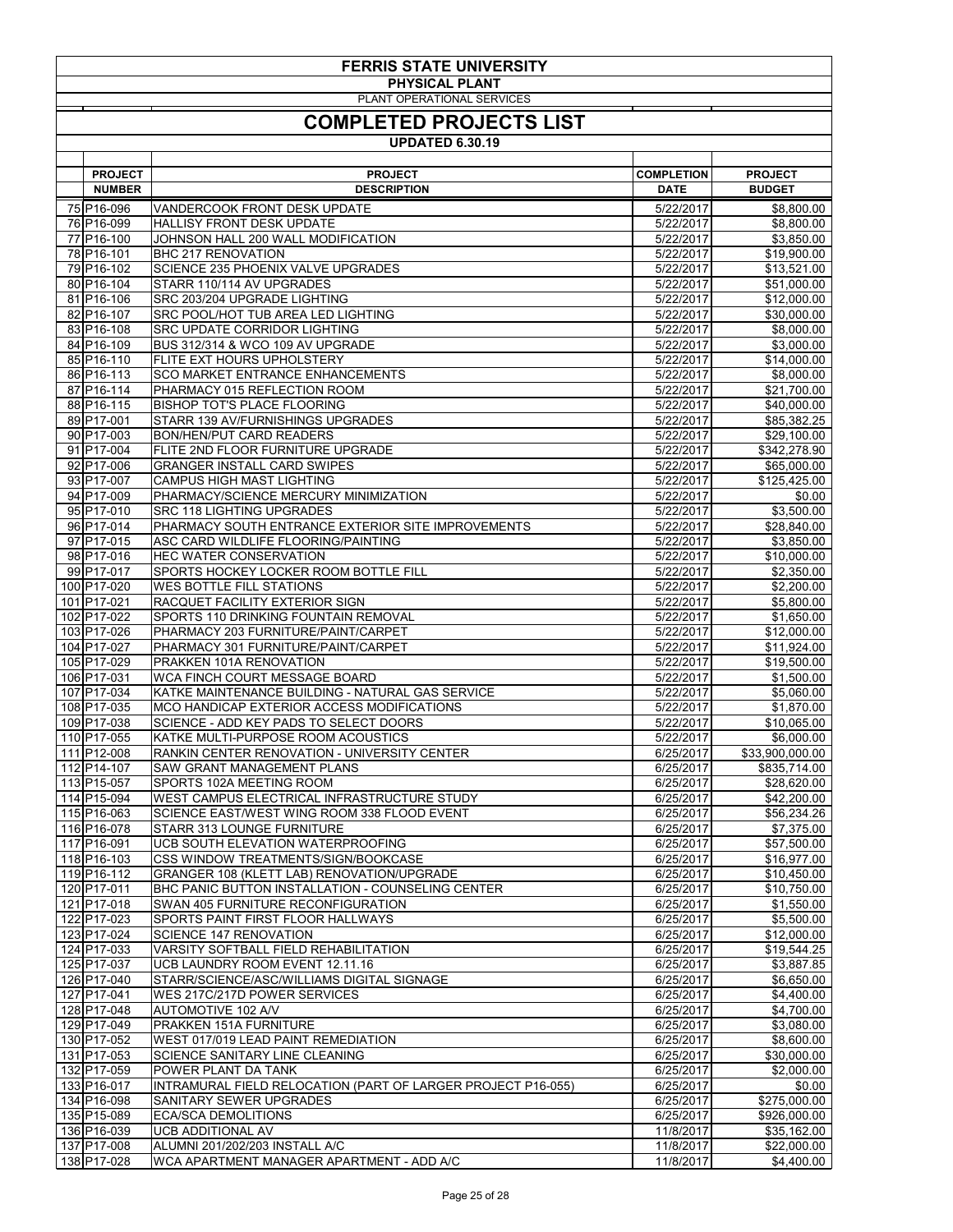# FERRIS STATE UNIVERSITY

## PHYSICAL PLANT

PLANT OPERATIONAL SERVICES

## COMPLETED PROJECTS LIST

### UPDATED 6.30.19

| | PROJECT NUMBER | PROJECT DESCRIPTION | COMPLETION DATE | PROJECT BUDGET |
|---|---|---|---|---|
| 75 | P16-096 | VANDERCOOK FRONT DESK UPDATE | 5/22/2017 | $8,800.00 |
| 76 | P16-099 | HALLISY FRONT DESK UPDATE | 5/22/2017 | $8,800.00 |
| 77 | P16-100 | JOHNSON HALL 200 WALL MODIFICATION | 5/22/2017 | $3,850.00 |
| 78 | P16-101 | BHC 217 RENOVATION | 5/22/2017 | $19,900.00 |
| 79 | P16-102 | SCIENCE 235 PHOENIX VALVE UPGRADES | 5/22/2017 | $13,521.00 |
| 80 | P16-104 | STARR 110/114 AV UPGRADES | 5/22/2017 | $51,000.00 |
| 81 | P16-106 | SRC 203/204 UPGRADE LIGHTING | 5/22/2017 | $12,000.00 |
| 82 | P16-107 | SRC POOL/HOT TUB AREA LED LIGHTING | 5/22/2017 | $30,000.00 |
| 83 | P16-108 | SRC UPDATE CORRIDOR LIGHTING | 5/22/2017 | $8,000.00 |
| 84 | P16-109 | BUS 312/314 & WCO 109 AV UPGRADE | 5/22/2017 | $3,000.00 |
| 85 | P16-110 | FLITE EXT HOURS UPHOLSTERY | 5/22/2017 | $14,000.00 |
| 86 | P16-113 | SCO MARKET ENTRANCE ENHANCEMENTS | 5/22/2017 | $8,000.00 |
| 87 | P16-114 | PHARMACY 015 REFLECTION ROOM | 5/22/2017 | $21,700.00 |
| 88 | P16-115 | BISHOP TOT'S PLACE FLOORING | 5/22/2017 | $40,000.00 |
| 89 | P17-001 | STARR 139 AV/FURNISHINGS UPGRADES | 5/22/2017 | $85,382.25 |
| 90 | P17-003 | BON/HEN/PUT CARD READERS | 5/22/2017 | $29,100.00 |
| 91 | P17-004 | FLITE 2ND FLOOR FURNITURE UPGRADE | 5/22/2017 | $342,278.90 |
| 92 | P17-006 | GRANGER INSTALL CARD SWIPES | 5/22/2017 | $65,000.00 |
| 93 | P17-007 | CAMPUS HIGH MAST LIGHTING | 5/22/2017 | $125,425.00 |
| 94 | P17-009 | PHARMACY/SCIENCE MERCURY MINIMIZATION | 5/22/2017 | $0.00 |
| 95 | P17-010 | SRC 118 LIGHTING UPGRADES | 5/22/2017 | $3,500.00 |
| 96 | P17-014 | PHARMACY SOUTH ENTRANCE EXTERIOR SITE IMPROVEMENTS | 5/22/2017 | $28,840.00 |
| 97 | P17-015 | ASC CARD WILDLIFE FLOORING/PAINTING | 5/22/2017 | $3,850.00 |
| 98 | P17-016 | HEC WATER CONSERVATION | 5/22/2017 | $10,000.00 |
| 99 | P17-017 | SPORTS HOCKEY LOCKER ROOM BOTTLE FILL | 5/22/2017 | $2,350.00 |
| 100 | P17-020 | WES BOTTLE FILL STATIONS | 5/22/2017 | $2,200.00 |
| 101 | P17-021 | RACQUET FACILITY EXTERIOR SIGN | 5/22/2017 | $5,800.00 |
| 102 | P17-022 | SPORTS 110 DRINKING FOUNTAIN REMOVAL | 5/22/2017 | $1,650.00 |
| 103 | P17-026 | PHARMACY 203 FURNITURE/PAINT/CARPET | 5/22/2017 | $12,000.00 |
| 104 | P17-027 | PHARMACY 301 FURNITURE/PAINT/CARPET | 5/22/2017 | $11,924.00 |
| 105 | P17-029 | PRAKKEN 101A RENOVATION | 5/22/2017 | $19,500.00 |
| 106 | P17-031 | WCA FINCH COURT MESSAGE BOARD | 5/22/2017 | $1,500.00 |
| 107 | P17-034 | KATKE MAINTENANCE BUILDING - NATURAL GAS SERVICE | 5/22/2017 | $5,060.00 |
| 108 | P17-035 | MCO HANDICAP EXTERIOR ACCESS MODIFICATIONS | 5/22/2017 | $1,870.00 |
| 109 | P17-038 | SCIENCE - ADD KEY PADS TO SELECT DOORS | 5/22/2017 | $10,065.00 |
| 110 | P17-055 | KATKE MULTI-PURPOSE ROOM ACOUSTICS | 5/22/2017 | $6,000.00 |
| 111 | P12-008 | RANKIN CENTER RENOVATION - UNIVERSITY CENTER | 6/25/2017 | $33,900,000.00 |
| 112 | P14-107 | SAW GRANT MANAGEMENT PLANS | 6/25/2017 | $835,714.00 |
| 113 | P15-057 | SPORTS 102A MEETING ROOM | 6/25/2017 | $28,620.00 |
| 114 | P15-094 | WEST CAMPUS ELECTRICAL INFRASTRUCTURE STUDY | 6/25/2017 | $42,200.00 |
| 115 | P16-063 | SCIENCE EAST/WEST WING ROOM 338 FLOOD EVENT | 6/25/2017 | $56,234.26 |
| 116 | P16-078 | STARR 313 LOUNGE FURNITURE | 6/25/2017 | $7,375.00 |
| 117 | P16-091 | UCB SOUTH ELEVATION WATERPROOFING | 6/25/2017 | $57,500.00 |
| 118 | P16-103 | CSS WINDOW TREATMENTS/SIGN/BOOKCASE | 6/25/2017 | $16,977.00 |
| 119 | P16-112 | GRANGER 108 (KLETT LAB) RENOVATION/UPGRADE | 6/25/2017 | $10,450.00 |
| 120 | P17-011 | BHC PANIC BUTTON INSTALLATION - COUNSELING CENTER | 6/25/2017 | $10,750.00 |
| 121 | P17-018 | SWAN 405 FURNITURE RECONFIGURATION | 6/25/2017 | $1,550.00 |
| 122 | P17-023 | SPORTS PAINT FIRST FLOOR HALLWAYS | 6/25/2017 | $5,500.00 |
| 123 | P17-024 | SCIENCE 147 RENOVATION | 6/25/2017 | $12,000.00 |
| 124 | P17-033 | VARSITY SOFTBALL FIELD REHABILITATION | 6/25/2017 | $19,544.25 |
| 125 | P17-037 | UCB LAUNDRY ROOM EVENT 12.11.16 | 6/25/2017 | $3,887.85 |
| 126 | P17-040 | STARR/SCIENCE/ASC/WILLIAMS DIGITAL SIGNAGE | 6/25/2017 | $6,650.00 |
| 127 | P17-041 | WES 217C/217D POWER SERVICES | 6/25/2017 | $4,400.00 |
| 128 | P17-048 | AUTOMOTIVE 102 A/V | 6/25/2017 | $4,700.00 |
| 129 | P17-049 | PRAKKEN 151A FURNITURE | 6/25/2017 | $3,080.00 |
| 130 | P17-052 | WEST 017/019 LEAD PAINT REMEDIATION | 6/25/2017 | $8,600.00 |
| 131 | P17-053 | SCIENCE SANITARY LINE CLEANING | 6/25/2017 | $30,000.00 |
| 132 | P17-059 | POWER PLANT DA TANK | 6/25/2017 | $2,000.00 |
| 133 | P16-017 | INTRAMURAL FIELD RELOCATION (PART OF LARGER PROJECT P16-055) | 6/25/2017 | $0.00 |
| 134 | P16-098 | SANITARY SEWER UPGRADES | 6/25/2017 | $275,000.00 |
| 135 | P15-089 | ECA/SCA DEMOLITIONS | 6/25/2017 | $926,000.00 |
| 136 | P16-039 | UCB ADDITIONAL AV | 11/8/2017 | $35,162.00 |
| 137 | P17-008 | ALUMNI 201/202/203 INSTALL A/C | 11/8/2017 | $22,000.00 |
| 138 | P17-028 | WCA APARTMENT MANAGER APARTMENT - ADD A/C | 11/8/2017 | $4,400.00 |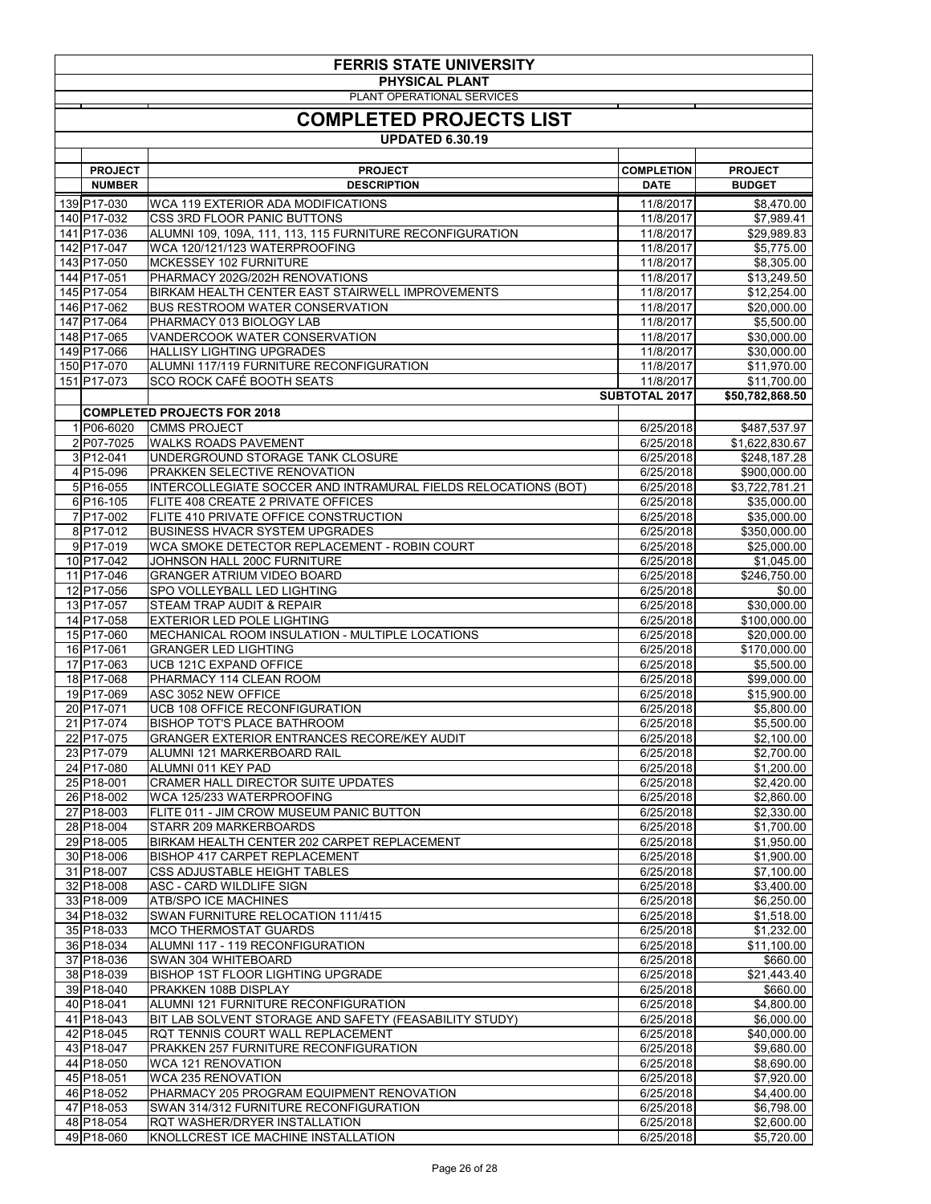# FERRIS STATE UNIVERSITY

## PHYSICAL PLANT

PLANT OPERATIONAL SERVICES

## COMPLETED PROJECTS LIST

**UPDATED 6.30.19**

| | PROJECT NUMBER | PROJECT DESCRIPTION | COMPLETION DATE | PROJECT BUDGET |
|---|---|---|---|---|
| 139 | P17-030 | WCA 119 EXTERIOR ADA MODIFICATIONS | 11/8/2017 | $8,470.00 |
| 140 | P17-032 | CSS 3RD FLOOR PANIC BUTTONS | 11/8/2017 | $7,989.41 |
| 141 | P17-036 | ALUMNI 109, 109A, 111, 113, 115 FURNITURE RECONFIGURATION | 11/8/2017 | $29,989.83 |
| 142 | P17-047 | WCA 120/121/123 WATERPROOFING | 11/8/2017 | $5,775.00 |
| 143 | P17-050 | MCKESSEY 102 FURNITURE | 11/8/2017 | $8,305.00 |
| 144 | P17-051 | PHARMACY 202G/202H RENOVATIONS | 11/8/2017 | $13,249.50 |
| 145 | P17-054 | BIRKAM HEALTH CENTER EAST STAIRWELL IMPROVEMENTS | 11/8/2017 | $12,254.00 |
| 146 | P17-062 | BUS RESTROOM WATER CONSERVATION | 11/8/2017 | $20,000.00 |
| 147 | P17-064 | PHARMACY 013 BIOLOGY LAB | 11/8/2017 | $5,500.00 |
| 148 | P17-065 | VANDERCOOK WATER CONSERVATION | 11/8/2017 | $30,000.00 |
| 149 | P17-066 | HALLISY LIGHTING UPGRADES | 11/8/2017 | $30,000.00 |
| 150 | P17-070 | ALUMNI 117/119 FURNITURE RECONFIGURATION | 11/8/2017 | $11,970.00 |
| 151 | P17-073 | SCO ROCK CAFÉ BOOTH SEATS | 11/8/2017 | $11,700.00 |
| | | | **SUBTOTAL 2017** | **$50,782,868.50** |
| | | **COMPLETED PROJECTS FOR 2018** | | |
| 1 | P06-6020 | CMMS PROJECT | 6/25/2018 | $487,537.97 |
| 2 | P07-7025 | WALKS ROADS PAVEMENT | 6/25/2018 | $1,622,830.67 |
| 3 | P12-041 | UNDERGROUND STORAGE TANK CLOSURE | 6/25/2018 | $248,187.28 |
| 4 | P15-096 | PRAKKEN SELECTIVE RENOVATION | 6/25/2018 | $900,000.00 |
| 5 | P16-055 | INTERCOLLEGIATE SOCCER AND INTRAMURAL FIELDS RELOCATIONS (BOT) | 6/25/2018 | $3,722,781.21 |
| 6 | P16-105 | FLITE 408 CREATE 2 PRIVATE OFFICES | 6/25/2018 | $35,000.00 |
| 7 | P17-002 | FLITE 410 PRIVATE OFFICE CONSTRUCTION | 6/25/2018 | $35,000.00 |
| 8 | P17-012 | BUSINESS HVACR SYSTEM UPGRADES | 6/25/2018 | $350,000.00 |
| 9 | P17-019 | WCA SMOKE DETECTOR REPLACEMENT - ROBIN COURT | 6/25/2018 | $25,000.00 |
| 10 | P17-042 | JOHNSON HALL 200C FURNITURE | 6/25/2018 | $1,045.00 |
| 11 | P17-046 | GRANGER ATRIUM VIDEO BOARD | 6/25/2018 | $246,750.00 |
| 12 | P17-056 | SPO VOLLEYBALL LED LIGHTING | 6/25/2018 | $0.00 |
| 13 | P17-057 | STEAM TRAP AUDIT & REPAIR | 6/25/2018 | $30,000.00 |
| 14 | P17-058 | EXTERIOR LED POLE LIGHTING | 6/25/2018 | $100,000.00 |
| 15 | P17-060 | MECHANICAL ROOM INSULATION - MULTIPLE LOCATIONS | 6/25/2018 | $20,000.00 |
| 16 | P17-061 | GRANGER LED LIGHTING | 6/25/2018 | $170,000.00 |
| 17 | P17-063 | UCB 121C EXPAND OFFICE | 6/25/2018 | $5,500.00 |
| 18 | P17-068 | PHARMACY 114 CLEAN ROOM | 6/25/2018 | $99,000.00 |
| 19 | P17-069 | ASC 3052 NEW OFFICE | 6/25/2018 | $15,900.00 |
| 20 | P17-071 | UCB 108 OFFICE RECONFIGURATION | 6/25/2018 | $5,800.00 |
| 21 | P17-074 | BISHOP TOT'S PLACE BATHROOM | 6/25/2018 | $5,500.00 |
| 22 | P17-075 | GRANGER EXTERIOR ENTRANCES RECORE/KEY AUDIT | 6/25/2018 | $2,100.00 |
| 23 | P17-079 | ALUMNI 121 MARKERBOARD RAIL | 6/25/2018 | $2,700.00 |
| 24 | P17-080 | ALUMNI 011 KEY PAD | 6/25/2018 | $1,200.00 |
| 25 | P18-001 | CRAMER HALL DIRECTOR SUITE UPDATES | 6/25/2018 | $2,420.00 |
| 26 | P18-002 | WCA 125/233 WATERPROOFING | 6/25/2018 | $2,860.00 |
| 27 | P18-003 | FLITE 011 - JIM CROW MUSEUM PANIC BUTTON | 6/25/2018 | $2,330.00 |
| 28 | P18-004 | STARR 209 MARKERBOARDS | 6/25/2018 | $1,700.00 |
| 29 | P18-005 | BIRKAM HEALTH CENTER 202 CARPET REPLACEMENT | 6/25/2018 | $1,950.00 |
| 30 | P18-006 | BISHOP 417 CARPET REPLACEMENT | 6/25/2018 | $1,900.00 |
| 31 | P18-007 | CSS ADJUSTABLE HEIGHT TABLES | 6/25/2018 | $7,100.00 |
| 32 | P18-008 | ASC - CARD WILDLIFE SIGN | 6/25/2018 | $3,400.00 |
| 33 | P18-009 | ATB/SPO ICE MACHINES | 6/25/2018 | $6,250.00 |
| 34 | P18-032 | SWAN FURNITURE RELOCATION 111/415 | 6/25/2018 | $1,518.00 |
| 35 | P18-033 | MCO THERMOSTAT GUARDS | 6/25/2018 | $1,232.00 |
| 36 | P18-034 | ALUMNI 117 - 119 RECONFIGURATION | 6/25/2018 | $11,100.00 |
| 37 | P18-036 | SWAN 304 WHITEBOARD | 6/25/2018 | $660.00 |
| 38 | P18-039 | BISHOP 1ST FLOOR LIGHTING UPGRADE | 6/25/2018 | $21,443.40 |
| 39 | P18-040 | PRAKKEN 108B DISPLAY | 6/25/2018 | $660.00 |
| 40 | P18-041 | ALUMNI 121 FURNITURE RECONFIGURATION | 6/25/2018 | $4,800.00 |
| 41 | P18-043 | BIT LAB SOLVENT STORAGE AND SAFETY (FEASABILITY STUDY) | 6/25/2018 | $6,000.00 |
| 42 | P18-045 | RQT TENNIS COURT WALL REPLACEMENT | 6/25/2018 | $40,000.00 |
| 43 | P18-047 | PRAKKEN 257 FURNITURE RECONFIGURATION | 6/25/2018 | $9,680.00 |
| 44 | P18-050 | WCA 121 RENOVATION | 6/25/2018 | $8,690.00 |
| 45 | P18-051 | WCA 235 RENOVATION | 6/25/2018 | $7,920.00 |
| 46 | P18-052 | PHARMACY 205 PROGRAM EQUIPMENT RENOVATION | 6/25/2018 | $4,400.00 |
| 47 | P18-053 | SWAN 314/312 FURNITURE RECONFIGURATION | 6/25/2018 | $6,798.00 |
| 48 | P18-054 | RQT WASHER/DRYER INSTALLATION | 6/25/2018 | $2,600.00 |
| 49 | P18-060 | KNOLLCREST ICE MACHINE INSTALLATION | 6/25/2018 | $5,720.00 |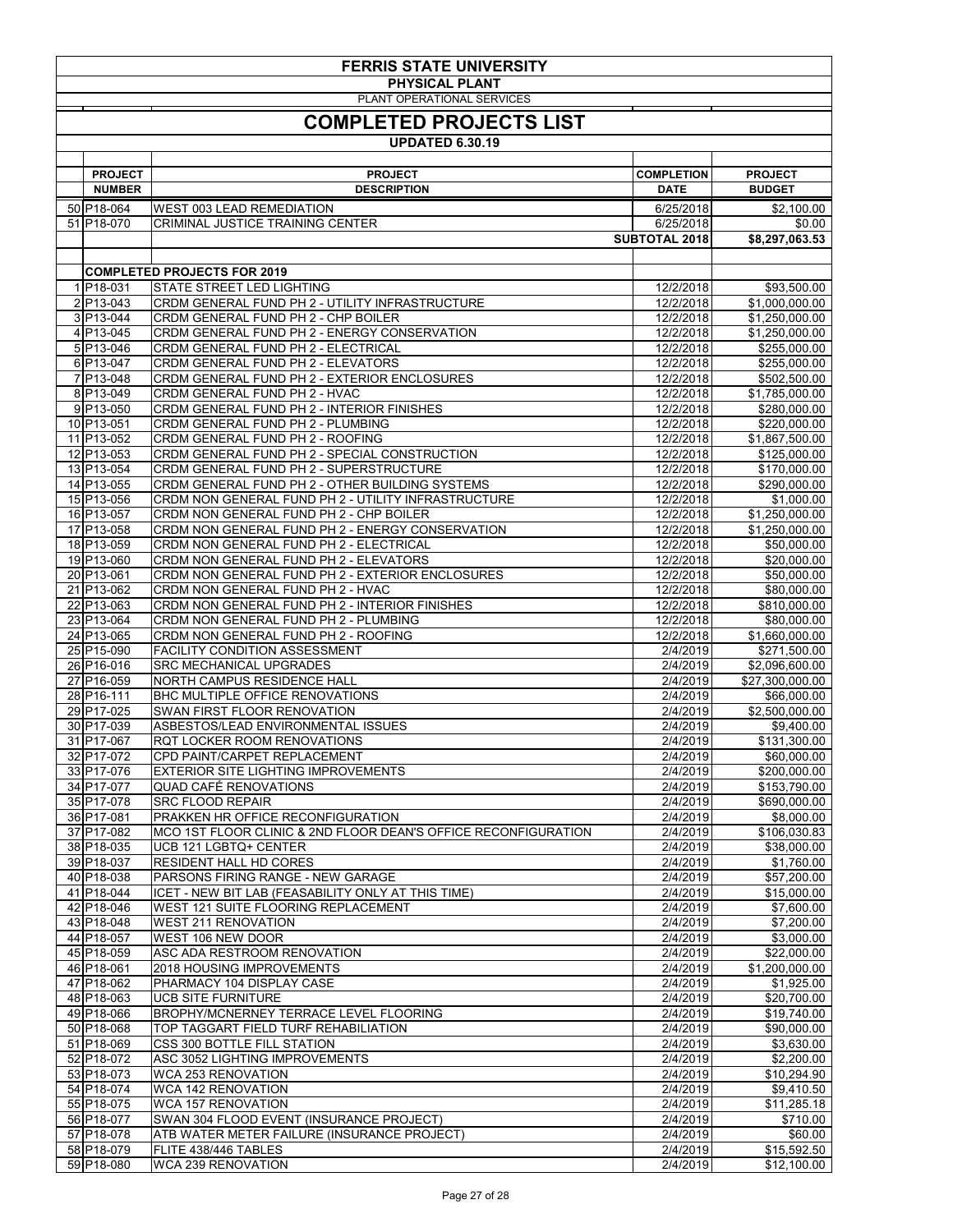# FERRIS STATE UNIVERSITY

## PHYSICAL PLANT

PLANT OPERATIONAL SERVICES

## COMPLETED PROJECTS LIST

### UPDATED 6.30.19

| | PROJECT NUMBER | PROJECT DESCRIPTION | COMPLETION DATE | PROJECT BUDGET |
|---|---|---|---|---|
| 50 | P18-064 | WEST 003 LEAD REMEDIATION | 6/25/2018 | $2,100.00 |
| 51 | P18-070 | CRIMINAL JUSTICE TRAINING CENTER | 6/25/2018 | $0.00 |
| | | | **SUBTOTAL 2018** | **$8,297,063.53** |
| | | | | |
| | | **COMPLETED PROJECTS FOR 2019** | | |
| 1 | P18-031 | STATE STREET LED LIGHTING | 12/2/2018 | $93,500.00 |
| 2 | P13-043 | CRDM GENERAL FUND PH 2 - UTILITY INFRASTRUCTURE | 12/2/2018 | $1,000,000.00 |
| 3 | P13-044 | CRDM GENERAL FUND PH 2 - CHP BOILER | 12/2/2018 | $1,250,000.00 |
| 4 | P13-045 | CRDM GENERAL FUND PH 2 - ENERGY CONSERVATION | 12/2/2018 | $1,250,000.00 |
| 5 | P13-046 | CRDM GENERAL FUND PH 2 - ELECTRICAL | 12/2/2018 | $255,000.00 |
| 6 | P13-047 | CRDM GENERAL FUND PH 2 - ELEVATORS | 12/2/2018 | $255,000.00 |
| 7 | P13-048 | CRDM GENERAL FUND PH 2 - EXTERIOR ENCLOSURES | 12/2/2018 | $502,500.00 |
| 8 | P13-049 | CRDM GENERAL FUND PH 2 - HVAC | 12/2/2018 | $1,785,000.00 |
| 9 | P13-050 | CRDM GENERAL FUND PH 2 - INTERIOR FINISHES | 12/2/2018 | $280,000.00 |
| 10 | P13-051 | CRDM GENERAL FUND PH 2 - PLUMBING | 12/2/2018 | $220,000.00 |
| 11 | P13-052 | CRDM GENERAL FUND PH 2 - ROOFING | 12/2/2018 | $1,867,500.00 |
| 12 | P13-053 | CRDM GENERAL FUND PH 2 - SPECIAL CONSTRUCTION | 12/2/2018 | $125,000.00 |
| 13 | P13-054 | CRDM GENERAL FUND PH 2 - SUPERSTRUCTURE | 12/2/2018 | $170,000.00 |
| 14 | P13-055 | CRDM GENERAL FUND PH 2 - OTHER BUILDING SYSTEMS | 12/2/2018 | $290,000.00 |
| 15 | P13-056 | CRDM NON GENERAL FUND PH 2 - UTILITY INFRASTRUCTURE | 12/2/2018 | $1,000.00 |
| 16 | P13-057 | CRDM NON GENERAL FUND PH 2 - CHP BOILER | 12/2/2018 | $1,250,000.00 |
| 17 | P13-058 | CRDM NON GENERAL FUND PH 2 - ENERGY CONSERVATION | 12/2/2018 | $1,250,000.00 |
| 18 | P13-059 | CRDM NON GENERAL FUND PH 2 - ELECTRICAL | 12/2/2018 | $50,000.00 |
| 19 | P13-060 | CRDM NON GENERAL FUND PH 2 - ELEVATORS | 12/2/2018 | $20,000.00 |
| 20 | P13-061 | CRDM NON GENERAL FUND PH 2 - EXTERIOR ENCLOSURES | 12/2/2018 | $50,000.00 |
| 21 | P13-062 | CRDM NON GENERAL FUND PH 2 - HVAC | 12/2/2018 | $80,000.00 |
| 22 | P13-063 | CRDM NON GENERAL FUND PH 2 - INTERIOR FINISHES | 12/2/2018 | $810,000.00 |
| 23 | P13-064 | CRDM NON GENERAL FUND PH 2 - PLUMBING | 12/2/2018 | $80,000.00 |
| 24 | P13-065 | CRDM NON GENERAL FUND PH 2 - ROOFING | 12/2/2018 | $1,660,000.00 |
| 25 | P15-090 | FACILITY CONDITION ASSESSMENT | 2/4/2019 | $271,500.00 |
| 26 | P16-016 | SRC MECHANICAL UPGRADES | 2/4/2019 | $2,096,600.00 |
| 27 | P16-059 | NORTH CAMPUS RESIDENCE HALL | 2/4/2019 | $27,300,000.00 |
| 28 | P16-111 | BHC MULTIPLE OFFICE RENOVATIONS | 2/4/2019 | $66,000.00 |
| 29 | P17-025 | SWAN FIRST FLOOR RENOVATION | 2/4/2019 | $2,500,000.00 |
| 30 | P17-039 | ASBESTOS/LEAD ENVIRONMENTAL ISSUES | 2/4/2019 | $9,400.00 |
| 31 | P17-067 | RQT LOCKER ROOM RENOVATIONS | 2/4/2019 | $131,300.00 |
| 32 | P17-072 | CPD PAINT/CARPET REPLACEMENT | 2/4/2019 | $60,000.00 |
| 33 | P17-076 | EXTERIOR SITE LIGHTING IMPROVEMENTS | 2/4/2019 | $200,000.00 |
| 34 | P17-077 | QUAD CAFÉ RENOVATIONS | 2/4/2019 | $153,790.00 |
| 35 | P17-078 | SRC FLOOD REPAIR | 2/4/2019 | $690,000.00 |
| 36 | P17-081 | PRAKKEN HR OFFICE RECONFIGURATION | 2/4/2019 | $8,000.00 |
| 37 | P17-082 | MCO 1ST FLOOR CLINIC & 2ND FLOOR DEAN'S OFFICE RECONFIGURATION | 2/4/2019 | $106,030.83 |
| 38 | P18-035 | UCB 121 LGBTQ+ CENTER | 2/4/2019 | $38,000.00 |
| 39 | P18-037 | RESIDENT HALL HD CORES | 2/4/2019 | $1,760.00 |
| 40 | P18-038 | PARSONS FIRING RANGE - NEW GARAGE | 2/4/2019 | $57,200.00 |
| 41 | P18-044 | ICET - NEW BIT LAB (FEASABILITY ONLY AT THIS TIME) | 2/4/2019 | $15,000.00 |
| 42 | P18-046 | WEST 121 SUITE FLOORING REPLACEMENT | 2/4/2019 | $7,600.00 |
| 43 | P18-048 | WEST 211 RENOVATION | 2/4/2019 | $7,200.00 |
| 44 | P18-057 | WEST 106 NEW DOOR | 2/4/2019 | $3,000.00 |
| 45 | P18-059 | ASC ADA RESTROOM RENOVATION | 2/4/2019 | $22,000.00 |
| 46 | P18-061 | 2018 HOUSING IMPROVEMENTS | 2/4/2019 | $1,200,000.00 |
| 47 | P18-062 | PHARMACY 104 DISPLAY CASE | 2/4/2019 | $1,925.00 |
| 48 | P18-063 | UCB SITE FURNITURE | 2/4/2019 | $20,700.00 |
| 49 | P18-066 | BROPHY/MCNERNEY TERRACE LEVEL FLOORING | 2/4/2019 | $19,740.00 |
| 50 | P18-068 | TOP TAGGART FIELD TURF REHABILIATION | 2/4/2019 | $90,000.00 |
| 51 | P18-069 | CSS 300 BOTTLE FILL STATION | 2/4/2019 | $3,630.00 |
| 52 | P18-072 | ASC 3052 LIGHTING IMPROVEMENTS | 2/4/2019 | $2,200.00 |
| 53 | P18-073 | WCA 253 RENOVATION | 2/4/2019 | $10,294.90 |
| 54 | P18-074 | WCA 142 RENOVATION | 2/4/2019 | $9,410.50 |
| 55 | P18-075 | WCA 157 RENOVATION | 2/4/2019 | $11,285.18 |
| 56 | P18-077 | SWAN 304 FLOOD EVENT (INSURANCE PROJECT) | 2/4/2019 | $710.00 |
| 57 | P18-078 | ATB WATER METER FAILURE (INSURANCE PROJECT) | 2/4/2019 | $60.00 |
| 58 | P18-079 | FLITE 438/446 TABLES | 2/4/2019 | $15,592.50 |
| 59 | P18-080 | WCA 239 RENOVATION | 2/4/2019 | $12,100.00 |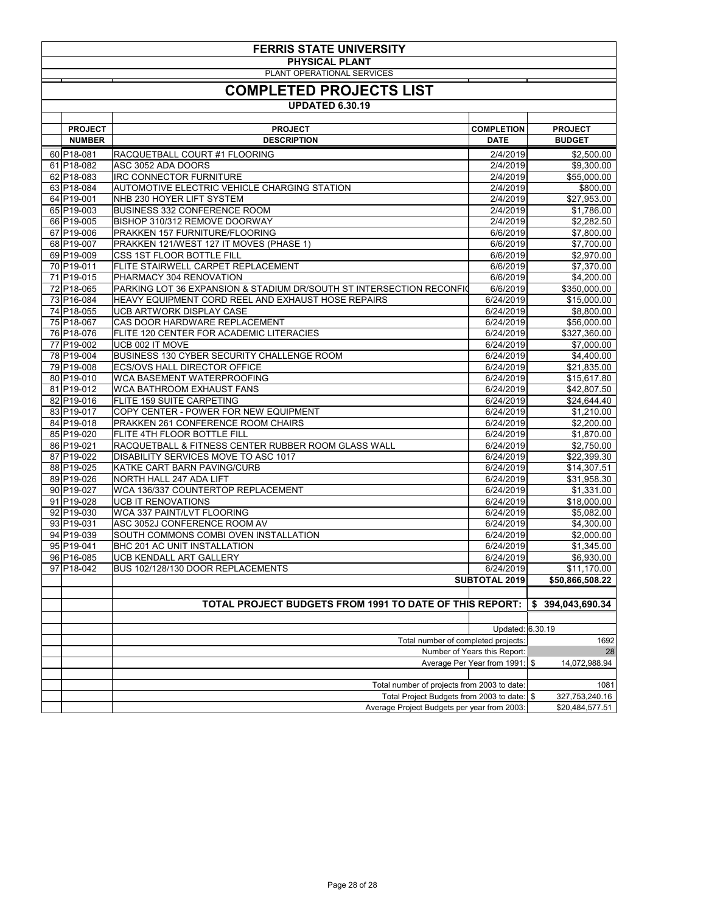# FERRIS STATE UNIVERSITY

## PHYSICAL PLANT

PLANT OPERATIONAL SERVICES

## COMPLETED PROJECTS LIST

**UPDATED 6.30.19**

| | PROJECT NUMBER | PROJECT DESCRIPTION | COMPLETION DATE | PROJECT BUDGET |
|---|---|---|---|---|
| 60 | P18-081 | RACQUETBALL COURT #1 FLOORING | 2/4/2019 | $2,500.00 |
| 61 | P18-082 | ASC 3052 ADA DOORS | 2/4/2019 | $9,300.00 |
| 62 | P18-083 | IRC CONNECTOR FURNITURE | 2/4/2019 | $55,000.00 |
| 63 | P18-084 | AUTOMOTIVE ELECTRIC VEHICLE CHARGING STATION | 2/4/2019 | $800.00 |
| 64 | P19-001 | NHB 230 HOYER LIFT SYSTEM | 2/4/2019 | $27,953.00 |
| 65 | P19-003 | BUSINESS 332 CONFERENCE ROOM | 2/4/2019 | $1,786.00 |
| 66 | P19-005 | BISHOP 310/312 REMOVE DOORWAY | 2/4/2019 | $2,282.50 |
| 67 | P19-006 | PRAKKEN 157 FURNITURE/FLOORING | 6/6/2019 | $7,800.00 |
| 68 | P19-007 | PRAKKEN 121/WEST 127 IT MOVES (PHASE 1) | 6/6/2019 | $7,700.00 |
| 69 | P19-009 | CSS 1ST FLOOR BOTTLE FILL | 6/6/2019 | $2,970.00 |
| 70 | P19-011 | FLITE STAIRWELL CARPET REPLACEMENT | 6/6/2019 | $7,370.00 |
| 71 | P19-015 | PHARMACY 304 RENOVATION | 6/6/2019 | $4,200.00 |
| 72 | P18-065 | PARKING LOT 36 EXPANSION & STADIUM DR/SOUTH ST INTERSECTION RECONFIG | 6/6/2019 | $350,000.00 |
| 73 | P16-084 | HEAVY EQUIPMENT CORD REEL AND EXHAUST HOSE REPAIRS | 6/24/2019 | $15,000.00 |
| 74 | P18-055 | UCB ARTWORK DISPLAY CASE | 6/24/2019 | $8,800.00 |
| 75 | P18-067 | CAS DOOR HARDWARE REPLACEMENT | 6/24/2019 | $56,000.00 |
| 76 | P18-076 | FLITE 120 CENTER FOR ACADEMIC LITERACIES | 6/24/2019 | $327,360.00 |
| 77 | P19-002 | UCB 002 IT MOVE | 6/24/2019 | $7,000.00 |
| 78 | P19-004 | BUSINESS 130 CYBER SECURITY CHALLENGE ROOM | 6/24/2019 | $4,400.00 |
| 79 | P19-008 | ECS/OVS HALL DIRECTOR OFFICE | 6/24/2019 | $21,835.00 |
| 80 | P19-010 | WCA BASEMENT WATERPROOFING | 6/24/2019 | $15,617.80 |
| 81 | P19-012 | WCA BATHROOM EXHAUST FANS | 6/24/2019 | $42,807.50 |
| 82 | P19-016 | FLITE 159 SUITE CARPETING | 6/24/2019 | $24,644.40 |
| 83 | P19-017 | COPY CENTER - POWER FOR NEW EQUIPMENT | 6/24/2019 | $1,210.00 |
| 84 | P19-018 | PRAKKEN 261 CONFERENCE ROOM CHAIRS | 6/24/2019 | $2,200.00 |
| 85 | P19-020 | FLITE 4TH FLOOR BOTTLE FILL | 6/24/2019 | $1,870.00 |
| 86 | P19-021 | RACQUETBALL & FITNESS CENTER RUBBER ROOM GLASS WALL | 6/24/2019 | $2,750.00 |
| 87 | P19-022 | DISABILITY SERVICES MOVE TO ASC 1017 | 6/24/2019 | $22,399.30 |
| 88 | P19-025 | KATKE CART BARN PAVING/CURB | 6/24/2019 | $14,307.51 |
| 89 | P19-026 | NORTH HALL 247 ADA LIFT | 6/24/2019 | $31,958.30 |
| 90 | P19-027 | WCA 136/337 COUNTERTOP REPLACEMENT | 6/24/2019 | $1,331.00 |
| 91 | P19-028 | UCB IT RENOVATIONS | 6/24/2019 | $18,000.00 |
| 92 | P19-030 | WCA 337 PAINT/LVT FLOORING | 6/24/2019 | $5,082.00 |
| 93 | P19-031 | ASC 3052J CONFERENCE ROOM AV | 6/24/2019 | $4,300.00 |
| 94 | P19-039 | SOUTH COMMONS COMBI OVEN INSTALLATION | 6/24/2019 | $2,000.00 |
| 95 | P19-041 | BHC 201 AC UNIT INSTALLATION | 6/24/2019 | $1,345.00 |
| 96 | P16-085 | UCB KENDALL ART GALLERY | 6/24/2019 | $6,930.00 |
| 97 | P18-042 | BUS 102/128/130 DOOR REPLACEMENTS | 6/24/2019 | $11,170.00 |
| | | | **SUBTOTAL 2019** | **$50,866,508.22** |
| | | **TOTAL PROJECT BUDGETS FROM 1991 TO DATE OF THIS REPORT:** | | **$ 394,043,690.34** |
| | | | Updated: | 6.30.19 |
| | | Total number of completed projects: | | 1692 |
| | | Number of Years this Report: | | 28 |
| | | Average Per Year from 1991: | | $ 14,072,988.94 |
| | | Total number of projects from 2003 to date: | | 1081 |
| | | Total Project Budgets from 2003 to date: | | $ 327,753,240.16 |
| | | Average Project Budgets per year from 2003: | | $20,484,577.51 |